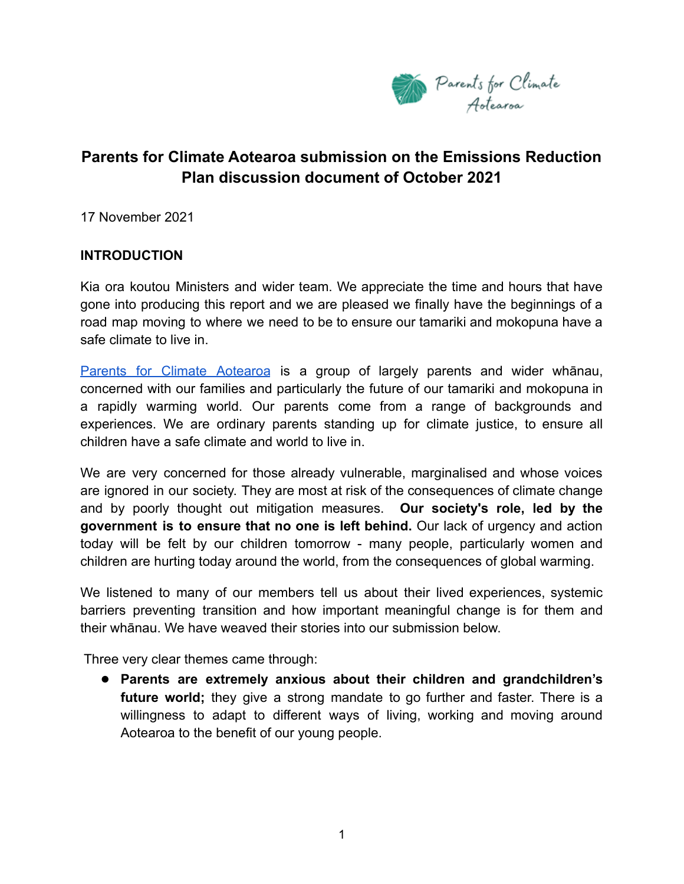# Parents for Climate Aotearoa submission on the Emissions Reduction Plan discussion document of October 2021

17 November 2021

## INTRODUCTION

Kia ora koutou Ministers and wider team. We appreciate the time and hours that have gone into producing this report and we are pleased we finally have the beginnings of a road map moving to where we need to be to ensure our tamariki and mokopuna have a safe climate to live in.

[Parents for Climate Aotearoa](#) is a group of largely parents and wider whānau, concerned with our families and particularly the future of our tamariki and mokopuna in a rapidly warming world. Our parents come from a range of backgrounds and experiences. We are ordinary parents standing up for climate justice, to ensure all children have a safe climate and world to live in.

We are very concerned for those already vulnerable, marginalised and whose voices are ignored in our society. They are most at risk of the consequences of climate change and by poorly thought out mitigation measures. **Our society's role, led by the government is to ensure that no one is left behind.** Our lack of urgency and action today will be felt by our children tomorrow - many people, particularly women and children are hurting today around the world, from the consequences of global warming.

We listened to many of our members tell us about their lived experiences, systemic barriers preventing transition and how important meaningful change is for them and their whānau. We have weaved their stories into our submission below.

Three very clear themes came through:

- **Parents are extremely anxious about their children and grandchildren's future world;** they give a strong mandate to go further and faster. There is a willingness to adapt to different ways of living, working and moving around Aotearoa to the benefit of our young people.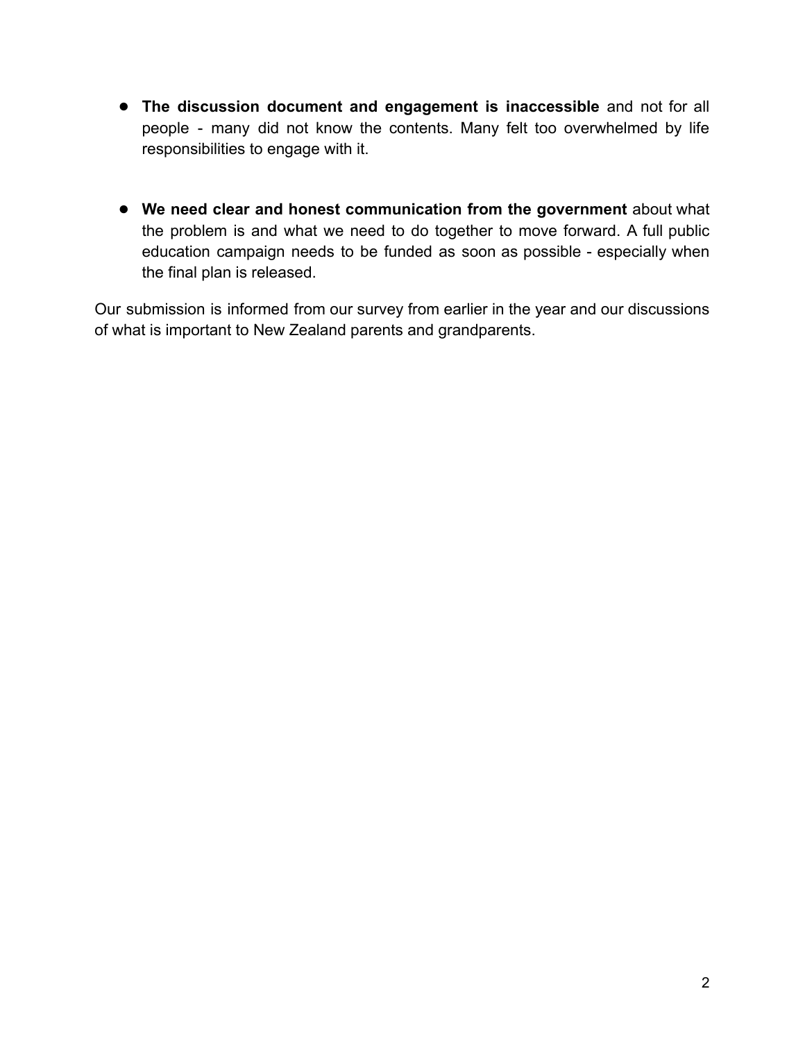- **The discussion document and engagement is inaccessible** and not for all people - many did not know the contents. Many felt too overwhelmed by life responsibilities to engage with it.

- **We need clear and honest communication from the government** about what the problem is and what we need to do together to move forward. A full public education campaign needs to be funded as soon as possible - especially when the final plan is released.

Our submission is informed from our survey from earlier in the year and our discussions of what is important to New Zealand parents and grandparents.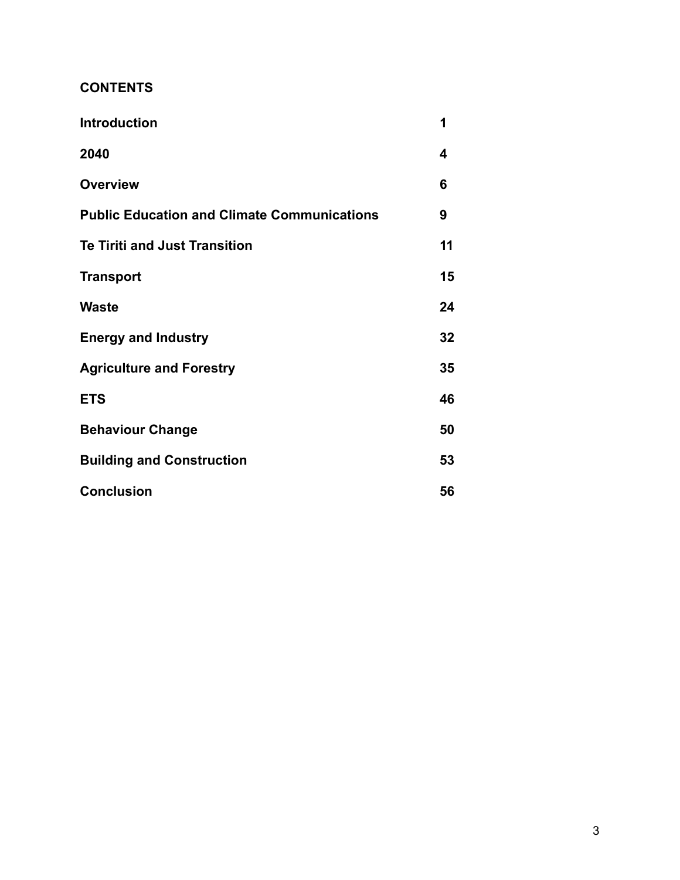**CONTENTS**

| | |
|---|---|
| **Introduction** | **1** |
| **2040** | **4** |
| **Overview** | **6** |
| **Public Education and Climate Communications** | **9** |
| **Te Tiriti and Just Transition** | **11** |
| **Transport** | **15** |
| **Waste** | **24** |
| **Energy and Industry** | **32** |
| **Agriculture and Forestry** | **35** |
| **ETS** | **46** |
| **Behaviour Change** | **50** |
| **Building and Construction** | **53** |
| **Conclusion** | **56** |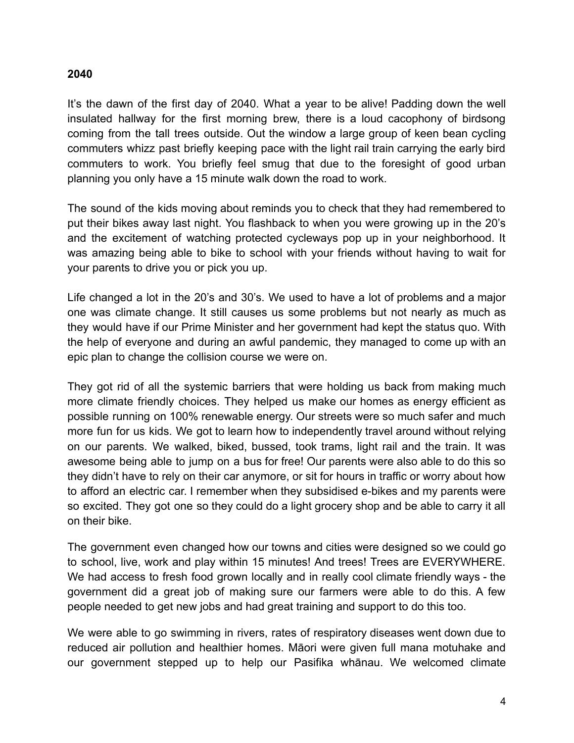**2040**

It's the dawn of the first day of 2040. What a year to be alive! Padding down the well insulated hallway for the first morning brew, there is a loud cacophony of birdsong coming from the tall trees outside. Out the window a large group of keen bean cycling commuters whizz past briefly keeping pace with the light rail train carrying the early bird commuters to work. You briefly feel smug that due to the foresight of good urban planning you only have a 15 minute walk down the road to work.

The sound of the kids moving about reminds you to check that they had remembered to put their bikes away last night. You flashback to when you were growing up in the 20's and the excitement of watching protected cycleways pop up in your neighborhood. It was amazing being able to bike to school with your friends without having to wait for your parents to drive you or pick you up.

Life changed a lot in the 20's and 30's. We used to have a lot of problems and a major one was climate change. It still causes us some problems but not nearly as much as they would have if our Prime Minister and her government had kept the status quo. With the help of everyone and during an awful pandemic, they managed to come up with an epic plan to change the collision course we were on.

They got rid of all the systemic barriers that were holding us back from making much more climate friendly choices. They helped us make our homes as energy efficient as possible running on 100% renewable energy. Our streets were so much safer and much more fun for us kids. We got to learn how to independently travel around without relying on our parents. We walked, biked, bussed, took trams, light rail and the train. It was awesome being able to jump on a bus for free! Our parents were also able to do this so they didn't have to rely on their car anymore, or sit for hours in traffic or worry about how to afford an electric car. I remember when they subsidised e-bikes and my parents were so excited. They got one so they could do a light grocery shop and be able to carry it all on their bike.

The government even changed how our towns and cities were designed so we could go to school, live, work and play within 15 minutes! And trees! Trees are EVERYWHERE. We had access to fresh food grown locally and in really cool climate friendly ways - the government did a great job of making sure our farmers were able to do this. A few people needed to get new jobs and had great training and support to do this too.

We were able to go swimming in rivers, rates of respiratory diseases went down due to reduced air pollution and healthier homes. Māori were given full mana motuhake and our government stepped up to help our Pasifika whānau. We welcomed climate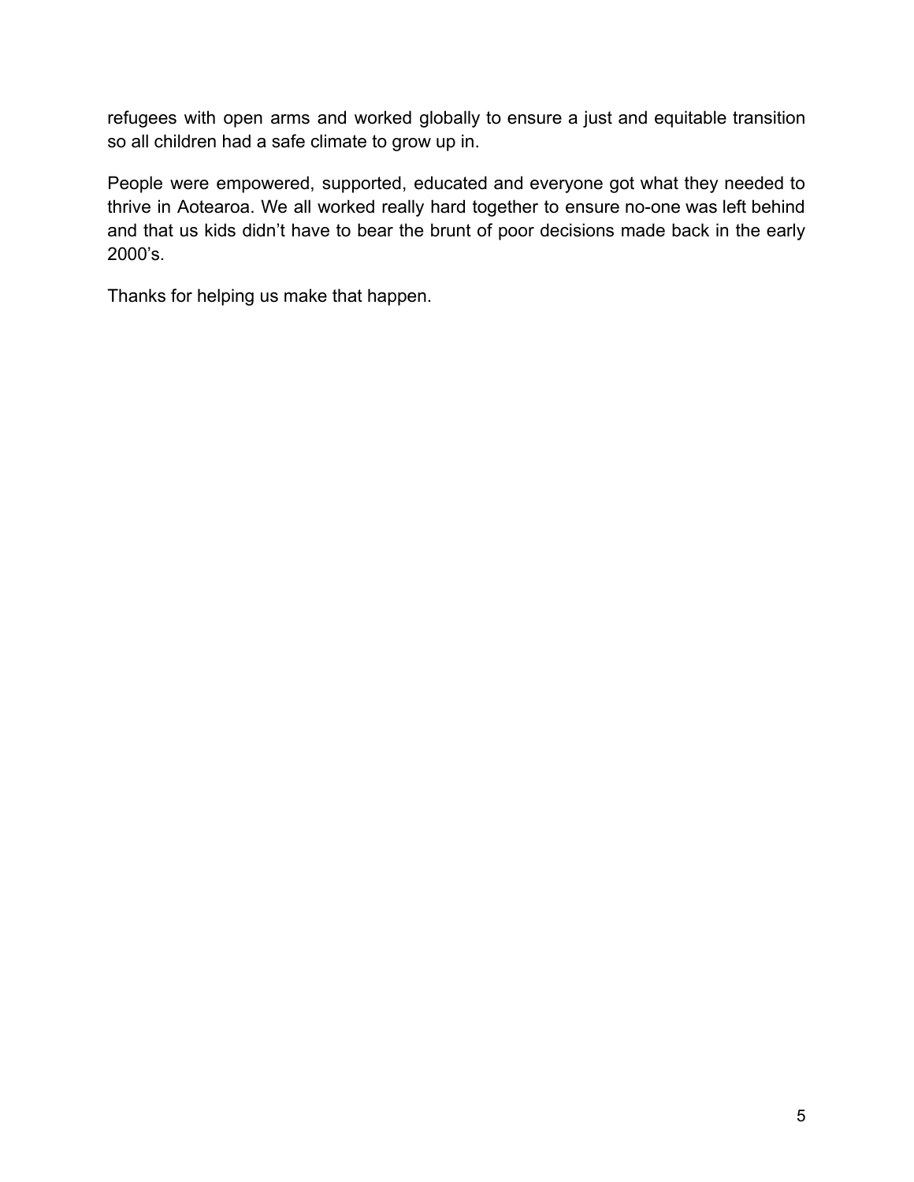refugees with open arms and worked globally to ensure a just and equitable transition so all children had a safe climate to grow up in.

People were empowered, supported, educated and everyone got what they needed to thrive in Aotearoa. We all worked really hard together to ensure no-one was left behind and that us kids didn't have to bear the brunt of poor decisions made back in the early 2000's.

Thanks for helping us make that happen.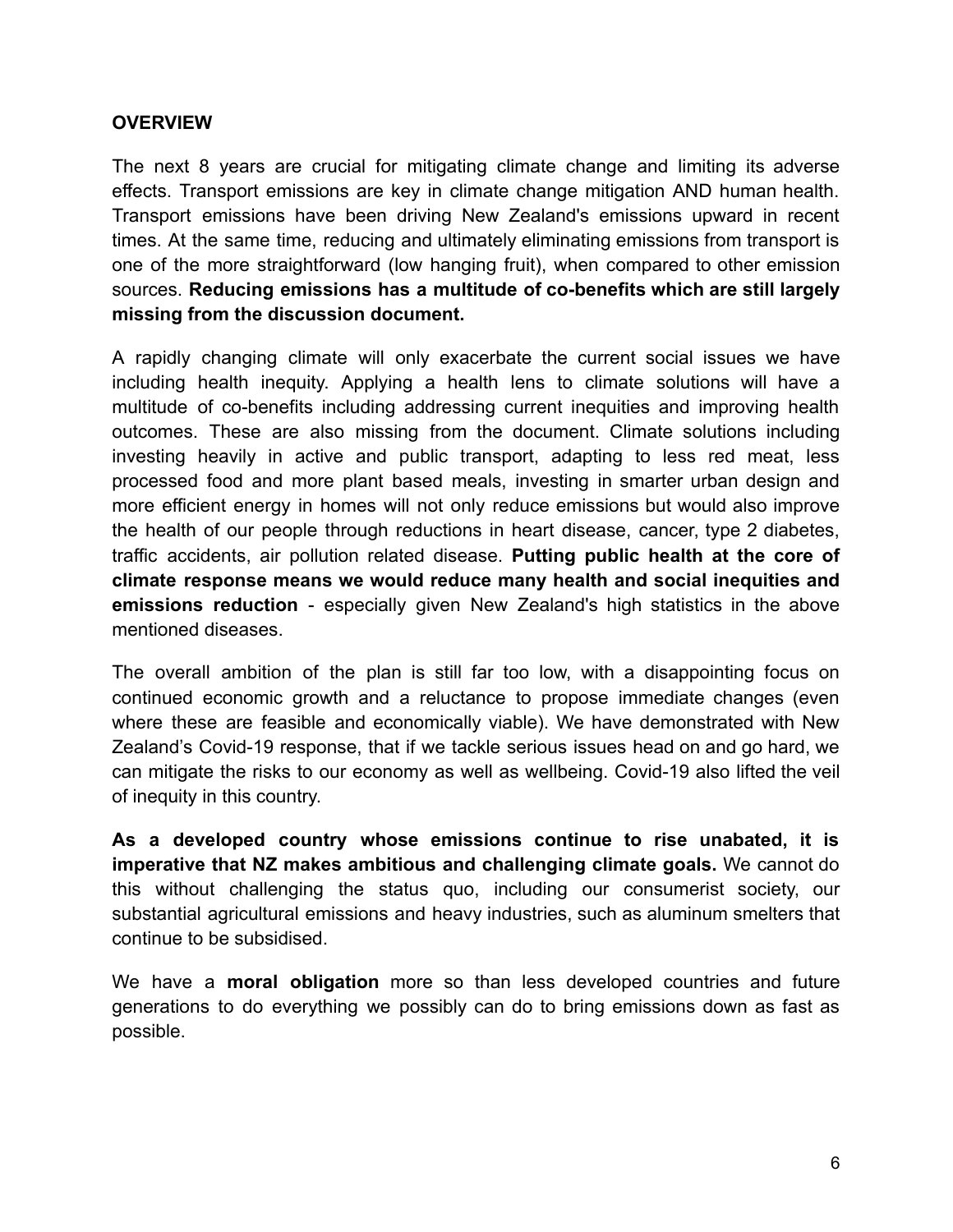## OVERVIEW

The next 8 years are crucial for mitigating climate change and limiting its adverse effects. Transport emissions are key in climate change mitigation AND human health. Transport emissions have been driving New Zealand's emissions upward in recent times. At the same time, reducing and ultimately eliminating emissions from transport is one of the more straightforward (low hanging fruit), when compared to other emission sources. **Reducing emissions has a multitude of co-benefits which are still largely missing from the discussion document.**

A rapidly changing climate will only exacerbate the current social issues we have including health inequity. Applying a health lens to climate solutions will have a multitude of co-benefits including addressing current inequities and improving health outcomes. These are also missing from the document. Climate solutions including investing heavily in active and public transport, adapting to less red meat, less processed food and more plant based meals, investing in smarter urban design and more efficient energy in homes will not only reduce emissions but would also improve the health of our people through reductions in heart disease, cancer, type 2 diabetes, traffic accidents, air pollution related disease. **Putting public health at the core of climate response means we would reduce many health and social inequities and emissions reduction** - especially given New Zealand's high statistics in the above mentioned diseases.

The overall ambition of the plan is still far too low, with a disappointing focus on continued economic growth and a reluctance to propose immediate changes (even where these are feasible and economically viable). We have demonstrated with New Zealand's Covid-19 response, that if we tackle serious issues head on and go hard, we can mitigate the risks to our economy as well as wellbeing. Covid-19 also lifted the veil of inequity in this country.

**As a developed country whose emissions continue to rise unabated, it is imperative that NZ makes ambitious and challenging climate goals.** We cannot do this without challenging the status quo, including our consumerist society, our substantial agricultural emissions and heavy industries, such as aluminum smelters that continue to be subsidised.

We have a **moral obligation** more so than less developed countries and future generations to do everything we possibly can do to bring emissions down as fast as possible.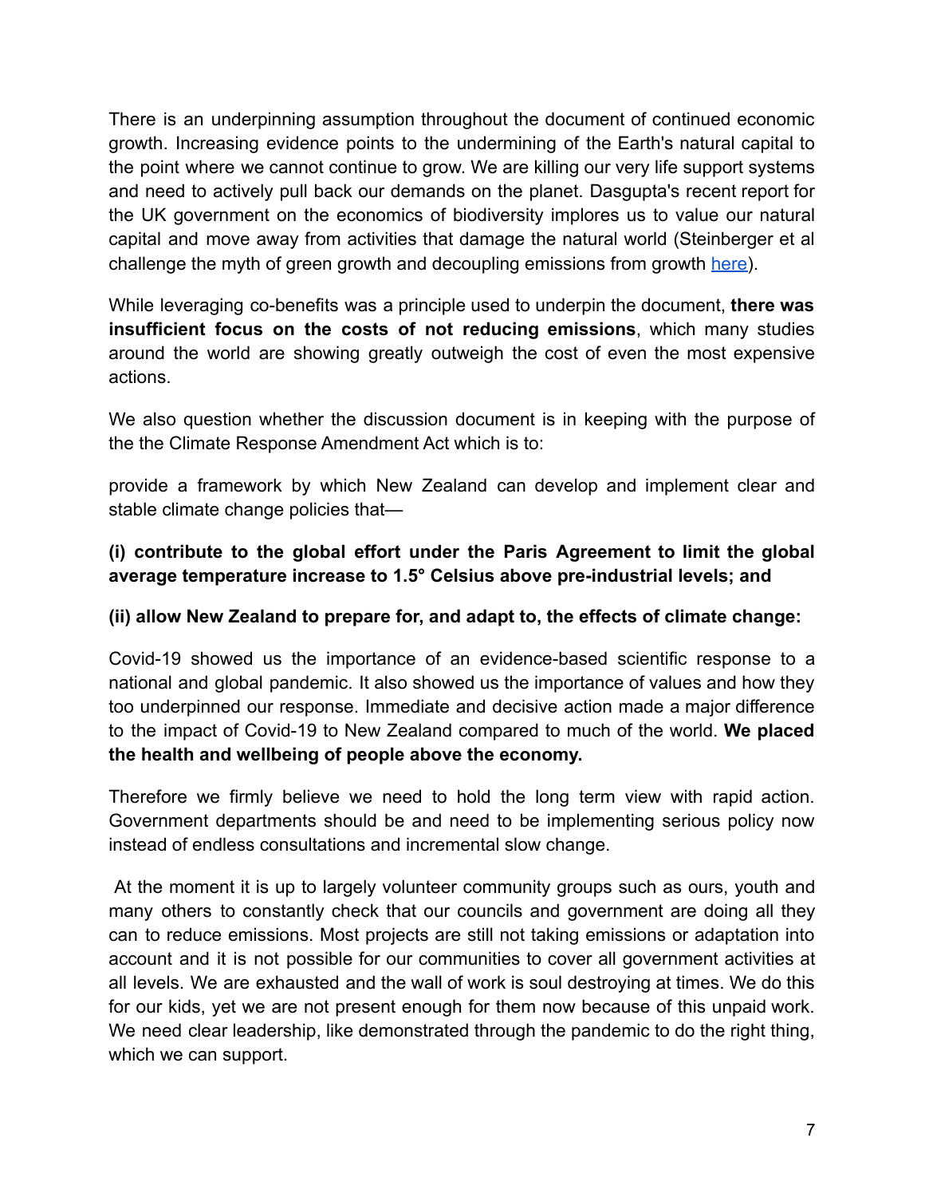There is an underpinning assumption throughout the document of continued economic growth. Increasing evidence points to the undermining of the Earth's natural capital to the point where we cannot continue to grow. We are killing our very life support systems and need to actively pull back our demands on the planet. Dasgupta's recent report for the UK government on the economics of biodiversity implores us to value our natural capital and move away from activities that damage the natural world (Steinberger et al challenge the myth of green growth and decoupling emissions from growth here).

While leveraging co-benefits was a principle used to underpin the document, **there was insufficient focus on the costs of not reducing emissions**, which many studies around the world are showing greatly outweigh the cost of even the most expensive actions.

We also question whether the discussion document is in keeping with the purpose of the the Climate Response Amendment Act which is to:

provide a framework by which New Zealand can develop and implement clear and stable climate change policies that—

**(i) contribute to the global effort under the Paris Agreement to limit the global average temperature increase to 1.5° Celsius above pre-industrial levels; and**

**(ii) allow New Zealand to prepare for, and adapt to, the effects of climate change:**

Covid-19 showed us the importance of an evidence-based scientific response to a national and global pandemic. It also showed us the importance of values and how they too underpinned our response. Immediate and decisive action made a major difference to the impact of Covid-19 to New Zealand compared to much of the world. **We placed the health and wellbeing of people above the economy.**

Therefore we firmly believe we need to hold the long term view with rapid action. Government departments should be and need to be implementing serious policy now instead of endless consultations and incremental slow change.

At the moment it is up to largely volunteer community groups such as ours, youth and many others to constantly check that our councils and government are doing all they can to reduce emissions. Most projects are still not taking emissions or adaptation into account and it is not possible for our communities to cover all government activities at all levels. We are exhausted and the wall of work is soul destroying at times. We do this for our kids, yet we are not present enough for them now because of this unpaid work. We need clear leadership, like demonstrated through the pandemic to do the right thing, which we can support.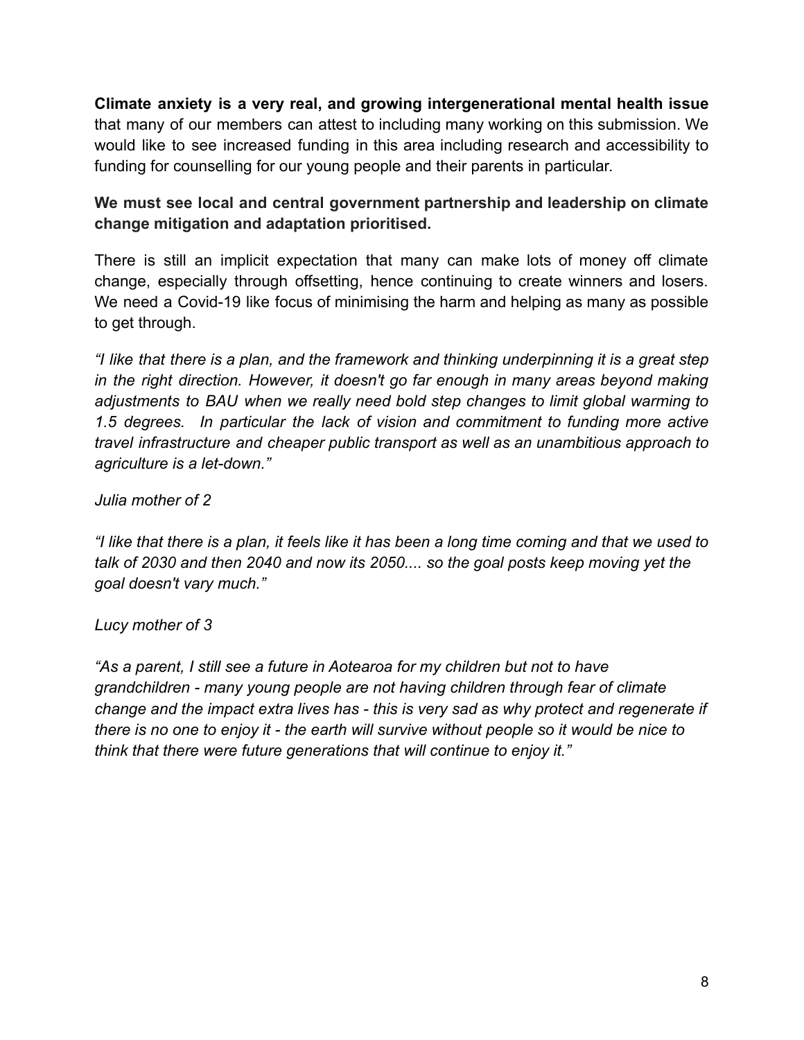**Climate anxiety is a very real, and growing intergenerational mental health issue** that many of our members can attest to including many working on this submission. We would like to see increased funding in this area including research and accessibility to funding for counselling for our young people and their parents in particular.

**We must see local and central government partnership and leadership on climate change mitigation and adaptation prioritised.**

There is still an implicit expectation that many can make lots of money off climate change, especially through offsetting, hence continuing to create winners and losers. We need a Covid-19 like focus of minimising the harm and helping as many as possible to get through.

*"I like that there is a plan, and the framework and thinking underpinning it is a great step in the right direction. However, it doesn't go far enough in many areas beyond making adjustments to BAU when we really need bold step changes to limit global warming to 1.5 degrees. In particular the lack of vision and commitment to funding more active travel infrastructure and cheaper public transport as well as an unambitious approach to agriculture is a let-down."*

*Julia mother of 2*

*"I like that there is a plan, it feels like it has been a long time coming and that we used to talk of 2030 and then 2040 and now its 2050.... so the goal posts keep moving yet the goal doesn't vary much."*

*Lucy mother of 3*

*"As a parent, I still see a future in Aotearoa for my children but not to have grandchildren - many young people are not having children through fear of climate change and the impact extra lives has - this is very sad as why protect and regenerate if there is no one to enjoy it - the earth will survive without people so it would be nice to think that there were future generations that will continue to enjoy it."*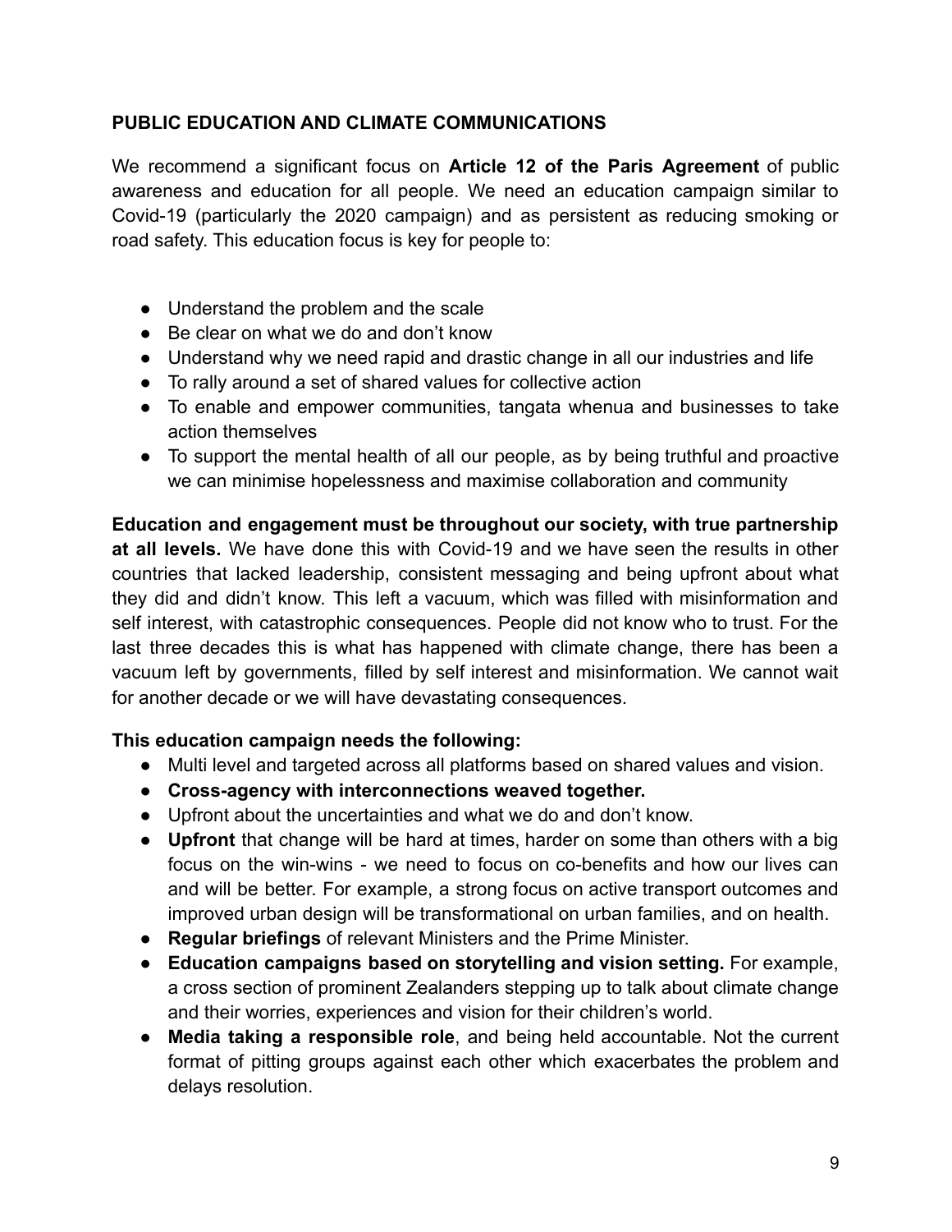## PUBLIC EDUCATION AND CLIMATE COMMUNICATIONS

We recommend a significant focus on **Article 12 of the Paris Agreement** of public awareness and education for all people. We need an education campaign similar to Covid-19 (particularly the 2020 campaign) and as persistent as reducing smoking or road safety. This education focus is key for people to:

- Understand the problem and the scale
- Be clear on what we do and don't know
- Understand why we need rapid and drastic change in all our industries and life
- To rally around a set of shared values for collective action
- To enable and empower communities, tangata whenua and businesses to take action themselves
- To support the mental health of all our people, as by being truthful and proactive we can minimise hopelessness and maximise collaboration and community

**Education and engagement must be throughout our society, with true partnership at all levels.** We have done this with Covid-19 and we have seen the results in other countries that lacked leadership, consistent messaging and being upfront about what they did and didn't know. This left a vacuum, which was filled with misinformation and self interest, with catastrophic consequences. People did not know who to trust. For the last three decades this is what has happened with climate change, there has been a vacuum left by governments, filled by self interest and misinformation. We cannot wait for another decade or we will have devastating consequences.

**This education campaign needs the following:**

- Multi level and targeted across all platforms based on shared values and vision.
- **Cross-agency with interconnections weaved together.**
- Upfront about the uncertainties and what we do and don't know.
- **Upfront** that change will be hard at times, harder on some than others with a big focus on the win-wins - we need to focus on co-benefits and how our lives can and will be better. For example, a strong focus on active transport outcomes and improved urban design will be transformational on urban families, and on health.
- **Regular briefings** of relevant Ministers and the Prime Minister.
- **Education campaigns based on storytelling and vision setting.** For example, a cross section of prominent Zealanders stepping up to talk about climate change and their worries, experiences and vision for their children's world.
- **Media taking a responsible role**, and being held accountable. Not the current format of pitting groups against each other which exacerbates the problem and delays resolution.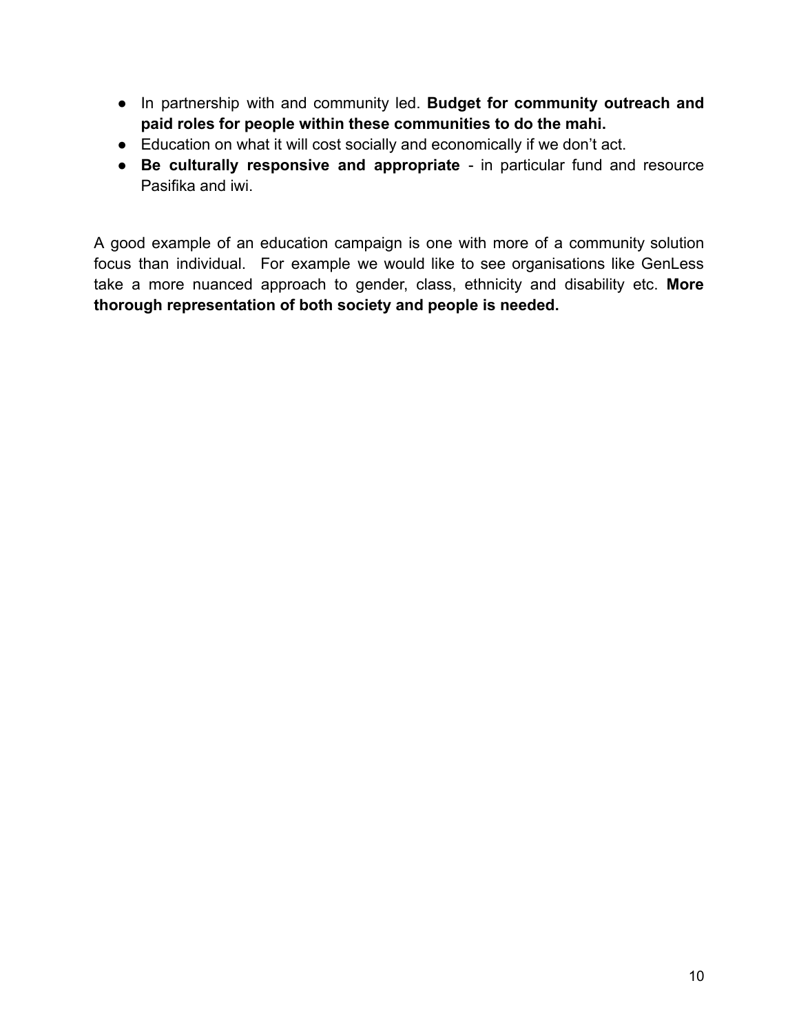- In partnership with and community led. **Budget for community outreach and paid roles for people within these communities to do the mahi.**
- Education on what it will cost socially and economically if we don't act.
- **Be culturally responsive and appropriate** - in particular fund and resource Pasifika and iwi.

A good example of an education campaign is one with more of a community solution focus than individual. For example we would like to see organisations like GenLess take a more nuanced approach to gender, class, ethnicity and disability etc. **More thorough representation of both society and people is needed.**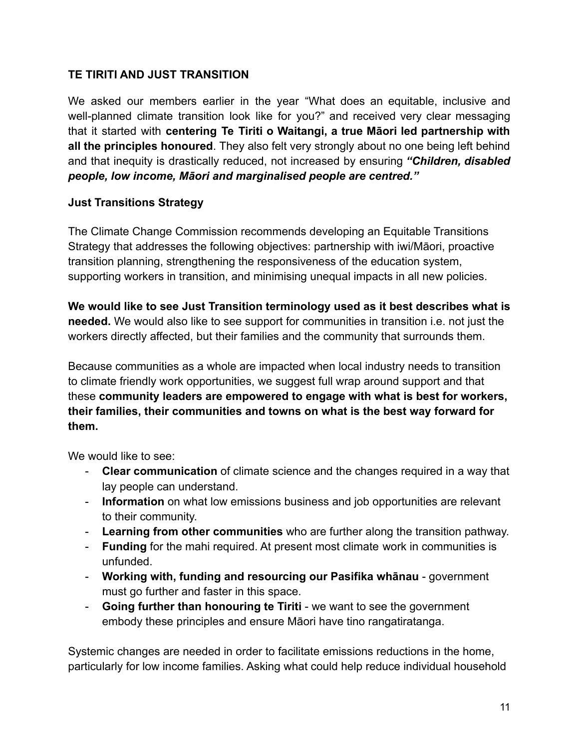## TE TIRITI AND JUST TRANSITION

We asked our members earlier in the year "What does an equitable, inclusive and well-planned climate transition look like for you?" and received very clear messaging that it started with **centering Te Tiriti o Waitangi, a true Māori led partnership with all the principles honoured**. They also felt very strongly about no one being left behind and that inequity is drastically reduced, not increased by ensuring ***"Children, disabled people, low income, Māori and marginalised people are centred."***

### Just Transitions Strategy

The Climate Change Commission recommends developing an Equitable Transitions Strategy that addresses the following objectives: partnership with iwi/Māori, proactive transition planning, strengthening the responsiveness of the education system, supporting workers in transition, and minimising unequal impacts in all new policies.

**We would like to see Just Transition terminology used as it best describes what is needed.** We would also like to see support for communities in transition i.e. not just the workers directly affected, but their families and the community that surrounds them.

Because communities as a whole are impacted when local industry needs to transition to climate friendly work opportunities, we suggest full wrap around support and that these **community leaders are empowered to engage with what is best for workers, their families, their communities and towns on what is the best way forward for them.**

We would like to see:

- **Clear communication** of climate science and the changes required in a way that lay people can understand.
- **Information** on what low emissions business and job opportunities are relevant to their community.
- **Learning from other communities** who are further along the transition pathway.
- **Funding** for the mahi required. At present most climate work in communities is unfunded.
- **Working with, funding and resourcing our Pasifika whānau** - government must go further and faster in this space.
- **Going further than honouring te Tiriti** - we want to see the government embody these principles and ensure Māori have tino rangatiratanga.

Systemic changes are needed in order to facilitate emissions reductions in the home, particularly for low income families. Asking what could help reduce individual household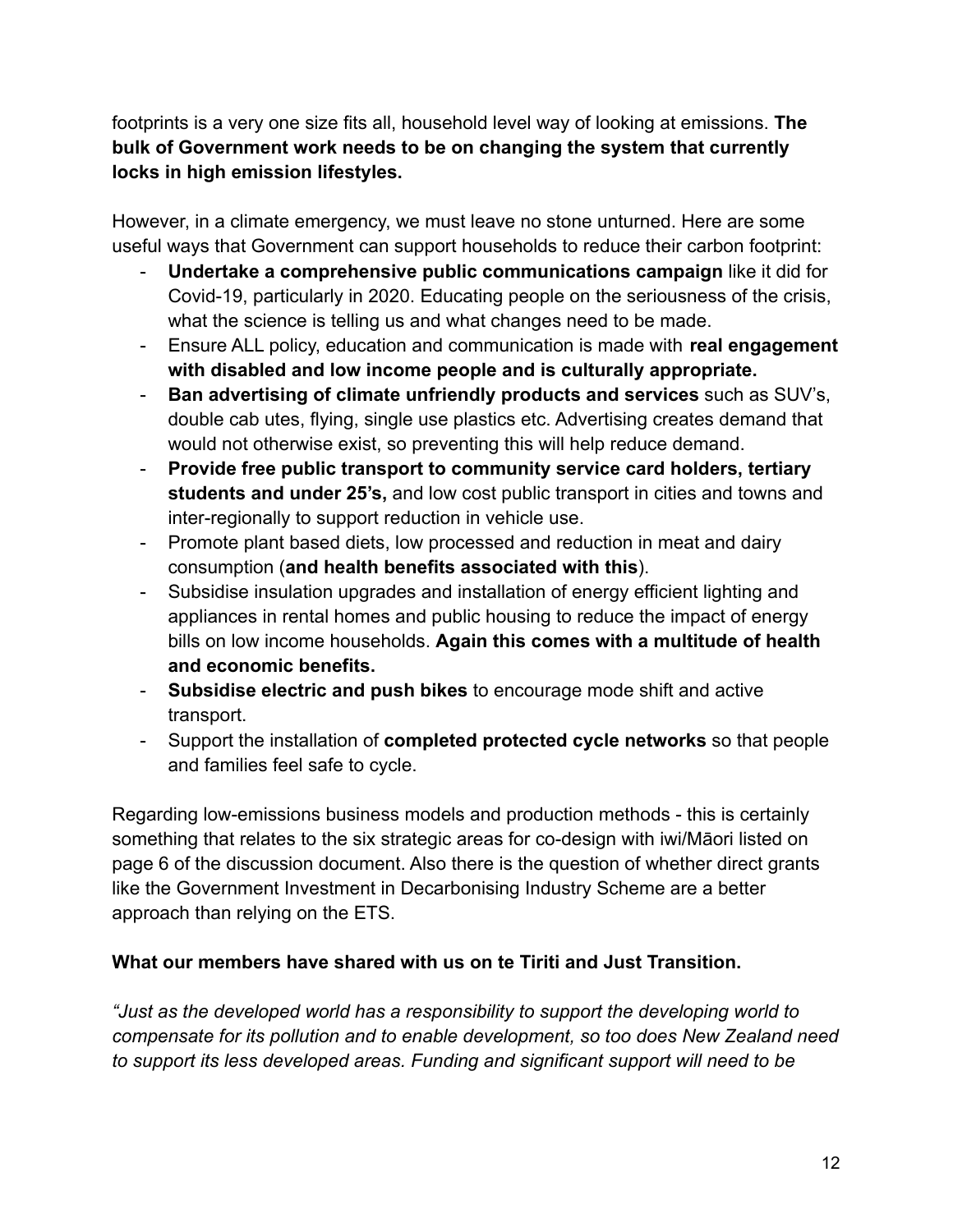footprints is a very one size fits all, household level way of looking at emissions. **The bulk of Government work needs to be on changing the system that currently locks in high emission lifestyles.**

However, in a climate emergency, we must leave no stone unturned. Here are some useful ways that Government can support households to reduce their carbon footprint:

- **Undertake a comprehensive public communications campaign** like it did for Covid-19, particularly in 2020. Educating people on the seriousness of the crisis, what the science is telling us and what changes need to be made.
- Ensure ALL policy, education and communication is made with **real engagement with disabled and low income people and is culturally appropriate.**
- **Ban advertising of climate unfriendly products and services** such as SUV's, double cab utes, flying, single use plastics etc. Advertising creates demand that would not otherwise exist, so preventing this will help reduce demand.
- **Provide free public transport to community service card holders, tertiary students and under 25's,** and low cost public transport in cities and towns and inter-regionally to support reduction in vehicle use.
- Promote plant based diets, low processed and reduction in meat and dairy consumption (**and health benefits associated with this**).
- Subsidise insulation upgrades and installation of energy efficient lighting and appliances in rental homes and public housing to reduce the impact of energy bills on low income households. **Again this comes with a multitude of health and economic benefits.**
- **Subsidise electric and push bikes** to encourage mode shift and active transport.
- Support the installation of **completed protected cycle networks** so that people and families feel safe to cycle.

Regarding low-emissions business models and production methods - this is certainly something that relates to the six strategic areas for co-design with iwi/Māori listed on page 6 of the discussion document. Also there is the question of whether direct grants like the Government Investment in Decarbonising Industry Scheme are a better approach than relying on the ETS.

**What our members have shared with us on te Tiriti and Just Transition.**

*"Just as the developed world has a responsibility to support the developing world to compensate for its pollution and to enable development, so too does New Zealand need to support its less developed areas. Funding and significant support will need to be*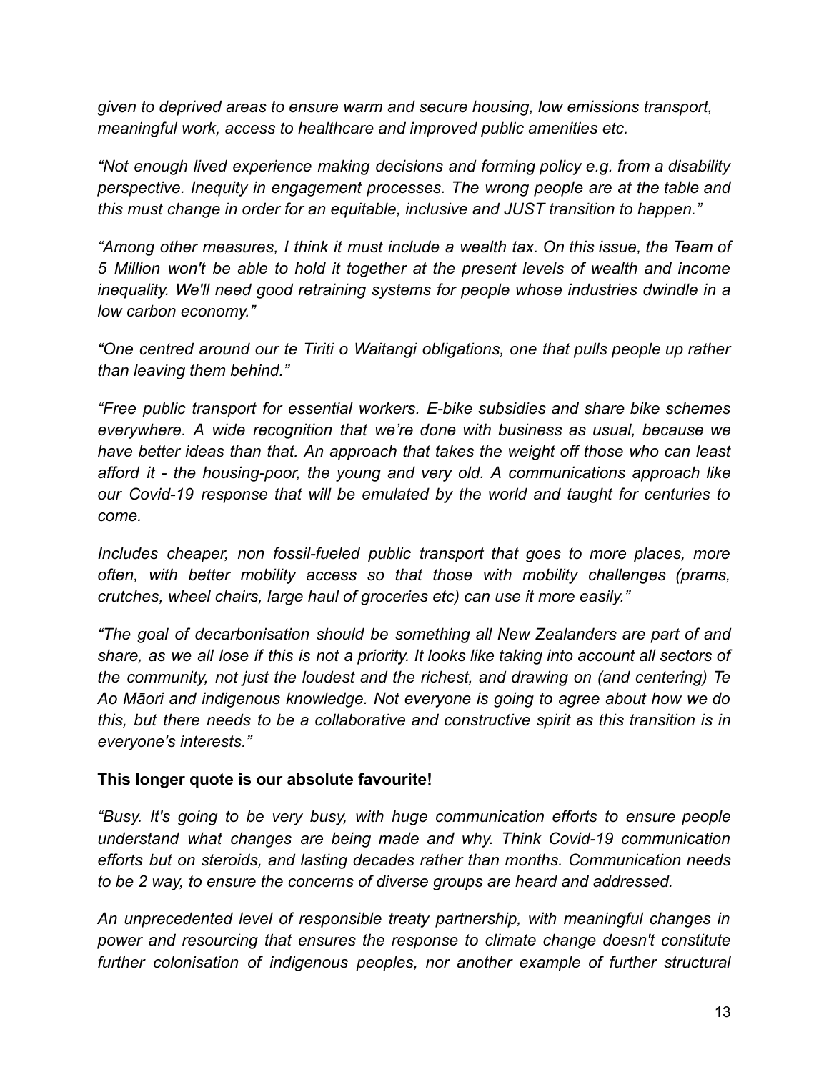*given to deprived areas to ensure warm and secure housing, low emissions transport, meaningful work, access to healthcare and improved public amenities etc.*

*"Not enough lived experience making decisions and forming policy e.g. from a disability perspective. Inequity in engagement processes. The wrong people are at the table and this must change in order for an equitable, inclusive and JUST transition to happen."*

*"Among other measures, I think it must include a wealth tax. On this issue, the Team of 5 Million won't be able to hold it together at the present levels of wealth and income inequality. We'll need good retraining systems for people whose industries dwindle in a low carbon economy."*

*"One centred around our te Tiriti o Waitangi obligations, one that pulls people up rather than leaving them behind."*

*"Free public transport for essential workers. E-bike subsidies and share bike schemes everywhere. A wide recognition that we're done with business as usual, because we have better ideas than that. An approach that takes the weight off those who can least afford it - the housing-poor, the young and very old. A communications approach like our Covid-19 response that will be emulated by the world and taught for centuries to come.*

*Includes cheaper, non fossil-fueled public transport that goes to more places, more often, with better mobility access so that those with mobility challenges (prams, crutches, wheel chairs, large haul of groceries etc) can use it more easily."*

*"The goal of decarbonisation should be something all New Zealanders are part of and share, as we all lose if this is not a priority. It looks like taking into account all sectors of the community, not just the loudest and the richest, and drawing on (and centering) Te Ao Māori and indigenous knowledge. Not everyone is going to agree about how we do this, but there needs to be a collaborative and constructive spirit as this transition is in everyone's interests."*

**This longer quote is our absolute favourite!**

*"Busy. It's going to be very busy, with huge communication efforts to ensure people understand what changes are being made and why. Think Covid-19 communication efforts but on steroids, and lasting decades rather than months. Communication needs to be 2 way, to ensure the concerns of diverse groups are heard and addressed.*

*An unprecedented level of responsible treaty partnership, with meaningful changes in power and resourcing that ensures the response to climate change doesn't constitute further colonisation of indigenous peoples, nor another example of further structural*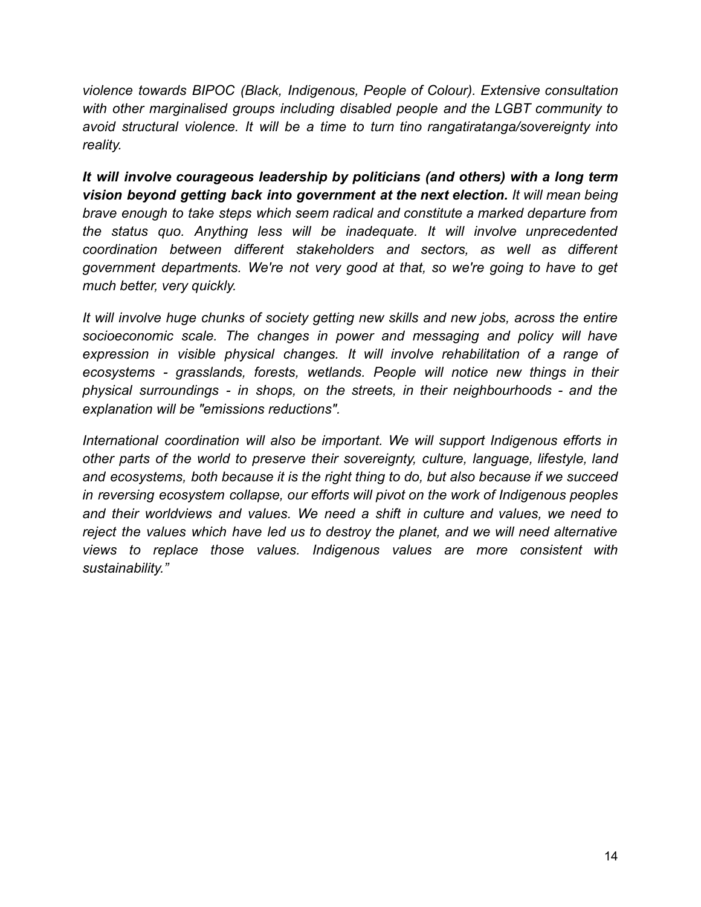*violence towards BIPOC (Black, Indigenous, People of Colour). Extensive consultation with other marginalised groups including disabled people and the LGBT community to avoid structural violence. It will be a time to turn tino rangatiratanga/sovereignty into reality.*

***It will involve courageous leadership by politicians (and others) with a long term vision beyond getting back into government at the next election.*** *It will mean being brave enough to take steps which seem radical and constitute a marked departure from the status quo. Anything less will be inadequate. It will involve unprecedented coordination between different stakeholders and sectors, as well as different government departments. We're not very good at that, so we're going to have to get much better, very quickly.*

*It will involve huge chunks of society getting new skills and new jobs, across the entire socioeconomic scale. The changes in power and messaging and policy will have expression in visible physical changes. It will involve rehabilitation of a range of ecosystems - grasslands, forests, wetlands. People will notice new things in their physical surroundings - in shops, on the streets, in their neighbourhoods - and the explanation will be "emissions reductions".*

*International coordination will also be important. We will support Indigenous efforts in other parts of the world to preserve their sovereignty, culture, language, lifestyle, land and ecosystems, both because it is the right thing to do, but also because if we succeed in reversing ecosystem collapse, our efforts will pivot on the work of Indigenous peoples and their worldviews and values. We need a shift in culture and values, we need to reject the values which have led us to destroy the planet, and we will need alternative views to replace those values. Indigenous values are more consistent with sustainability."*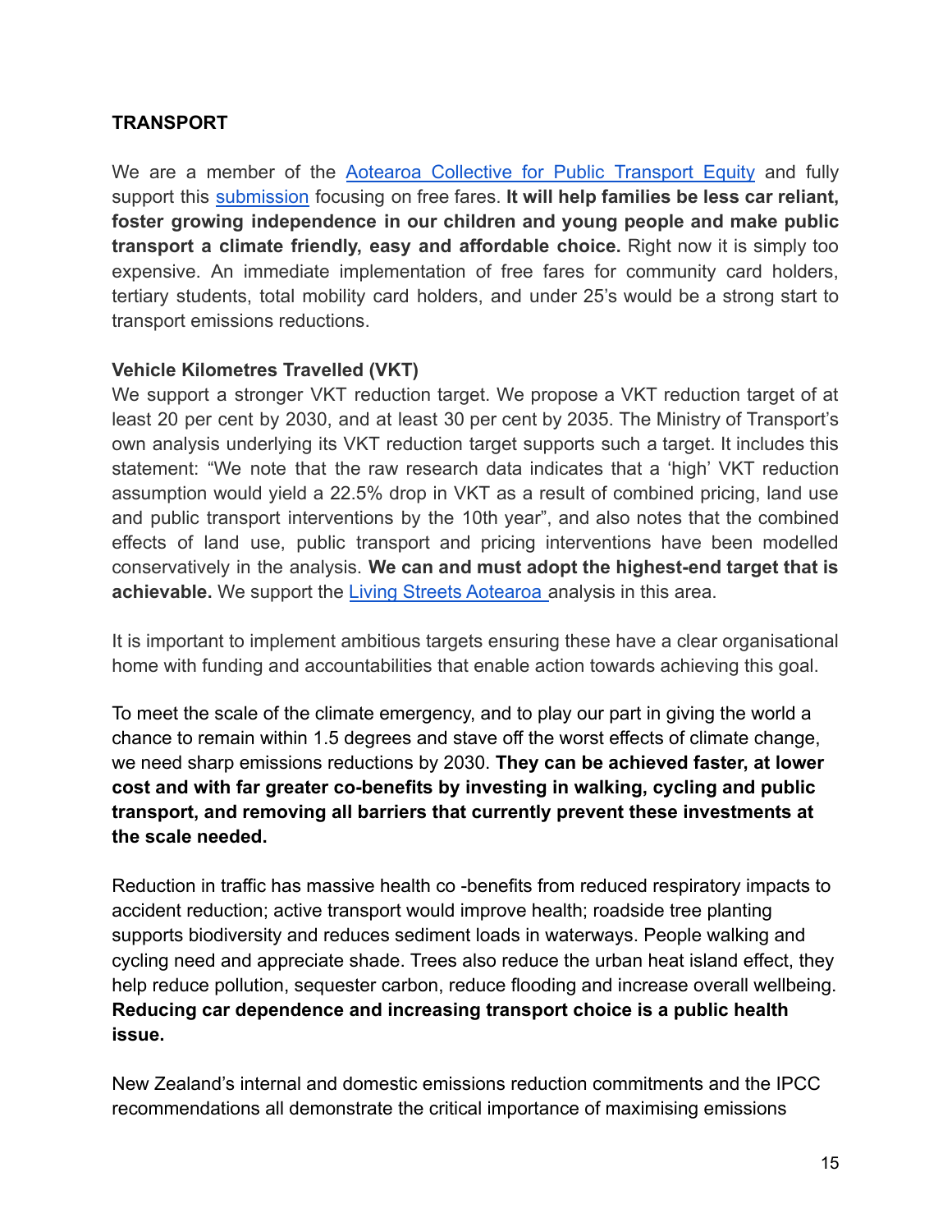## TRANSPORT

We are a member of the Aotearoa Collective for Public Transport Equity and fully support this submission focusing on free fares. **It will help families be less car reliant, foster growing independence in our children and young people and make public transport a climate friendly, easy and affordable choice.** Right now it is simply too expensive. An immediate implementation of free fares for community card holders, tertiary students, total mobility card holders, and under 25's would be a strong start to transport emissions reductions.

### Vehicle Kilometres Travelled (VKT)

We support a stronger VKT reduction target. We propose a VKT reduction target of at least 20 per cent by 2030, and at least 30 per cent by 2035. The Ministry of Transport's own analysis underlying its VKT reduction target supports such a target. It includes this statement: "We note that the raw research data indicates that a 'high' VKT reduction assumption would yield a 22.5% drop in VKT as a result of combined pricing, land use and public transport interventions by the 10th year", and also notes that the combined effects of land use, public transport and pricing interventions have been modelled conservatively in the analysis. **We can and must adopt the highest-end target that is achievable.** We support the Living Streets Aotearoa analysis in this area.

It is important to implement ambitious targets ensuring these have a clear organisational home with funding and accountabilities that enable action towards achieving this goal.

To meet the scale of the climate emergency, and to play our part in giving the world a chance to remain within 1.5 degrees and stave off the worst effects of climate change, we need sharp emissions reductions by 2030. **They can be achieved faster, at lower cost and with far greater co-benefits by investing in walking, cycling and public transport, and removing all barriers that currently prevent these investments at the scale needed.**

Reduction in traffic has massive health co -benefits from reduced respiratory impacts to accident reduction; active transport would improve health; roadside tree planting supports biodiversity and reduces sediment loads in waterways. People walking and cycling need and appreciate shade. Trees also reduce the urban heat island effect, they help reduce pollution, sequester carbon, reduce flooding and increase overall wellbeing. **Reducing car dependence and increasing transport choice is a public health issue.**

New Zealand's internal and domestic emissions reduction commitments and the IPCC recommendations all demonstrate the critical importance of maximising emissions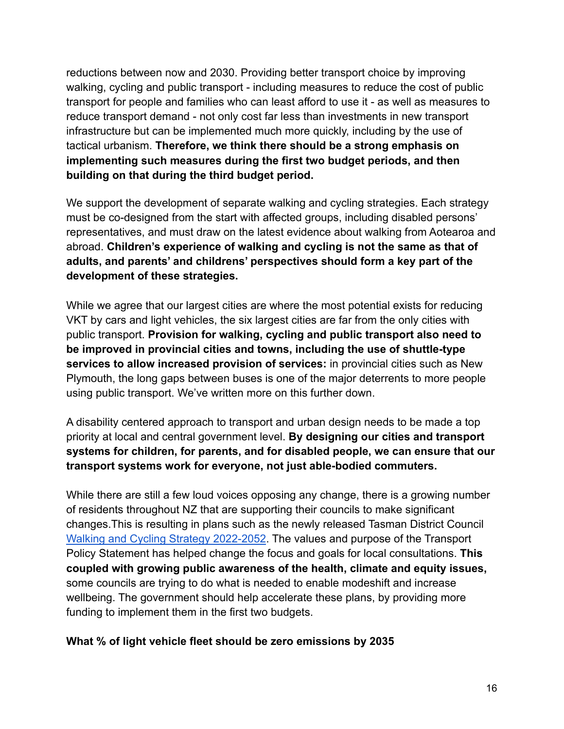reductions between now and 2030. Providing better transport choice by improving walking, cycling and public transport - including measures to reduce the cost of public transport for people and families who can least afford to use it - as well as measures to reduce transport demand - not only cost far less than investments in new transport infrastructure but can be implemented much more quickly, including by the use of tactical urbanism. **Therefore, we think there should be a strong emphasis on implementing such measures during the first two budget periods, and then building on that during the third budget period.**

We support the development of separate walking and cycling strategies. Each strategy must be co-designed from the start with affected groups, including disabled persons' representatives, and must draw on the latest evidence about walking from Aotearoa and abroad. **Children's experience of walking and cycling is not the same as that of adults, and parents' and childrens' perspectives should form a key part of the development of these strategies.**

While we agree that our largest cities are where the most potential exists for reducing VKT by cars and light vehicles, the six largest cities are far from the only cities with public transport. **Provision for walking, cycling and public transport also need to be improved in provincial cities and towns, including the use of shuttle-type services to allow increased provision of services:** in provincial cities such as New Plymouth, the long gaps between buses is one of the major deterrents to more people using public transport. We've written more on this further down.

A disability centered approach to transport and urban design needs to be made a top priority at local and central government level. **By designing our cities and transport systems for children, for parents, and for disabled people, we can ensure that our transport systems work for everyone, not just able-bodied commuters.**

While there are still a few loud voices opposing any change, there is a growing number of residents throughout NZ that are supporting their councils to make significant changes.This is resulting in plans such as the newly released Tasman District Council [Walking and Cycling Strategy 2022-2052](). The values and purpose of the Transport Policy Statement has helped change the focus and goals for local consultations. **This coupled with growing public awareness of the health, climate and equity issues,** some councils are trying to do what is needed to enable modeshift and increase wellbeing. The government should help accelerate these plans, by providing more funding to implement them in the first two budgets.

**What % of light vehicle fleet should be zero emissions by 2035**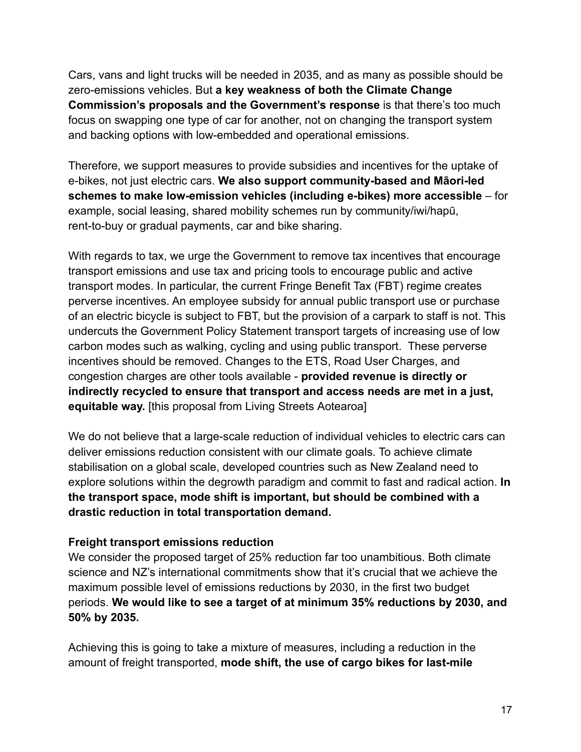Cars, vans and light trucks will be needed in 2035, and as many as possible should be zero-emissions vehicles. But **a key weakness of both the Climate Change Commission's proposals and the Government's response** is that there's too much focus on swapping one type of car for another, not on changing the transport system and backing options with low-embedded and operational emissions.

Therefore, we support measures to provide subsidies and incentives for the uptake of e-bikes, not just electric cars. **We also support community-based and Māori-led schemes to make low-emission vehicles (including e-bikes) more accessible** – for example, social leasing, shared mobility schemes run by community/iwi/hapū, rent-to-buy or gradual payments, car and bike sharing.

With regards to tax, we urge the Government to remove tax incentives that encourage transport emissions and use tax and pricing tools to encourage public and active transport modes. In particular, the current Fringe Benefit Tax (FBT) regime creates perverse incentives. An employee subsidy for annual public transport use or purchase of an electric bicycle is subject to FBT, but the provision of a carpark to staff is not. This undercuts the Government Policy Statement transport targets of increasing use of low carbon modes such as walking, cycling and using public transport. These perverse incentives should be removed. Changes to the ETS, Road User Charges, and congestion charges are other tools available - **provided revenue is directly or indirectly recycled to ensure that transport and access needs are met in a just, equitable way.** [this proposal from Living Streets Aotearoa]

We do not believe that a large-scale reduction of individual vehicles to electric cars can deliver emissions reduction consistent with our climate goals. To achieve climate stabilisation on a global scale, developed countries such as New Zealand need to explore solutions within the degrowth paradigm and commit to fast and radical action. **In the transport space, mode shift is important, but should be combined with a drastic reduction in total transportation demand.**

**Freight transport emissions reduction**

We consider the proposed target of 25% reduction far too unambitious. Both climate science and NZ's international commitments show that it's crucial that we achieve the maximum possible level of emissions reductions by 2030, in the first two budget periods. **We would like to see a target of at minimum 35% reductions by 2030, and 50% by 2035.**

Achieving this is going to take a mixture of measures, including a reduction in the amount of freight transported, **mode shift, the use of cargo bikes for last-mile**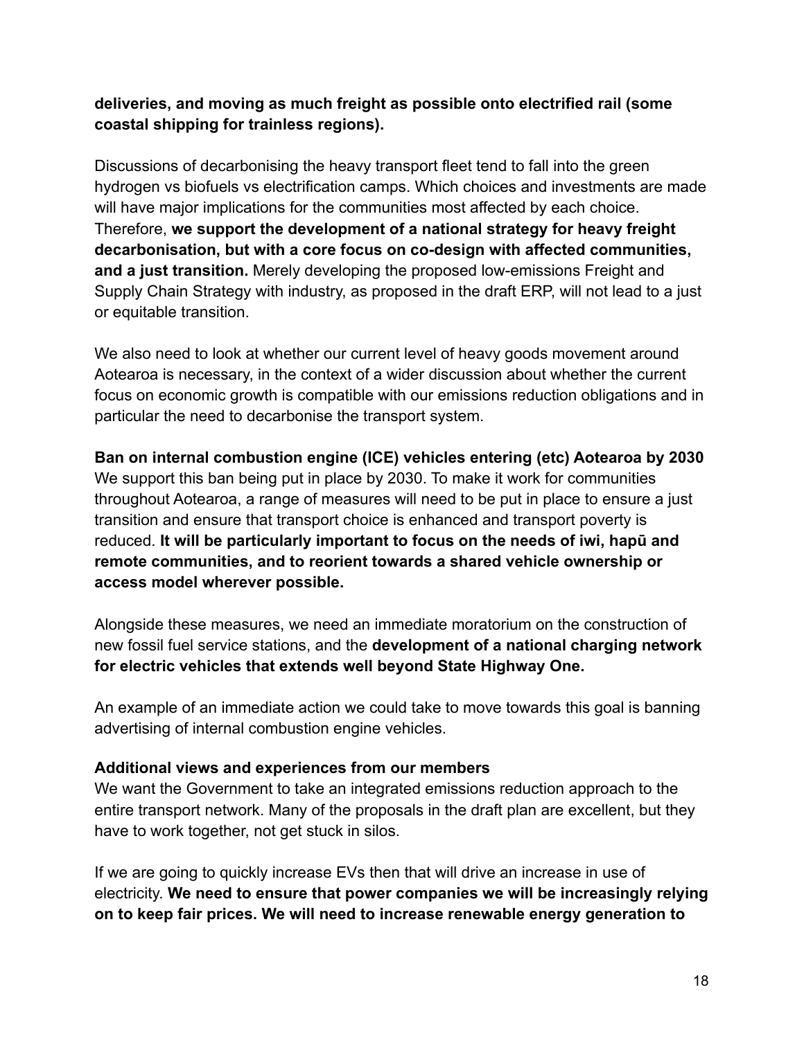**deliveries, and moving as much freight as possible onto electrified rail (some coastal shipping for trainless regions).**

Discussions of decarbonising the heavy transport fleet tend to fall into the green hydrogen vs biofuels vs electrification camps. Which choices and investments are made will have major implications for the communities most affected by each choice. Therefore, **we support the development of a national strategy for heavy freight decarbonisation, but with a core focus on co-design with affected communities, and a just transition.** Merely developing the proposed low-emissions Freight and Supply Chain Strategy with industry, as proposed in the draft ERP, will not lead to a just or equitable transition.

We also need to look at whether our current level of heavy goods movement around Aotearoa is necessary, in the context of a wider discussion about whether the current focus on economic growth is compatible with our emissions reduction obligations and in particular the need to decarbonise the transport system.

**Ban on internal combustion engine (ICE) vehicles entering (etc) Aotearoa by 2030**
We support this ban being put in place by 2030. To make it work for communities throughout Aotearoa, a range of measures will need to be put in place to ensure a just transition and ensure that transport choice is enhanced and transport poverty is reduced. **It will be particularly important to focus on the needs of iwi, hapū and remote communities, and to reorient towards a shared vehicle ownership or access model wherever possible.**

Alongside these measures, we need an immediate moratorium on the construction of new fossil fuel service stations, and the **development of a national charging network for electric vehicles that extends well beyond State Highway One.**

An example of an immediate action we could take to move towards this goal is banning advertising of internal combustion engine vehicles.

**Additional views and experiences from our members**
We want the Government to take an integrated emissions reduction approach to the entire transport network. Many of the proposals in the draft plan are excellent, but they have to work together, not get stuck in silos.

If we are going to quickly increase EVs then that will drive an increase in use of electricity. **We need to ensure that power companies we will be increasingly relying on to keep fair prices. We will need to increase renewable energy generation to**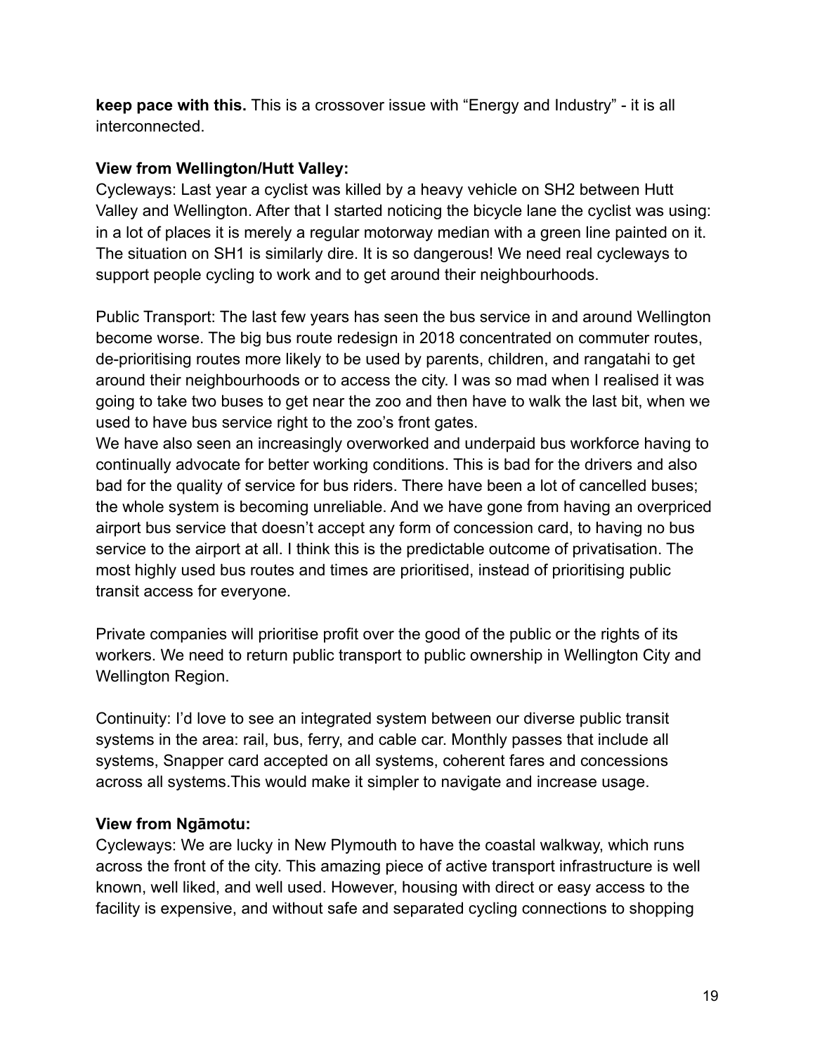**keep pace with this.** This is a crossover issue with "Energy and Industry" - it is all interconnected.

**View from Wellington/Hutt Valley:**

Cycleways: Last year a cyclist was killed by a heavy vehicle on SH2 between Hutt Valley and Wellington. After that I started noticing the bicycle lane the cyclist was using: in a lot of places it is merely a regular motorway median with a green line painted on it. The situation on SH1 is similarly dire. It is so dangerous! We need real cycleways to support people cycling to work and to get around their neighbourhoods.

Public Transport: The last few years has seen the bus service in and around Wellington become worse. The big bus route redesign in 2018 concentrated on commuter routes, de-prioritising routes more likely to be used by parents, children, and rangatahi to get around their neighbourhoods or to access the city. I was so mad when I realised it was going to take two buses to get near the zoo and then have to walk the last bit, when we used to have bus service right to the zoo's front gates.

We have also seen an increasingly overworked and underpaid bus workforce having to continually advocate for better working conditions. This is bad for the drivers and also bad for the quality of service for bus riders. There have been a lot of cancelled buses; the whole system is becoming unreliable. And we have gone from having an overpriced airport bus service that doesn't accept any form of concession card, to having no bus service to the airport at all. I think this is the predictable outcome of privatisation. The most highly used bus routes and times are prioritised, instead of prioritising public transit access for everyone.

Private companies will prioritise profit over the good of the public or the rights of its workers. We need to return public transport to public ownership in Wellington City and Wellington Region.

Continuity: I'd love to see an integrated system between our diverse public transit systems in the area: rail, bus, ferry, and cable car. Monthly passes that include all systems, Snapper card accepted on all systems, coherent fares and concessions across all systems.This would make it simpler to navigate and increase usage.

**View from Ngāmotu:**

Cycleways: We are lucky in New Plymouth to have the coastal walkway, which runs across the front of the city. This amazing piece of active transport infrastructure is well known, well liked, and well used. However, housing with direct or easy access to the facility is expensive, and without safe and separated cycling connections to shopping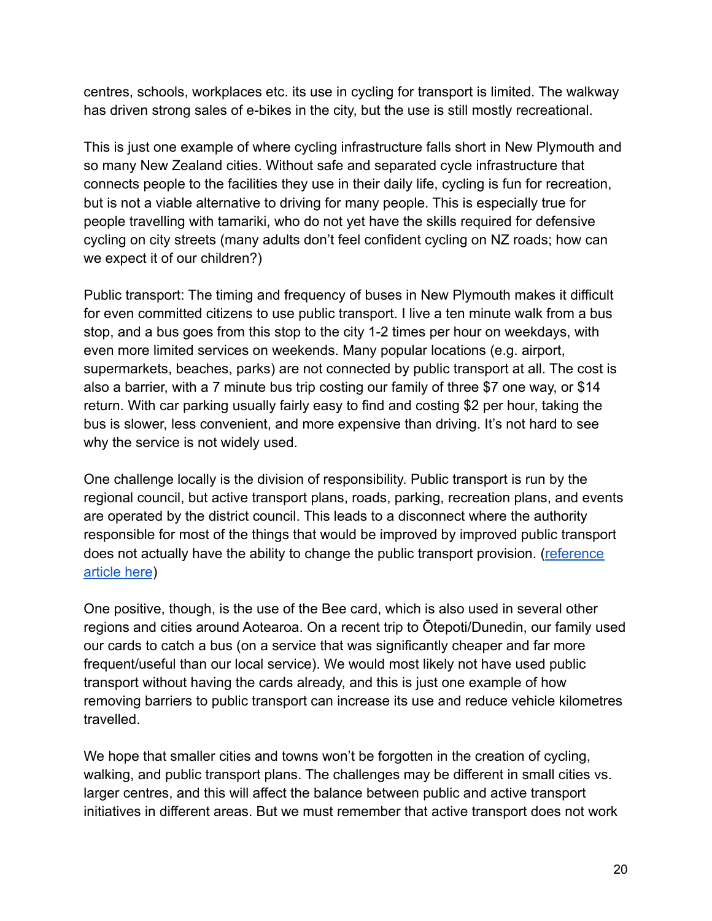centres, schools, workplaces etc. its use in cycling for transport is limited. The walkway has driven strong sales of e-bikes in the city, but the use is still mostly recreational.

This is just one example of where cycling infrastructure falls short in New Plymouth and so many New Zealand cities. Without safe and separated cycle infrastructure that connects people to the facilities they use in their daily life, cycling is fun for recreation, but is not a viable alternative to driving for many people. This is especially true for people travelling with tamariki, who do not yet have the skills required for defensive cycling on city streets (many adults don't feel confident cycling on NZ roads; how can we expect it of our children?)

Public transport: The timing and frequency of buses in New Plymouth makes it difficult for even committed citizens to use public transport. I live a ten minute walk from a bus stop, and a bus goes from this stop to the city 1-2 times per hour on weekdays, with even more limited services on weekends. Many popular locations (e.g. airport, supermarkets, beaches, parks) are not connected by public transport at all. The cost is also a barrier, with a 7 minute bus trip costing our family of three $7 one way, or $14 return. With car parking usually fairly easy to find and costing $2 per hour, taking the bus is slower, less convenient, and more expensive than driving. It's not hard to see why the service is not widely used.

One challenge locally is the division of responsibility. Public transport is run by the regional council, but active transport plans, roads, parking, recreation plans, and events are operated by the district council. This leads to a disconnect where the authority responsible for most of the things that would be improved by improved public transport does not actually have the ability to change the public transport provision. (reference article here)

One positive, though, is the use of the Bee card, which is also used in several other regions and cities around Aotearoa. On a recent trip to Ōtepoti/Dunedin, our family used our cards to catch a bus (on a service that was significantly cheaper and far more frequent/useful than our local service). We would most likely not have used public transport without having the cards already, and this is just one example of how removing barriers to public transport can increase its use and reduce vehicle kilometres travelled.

We hope that smaller cities and towns won't be forgotten in the creation of cycling, walking, and public transport plans. The challenges may be different in small cities vs. larger centres, and this will affect the balance between public and active transport initiatives in different areas. But we must remember that active transport does not work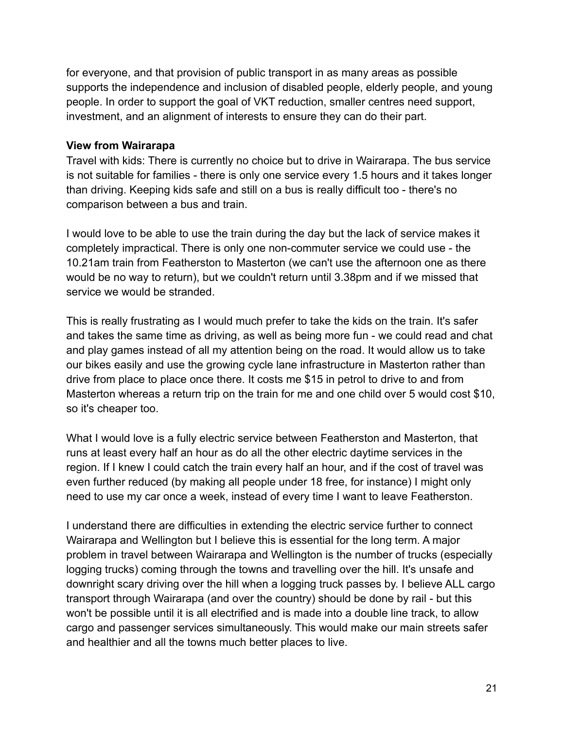for everyone, and that provision of public transport in as many areas as possible supports the independence and inclusion of disabled people, elderly people, and young people. In order to support the goal of VKT reduction, smaller centres need support, investment, and an alignment of interests to ensure they can do their part.

**View from Wairarapa**

Travel with kids: There is currently no choice but to drive in Wairarapa. The bus service is not suitable for families - there is only one service every 1.5 hours and it takes longer than driving. Keeping kids safe and still on a bus is really difficult too - there's no comparison between a bus and train.

I would love to be able to use the train during the day but the lack of service makes it completely impractical. There is only one non-commuter service we could use - the 10.21am train from Featherston to Masterton (we can't use the afternoon one as there would be no way to return), but we couldn't return until 3.38pm and if we missed that service we would be stranded.

This is really frustrating as I would much prefer to take the kids on the train. It's safer and takes the same time as driving, as well as being more fun - we could read and chat and play games instead of all my attention being on the road. It would allow us to take our bikes easily and use the growing cycle lane infrastructure in Masterton rather than drive from place to place once there. It costs me $15 in petrol to drive to and from Masterton whereas a return trip on the train for me and one child over 5 would cost $10, so it's cheaper too.

What I would love is a fully electric service between Featherston and Masterton, that runs at least every half an hour as do all the other electric daytime services in the region. If I knew I could catch the train every half an hour, and if the cost of travel was even further reduced (by making all people under 18 free, for instance) I might only need to use my car once a week, instead of every time I want to leave Featherston.

I understand there are difficulties in extending the electric service further to connect Wairarapa and Wellington but I believe this is essential for the long term. A major problem in travel between Wairarapa and Wellington is the number of trucks (especially logging trucks) coming through the towns and travelling over the hill. It's unsafe and downright scary driving over the hill when a logging truck passes by. I believe ALL cargo transport through Wairarapa (and over the country) should be done by rail - but this won't be possible until it is all electrified and is made into a double line track, to allow cargo and passenger services simultaneously. This would make our main streets safer and healthier and all the towns much better places to live.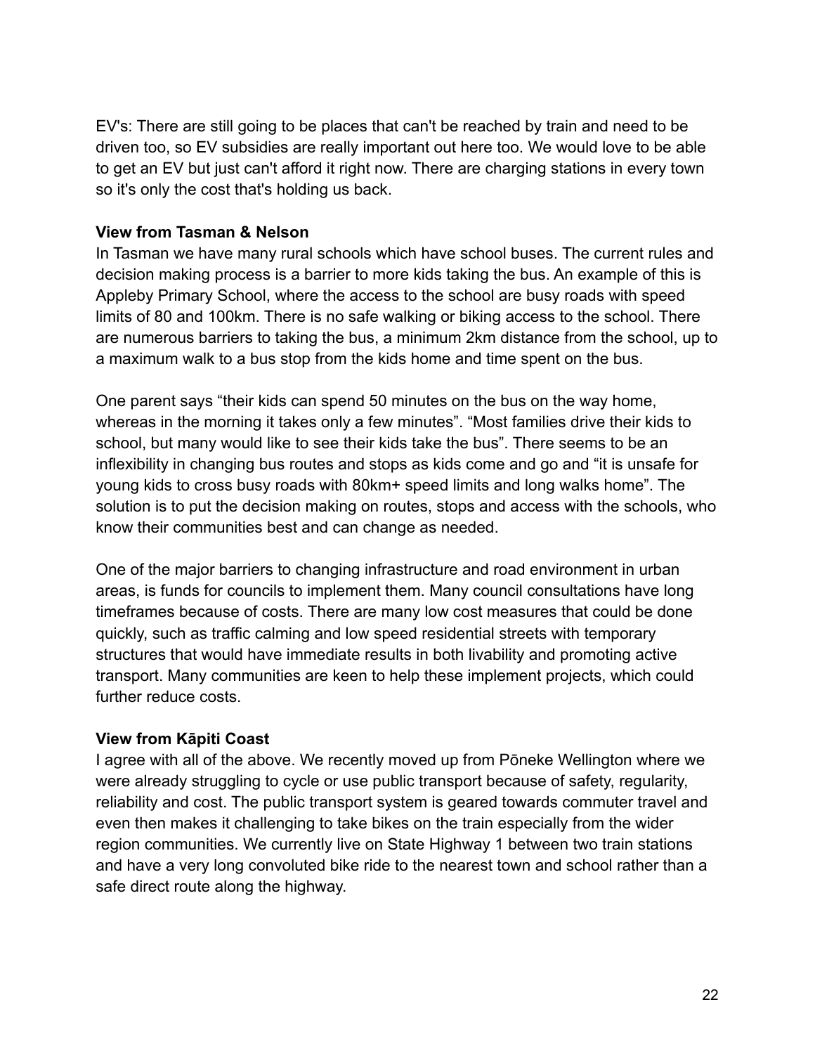EV's: There are still going to be places that can't be reached by train and need to be driven too, so EV subsidies are really important out here too. We would love to be able to get an EV but just can't afford it right now. There are charging stations in every town so it's only the cost that's holding us back.

**View from Tasman & Nelson**

In Tasman we have many rural schools which have school buses. The current rules and decision making process is a barrier to more kids taking the bus. An example of this is Appleby Primary School, where the access to the school are busy roads with speed limits of 80 and 100km. There is no safe walking or biking access to the school. There are numerous barriers to taking the bus, a minimum 2km distance from the school, up to a maximum walk to a bus stop from the kids home and time spent on the bus.

One parent says "their kids can spend 50 minutes on the bus on the way home, whereas in the morning it takes only a few minutes". "Most families drive their kids to school, but many would like to see their kids take the bus". There seems to be an inflexibility in changing bus routes and stops as kids come and go and "it is unsafe for young kids to cross busy roads with 80km+ speed limits and long walks home". The solution is to put the decision making on routes, stops and access with the schools, who know their communities best and can change as needed.

One of the major barriers to changing infrastructure and road environment in urban areas, is funds for councils to implement them. Many council consultations have long timeframes because of costs. There are many low cost measures that could be done quickly, such as traffic calming and low speed residential streets with temporary structures that would have immediate results in both livability and promoting active transport. Many communities are keen to help these implement projects, which could further reduce costs.

**View from Kāpiti Coast**

I agree with all of the above. We recently moved up from Pōneke Wellington where we were already struggling to cycle or use public transport because of safety, regularity, reliability and cost. The public transport system is geared towards commuter travel and even then makes it challenging to take bikes on the train especially from the wider region communities. We currently live on State Highway 1 between two train stations and have a very long convoluted bike ride to the nearest town and school rather than a safe direct route along the highway.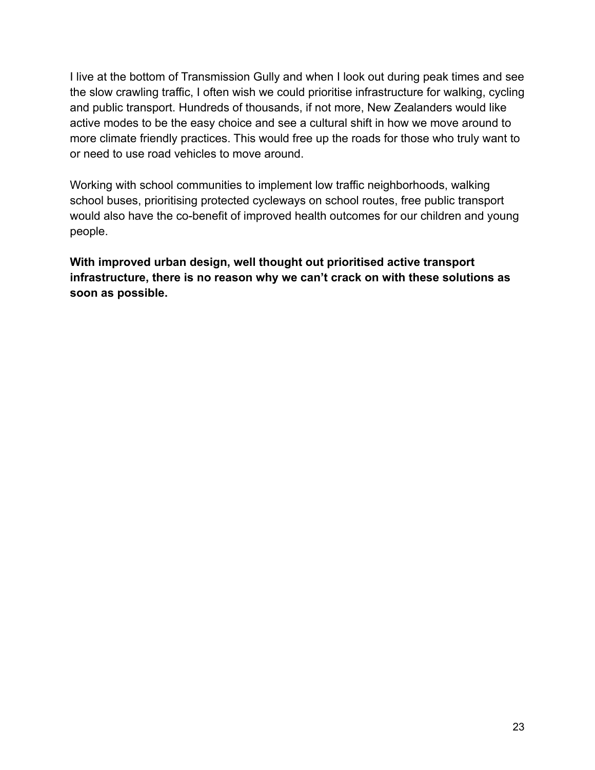I live at the bottom of Transmission Gully and when I look out during peak times and see the slow crawling traffic, I often wish we could prioritise infrastructure for walking, cycling and public transport. Hundreds of thousands, if not more, New Zealanders would like active modes to be the easy choice and see a cultural shift in how we move around to more climate friendly practices. This would free up the roads for those who truly want to or need to use road vehicles to move around.

Working with school communities to implement low traffic neighborhoods, walking school buses, prioritising protected cycleways on school routes, free public transport would also have the co-benefit of improved health outcomes for our children and young people.

**With improved urban design, well thought out prioritised active transport infrastructure, there is no reason why we can't crack on with these solutions as soon as possible.**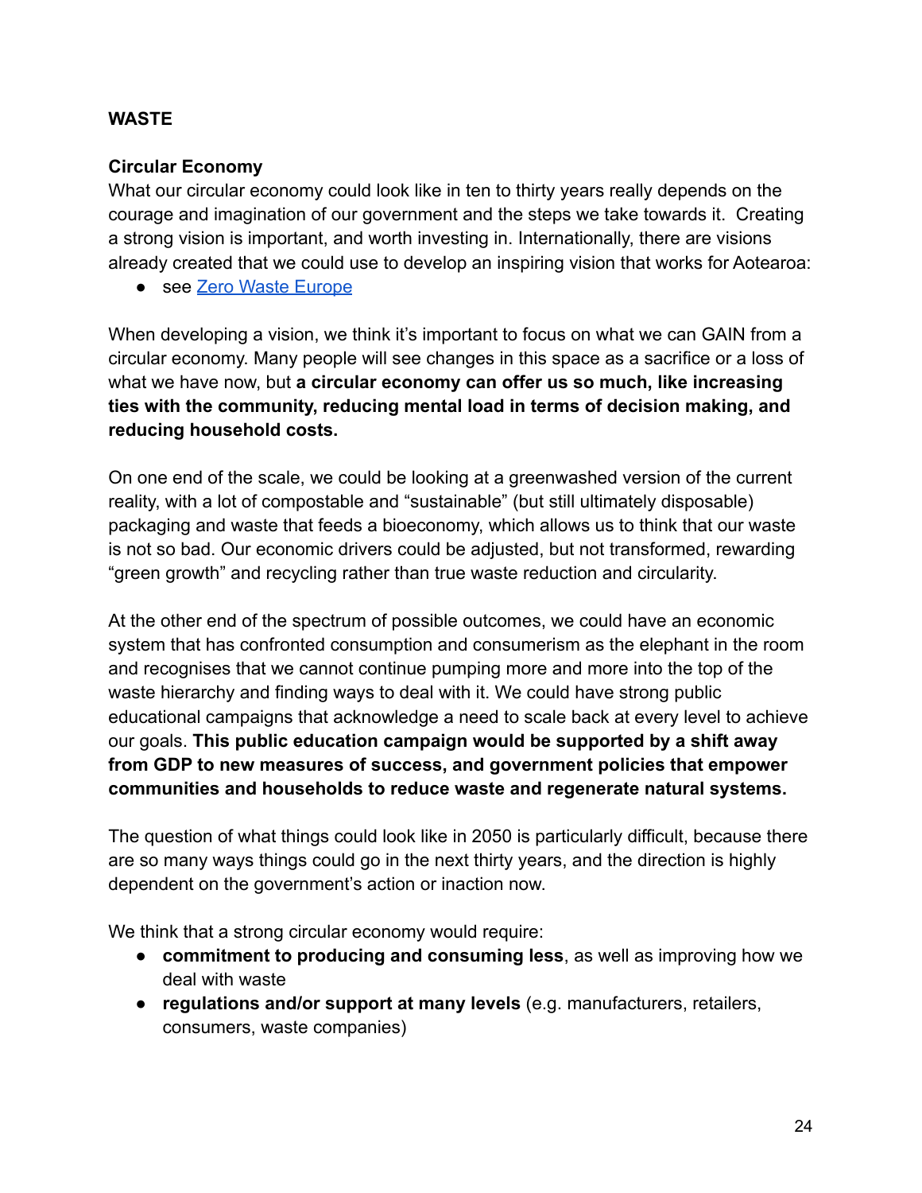**WASTE**

**Circular Economy**

What our circular economy could look like in ten to thirty years really depends on the courage and imagination of our government and the steps we take towards it. Creating a strong vision is important, and worth investing in. Internationally, there are visions already created that we could use to develop an inspiring vision that works for Aotearoa:

- see [Zero Waste Europe]()

When developing a vision, we think it's important to focus on what we can GAIN from a circular economy. Many people will see changes in this space as a sacrifice or a loss of what we have now, but **a circular economy can offer us so much, like increasing ties with the community, reducing mental load in terms of decision making, and reducing household costs.**

On one end of the scale, we could be looking at a greenwashed version of the current reality, with a lot of compostable and "sustainable" (but still ultimately disposable) packaging and waste that feeds a bioeconomy, which allows us to think that our waste is not so bad. Our economic drivers could be adjusted, but not transformed, rewarding "green growth" and recycling rather than true waste reduction and circularity.

At the other end of the spectrum of possible outcomes, we could have an economic system that has confronted consumption and consumerism as the elephant in the room and recognises that we cannot continue pumping more and more into the top of the waste hierarchy and finding ways to deal with it. We could have strong public educational campaigns that acknowledge a need to scale back at every level to achieve our goals. **This public education campaign would be supported by a shift away from GDP to new measures of success, and government policies that empower communities and households to reduce waste and regenerate natural systems.**

The question of what things could look like in 2050 is particularly difficult, because there are so many ways things could go in the next thirty years, and the direction is highly dependent on the government's action or inaction now.

We think that a strong circular economy would require:

- **commitment to producing and consuming less**, as well as improving how we deal with waste
- **regulations and/or support at many levels** (e.g. manufacturers, retailers, consumers, waste companies)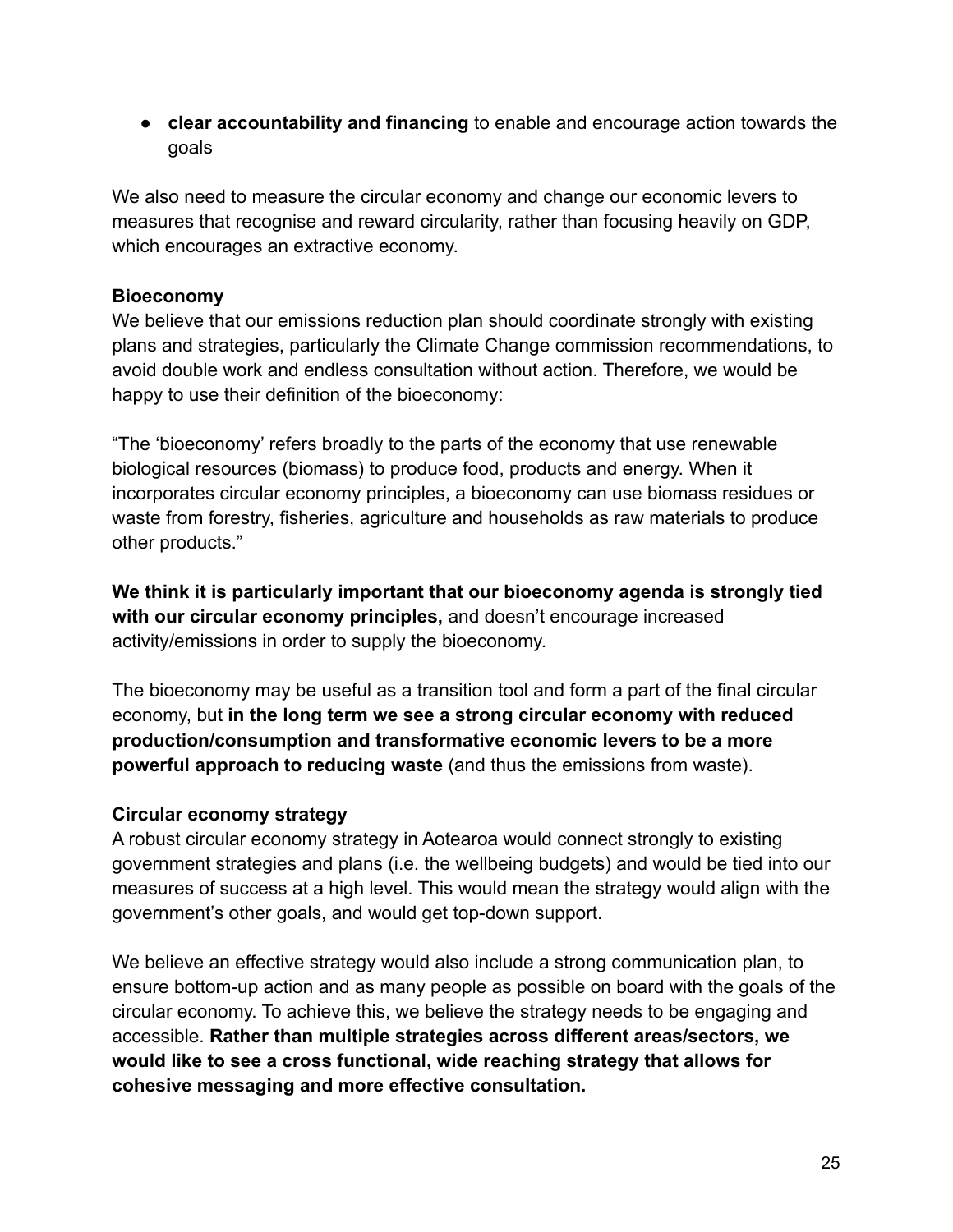- **clear accountability and financing** to enable and encourage action towards the goals

We also need to measure the circular economy and change our economic levers to measures that recognise and reward circularity, rather than focusing heavily on GDP, which encourages an extractive economy.

**Bioeconomy**

We believe that our emissions reduction plan should coordinate strongly with existing plans and strategies, particularly the Climate Change commission recommendations, to avoid double work and endless consultation without action. Therefore, we would be happy to use their definition of the bioeconomy:

"The 'bioeconomy' refers broadly to the parts of the economy that use renewable biological resources (biomass) to produce food, products and energy. When it incorporates circular economy principles, a bioeconomy can use biomass residues or waste from forestry, fisheries, agriculture and households as raw materials to produce other products."

**We think it is particularly important that our bioeconomy agenda is strongly tied with our circular economy principles,** and doesn't encourage increased activity/emissions in order to supply the bioeconomy.

The bioeconomy may be useful as a transition tool and form a part of the final circular economy, but **in the long term we see a strong circular economy with reduced production/consumption and transformative economic levers to be a more powerful approach to reducing waste** (and thus the emissions from waste).

**Circular economy strategy**

A robust circular economy strategy in Aotearoa would connect strongly to existing government strategies and plans (i.e. the wellbeing budgets) and would be tied into our measures of success at a high level. This would mean the strategy would align with the government's other goals, and would get top-down support.

We believe an effective strategy would also include a strong communication plan, to ensure bottom-up action and as many people as possible on board with the goals of the circular economy. To achieve this, we believe the strategy needs to be engaging and accessible. **Rather than multiple strategies across different areas/sectors, we would like to see a cross functional, wide reaching strategy that allows for cohesive messaging and more effective consultation.**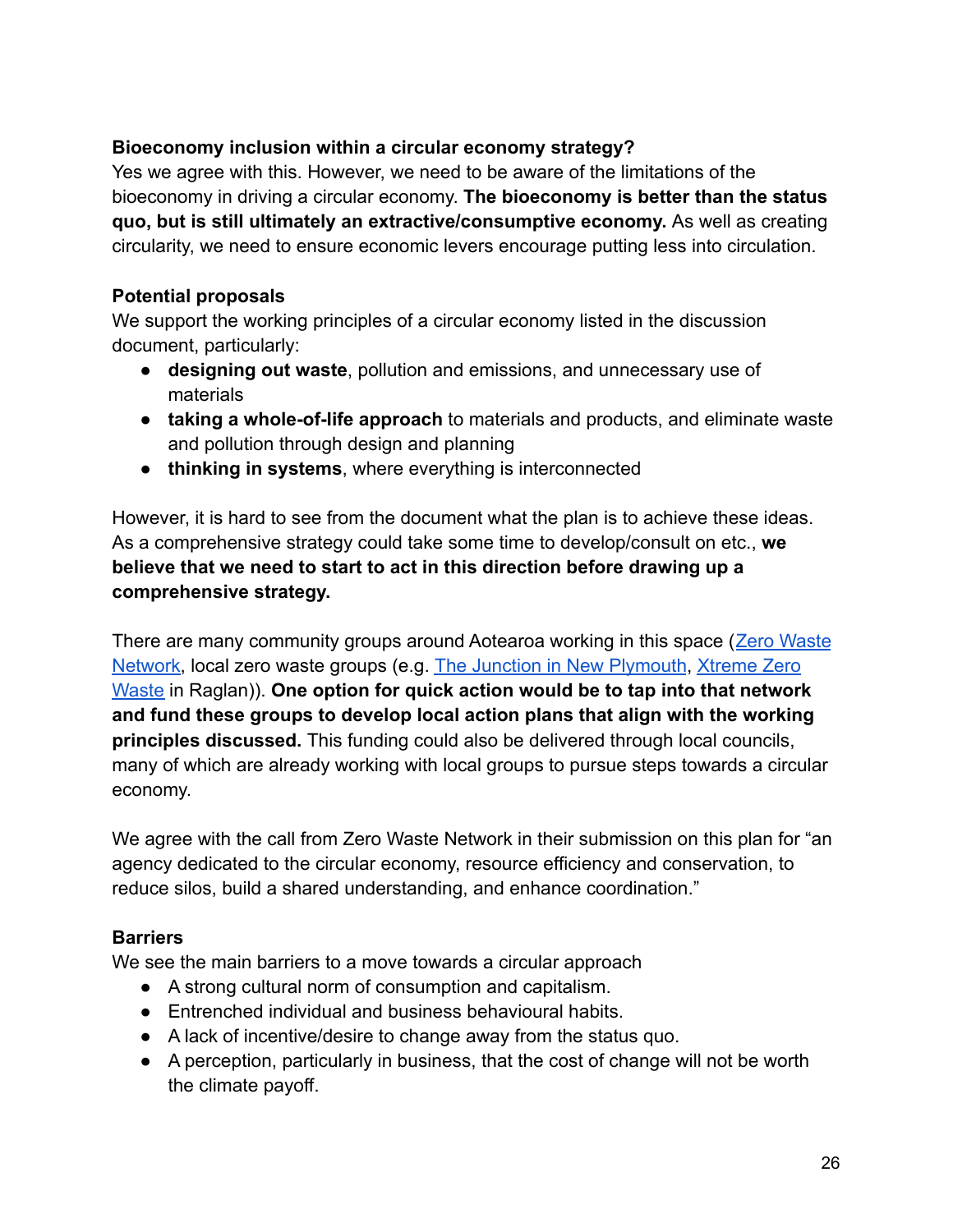**Bioeconomy inclusion within a circular economy strategy?**

Yes we agree with this. However, we need to be aware of the limitations of the bioeconomy in driving a circular economy. **The bioeconomy is better than the status quo, but is still ultimately an extractive/consumptive economy.** As well as creating circularity, we need to ensure economic levers encourage putting less into circulation.

**Potential proposals**

We support the working principles of a circular economy listed in the discussion document, particularly:

- **designing out waste**, pollution and emissions, and unnecessary use of materials
- **taking a whole-of-life approach** to materials and products, and eliminate waste and pollution through design and planning
- **thinking in systems**, where everything is interconnected

However, it is hard to see from the document what the plan is to achieve these ideas. As a comprehensive strategy could take some time to develop/consult on etc., **we believe that we need to start to act in this direction before drawing up a comprehensive strategy.**

There are many community groups around Aotearoa working in this space (Zero Waste Network, local zero waste groups (e.g. The Junction in New Plymouth, Xtreme Zero Waste in Raglan)). **One option for quick action would be to tap into that network and fund these groups to develop local action plans that align with the working principles discussed.** This funding could also be delivered through local councils, many of which are already working with local groups to pursue steps towards a circular economy.

We agree with the call from Zero Waste Network in their submission on this plan for "an agency dedicated to the circular economy, resource efficiency and conservation, to reduce silos, build a shared understanding, and enhance coordination."

**Barriers**

We see the main barriers to a move towards a circular approach

- A strong cultural norm of consumption and capitalism.
- Entrenched individual and business behavioural habits.
- A lack of incentive/desire to change away from the status quo.
- A perception, particularly in business, that the cost of change will not be worth the climate payoff.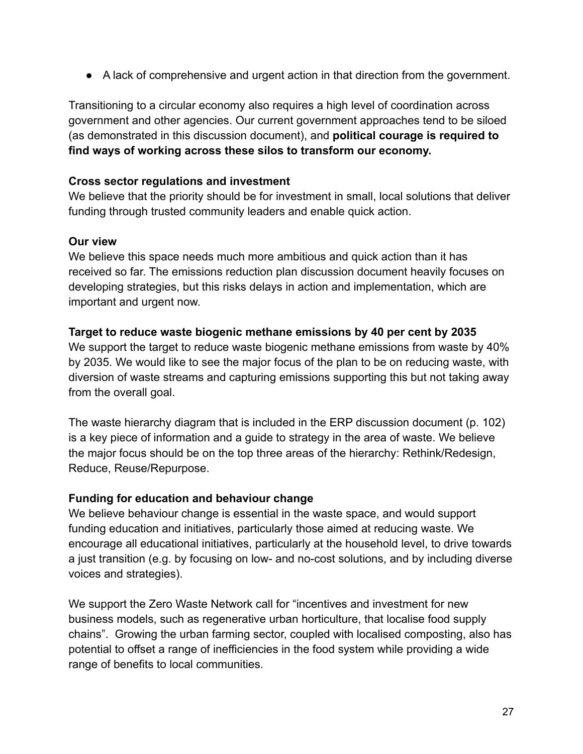- A lack of comprehensive and urgent action in that direction from the government.

Transitioning to a circular economy also requires a high level of coordination across government and other agencies. Our current government approaches tend to be siloed (as demonstrated in this discussion document), and **political courage is required to find ways of working across these silos to transform our economy.**

**Cross sector regulations and investment**
We believe that the priority should be for investment in small, local solutions that deliver funding through trusted community leaders and enable quick action.

**Our view**
We believe this space needs much more ambitious and quick action than it has received so far. The emissions reduction plan discussion document heavily focuses on developing strategies, but this risks delays in action and implementation, which are important and urgent now.

**Target to reduce waste biogenic methane emissions by 40 per cent by 2035**
We support the target to reduce waste biogenic methane emissions from waste by 40% by 2035. We would like to see the major focus of the plan to be on reducing waste, with diversion of waste streams and capturing emissions supporting this but not taking away from the overall goal.

The waste hierarchy diagram that is included in the ERP discussion document (p. 102) is a key piece of information and a guide to strategy in the area of waste. We believe the major focus should be on the top three areas of the hierarchy: Rethink/Redesign, Reduce, Reuse/Repurpose.

**Funding for education and behaviour change**
We believe behaviour change is essential in the waste space, and would support funding education and initiatives, particularly those aimed at reducing waste. We encourage all educational initiatives, particularly at the household level, to drive towards a just transition (e.g. by focusing on low- and no-cost solutions, and by including diverse voices and strategies).

We support the Zero Waste Network call for "incentives and investment for new business models, such as regenerative urban horticulture, that localise food supply chains". Growing the urban farming sector, coupled with localised composting, also has potential to offset a range of inefficiencies in the food system while providing a wide range of benefits to local communities.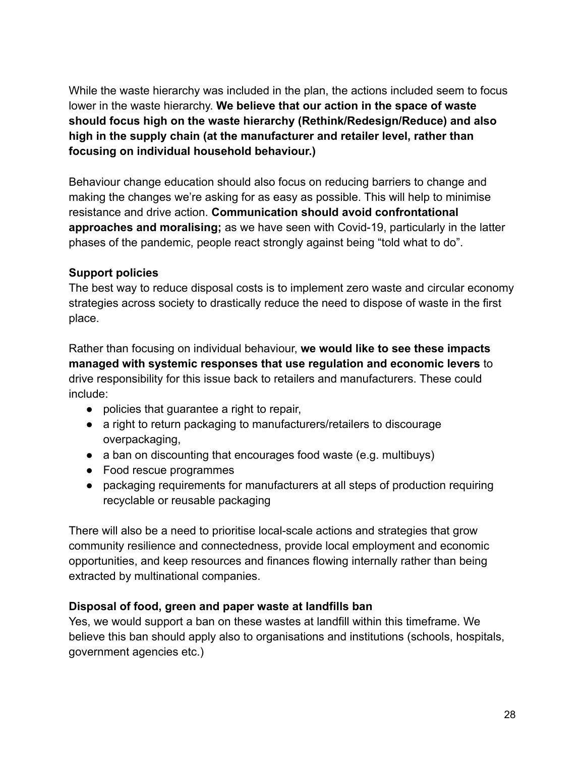While the waste hierarchy was included in the plan, the actions included seem to focus lower in the waste hierarchy. **We believe that our action in the space of waste should focus high on the waste hierarchy (Rethink/Redesign/Reduce) and also high in the supply chain (at the manufacturer and retailer level, rather than focusing on individual household behaviour.)**

Behaviour change education should also focus on reducing barriers to change and making the changes we're asking for as easy as possible. This will help to minimise resistance and drive action. **Communication should avoid confrontational approaches and moralising;** as we have seen with Covid-19, particularly in the latter phases of the pandemic, people react strongly against being "told what to do".

**Support policies**

The best way to reduce disposal costs is to implement zero waste and circular economy strategies across society to drastically reduce the need to dispose of waste in the first place.

Rather than focusing on individual behaviour, **we would like to see these impacts managed with systemic responses that use regulation and economic levers** to drive responsibility for this issue back to retailers and manufacturers. These could include:

- policies that guarantee a right to repair,
- a right to return packaging to manufacturers/retailers to discourage overpackaging,
- a ban on discounting that encourages food waste (e.g. multibuys)
- Food rescue programmes
- packaging requirements for manufacturers at all steps of production requiring recyclable or reusable packaging

There will also be a need to prioritise local-scale actions and strategies that grow community resilience and connectedness, provide local employment and economic opportunities, and keep resources and finances flowing internally rather than being extracted by multinational companies.

**Disposal of food, green and paper waste at landfills ban**

Yes, we would support a ban on these wastes at landfill within this timeframe. We believe this ban should apply also to organisations and institutions (schools, hospitals, government agencies etc.)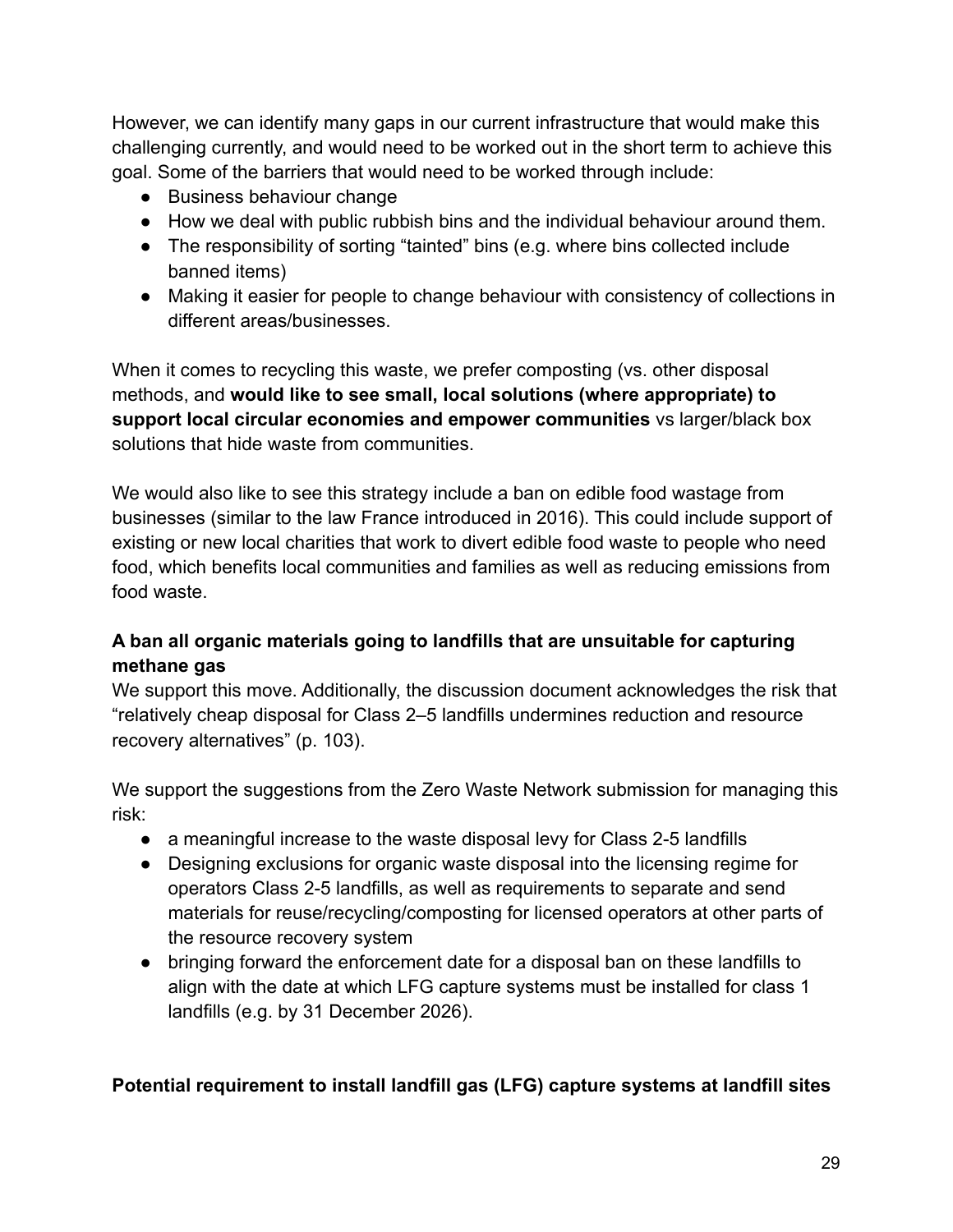However, we can identify many gaps in our current infrastructure that would make this challenging currently, and would need to be worked out in the short term to achieve this goal. Some of the barriers that would need to be worked through include:

- Business behaviour change
- How we deal with public rubbish bins and the individual behaviour around them.
- The responsibility of sorting "tainted" bins (e.g. where bins collected include banned items)
- Making it easier for people to change behaviour with consistency of collections in different areas/businesses.

When it comes to recycling this waste, we prefer composting (vs. other disposal methods, and **would like to see small, local solutions (where appropriate) to support local circular economies and empower communities** vs larger/black box solutions that hide waste from communities.

We would also like to see this strategy include a ban on edible food wastage from businesses (similar to the law France introduced in 2016). This could include support of existing or new local charities that work to divert edible food waste to people who need food, which benefits local communities and families as well as reducing emissions from food waste.

**A ban all organic materials going to landfills that are unsuitable for capturing methane gas**

We support this move. Additionally, the discussion document acknowledges the risk that "relatively cheap disposal for Class 2–5 landfills undermines reduction and resource recovery alternatives" (p. 103).

We support the suggestions from the Zero Waste Network submission for managing this risk:

- a meaningful increase to the waste disposal levy for Class 2-5 landfills
- Designing exclusions for organic waste disposal into the licensing regime for operators Class 2-5 landfills, as well as requirements to separate and send materials for reuse/recycling/composting for licensed operators at other parts of the resource recovery system
- bringing forward the enforcement date for a disposal ban on these landfills to align with the date at which LFG capture systems must be installed for class 1 landfills (e.g. by 31 December 2026).

**Potential requirement to install landfill gas (LFG) capture systems at landfill sites**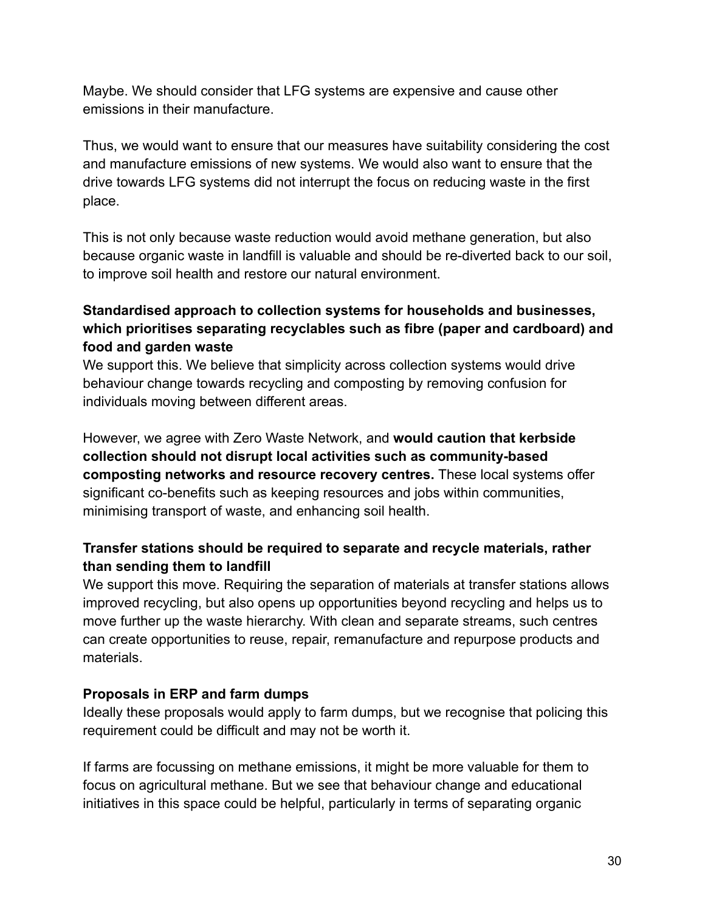Maybe. We should consider that LFG systems are expensive and cause other emissions in their manufacture.

Thus, we would want to ensure that our measures have suitability considering the cost and manufacture emissions of new systems. We would also want to ensure that the drive towards LFG systems did not interrupt the focus on reducing waste in the first place.

This is not only because waste reduction would avoid methane generation, but also because organic waste in landfill is valuable and should be re-diverted back to our soil, to improve soil health and restore our natural environment.

**Standardised approach to collection systems for households and businesses, which prioritises separating recyclables such as fibre (paper and cardboard) and food and garden waste**

We support this. We believe that simplicity across collection systems would drive behaviour change towards recycling and composting by removing confusion for individuals moving between different areas.

However, we agree with Zero Waste Network, and **would caution that kerbside collection should not disrupt local activities such as community-based composting networks and resource recovery centres.** These local systems offer significant co-benefits such as keeping resources and jobs within communities, minimising transport of waste, and enhancing soil health.

**Transfer stations should be required to separate and recycle materials, rather than sending them to landfill**

We support this move. Requiring the separation of materials at transfer stations allows improved recycling, but also opens up opportunities beyond recycling and helps us to move further up the waste hierarchy. With clean and separate streams, such centres can create opportunities to reuse, repair, remanufacture and repurpose products and materials.

**Proposals in ERP and farm dumps**

Ideally these proposals would apply to farm dumps, but we recognise that policing this requirement could be difficult and may not be worth it.

If farms are focussing on methane emissions, it might be more valuable for them to focus on agricultural methane. But we see that behaviour change and educational initiatives in this space could be helpful, particularly in terms of separating organic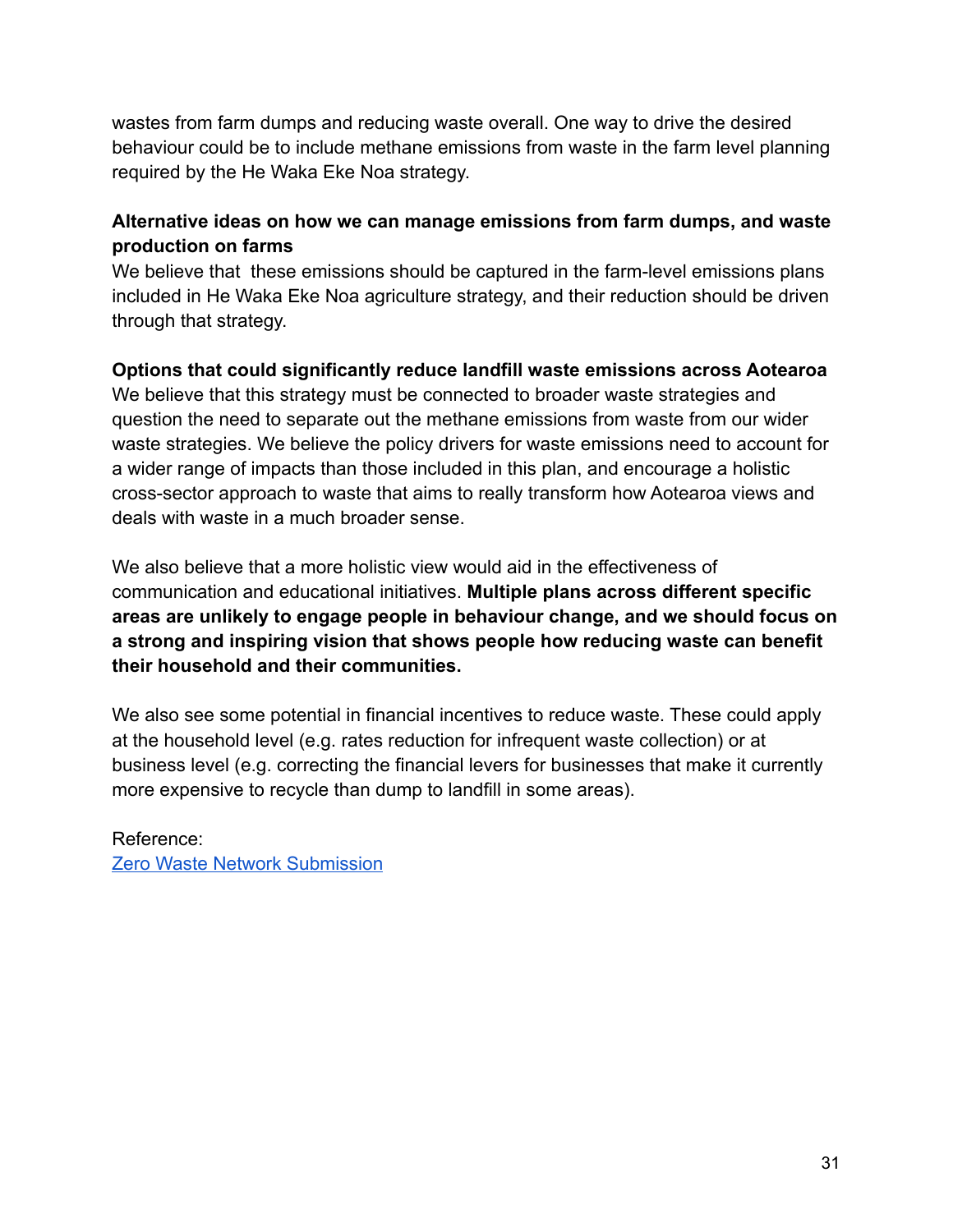wastes from farm dumps and reducing waste overall. One way to drive the desired behaviour could be to include methane emissions from waste in the farm level planning required by the He Waka Eke Noa strategy.

**Alternative ideas on how we can manage emissions from farm dumps, and waste production on farms**

We believe that these emissions should be captured in the farm-level emissions plans included in He Waka Eke Noa agriculture strategy, and their reduction should be driven through that strategy.

**Options that could significantly reduce landfill waste emissions across Aotearoa**

We believe that this strategy must be connected to broader waste strategies and question the need to separate out the methane emissions from waste from our wider waste strategies. We believe the policy drivers for waste emissions need to account for a wider range of impacts than those included in this plan, and encourage a holistic cross-sector approach to waste that aims to really transform how Aotearoa views and deals with waste in a much broader sense.

We also believe that a more holistic view would aid in the effectiveness of communication and educational initiatives. **Multiple plans across different specific areas are unlikely to engage people in behaviour change, and we should focus on a strong and inspiring vision that shows people how reducing waste can benefit their household and their communities.**

We also see some potential in financial incentives to reduce waste. These could apply at the household level (e.g. rates reduction for infrequent waste collection) or at business level (e.g. correcting the financial levers for businesses that make it currently more expensive to recycle than dump to landfill in some areas).

Reference:
Zero Waste Network Submission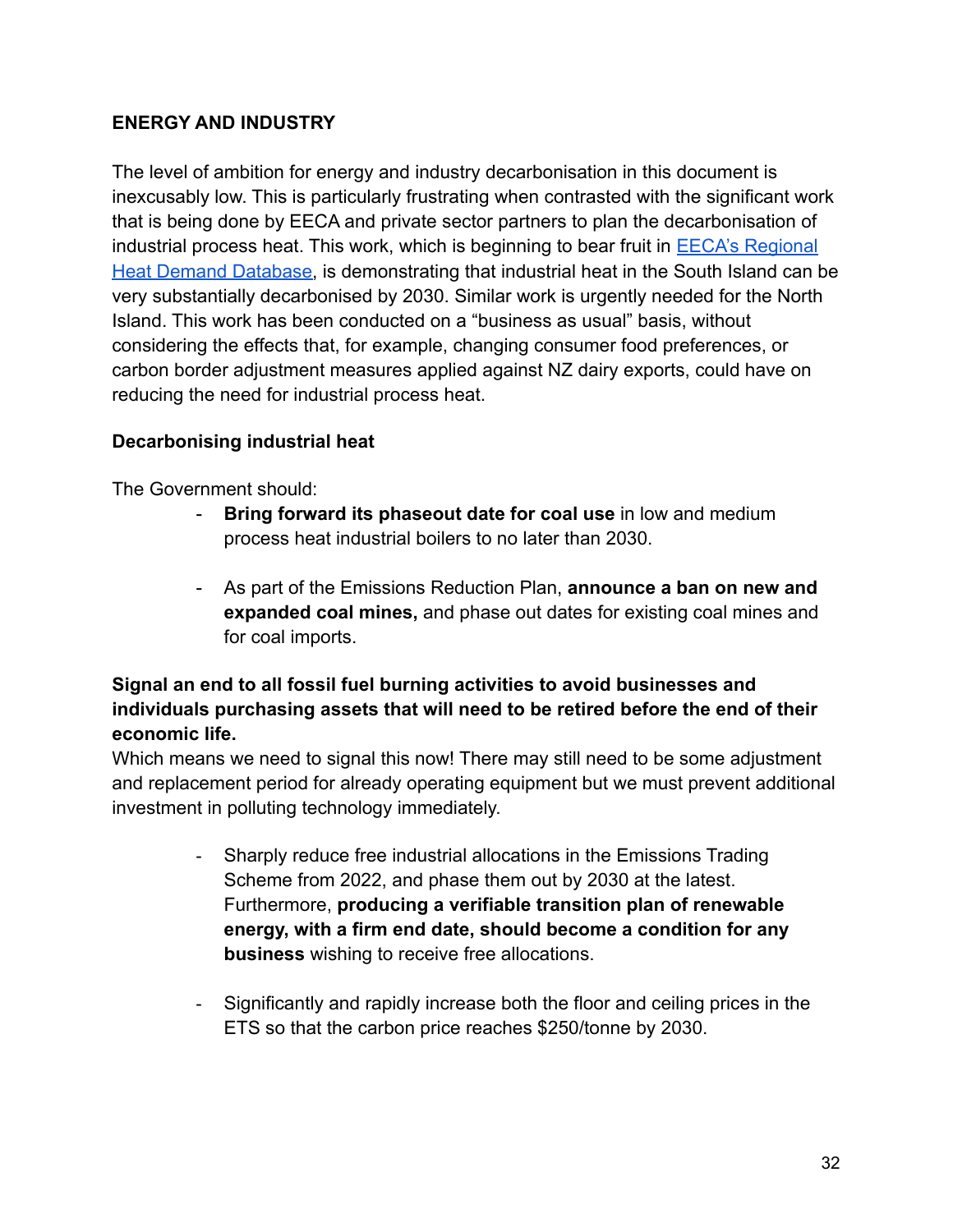## ENERGY AND INDUSTRY

The level of ambition for energy and industry decarbonisation in this document is inexcusably low. This is particularly frustrating when contrasted with the significant work that is being done by EECA and private sector partners to plan the decarbonisation of industrial process heat. This work, which is beginning to bear fruit in [EECA's Regional Heat Demand Database](), is demonstrating that industrial heat in the South Island can be very substantially decarbonised by 2030. Similar work is urgently needed for the North Island. This work has been conducted on a "business as usual" basis, without considering the effects that, for example, changing consumer food preferences, or carbon border adjustment measures applied against NZ dairy exports, could have on reducing the need for industrial process heat.

### Decarbonising industrial heat

The Government should:

- **Bring forward its phaseout date for coal use** in low and medium process heat industrial boilers to no later than 2030.

- As part of the Emissions Reduction Plan, **announce a ban on new and expanded coal mines,** and phase out dates for existing coal mines and for coal imports.

**Signal an end to all fossil fuel burning activities to avoid businesses and individuals purchasing assets that will need to be retired before the end of their economic life.**

Which means we need to signal this now! There may still need to be some adjustment and replacement period for already operating equipment but we must prevent additional investment in polluting technology immediately.

- Sharply reduce free industrial allocations in the Emissions Trading Scheme from 2022, and phase them out by 2030 at the latest. Furthermore, **producing a verifiable transition plan of renewable energy, with a firm end date, should become a condition for any business** wishing to receive free allocations.

- Significantly and rapidly increase both the floor and ceiling prices in the ETS so that the carbon price reaches $250/tonne by 2030.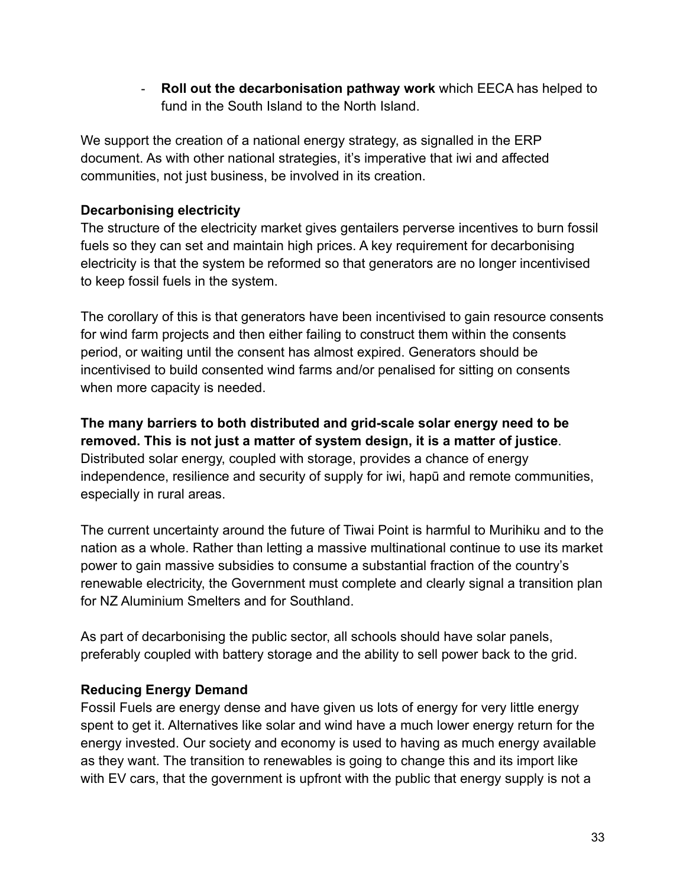- **Roll out the decarbonisation pathway work** which EECA has helped to fund in the South Island to the North Island.

We support the creation of a national energy strategy, as signalled in the ERP document. As with other national strategies, it's imperative that iwi and affected communities, not just business, be involved in its creation.

**Decarbonising electricity**

The structure of the electricity market gives gentailers perverse incentives to burn fossil fuels so they can set and maintain high prices. A key requirement for decarbonising electricity is that the system be reformed so that generators are no longer incentivised to keep fossil fuels in the system.

The corollary of this is that generators have been incentivised to gain resource consents for wind farm projects and then either failing to construct them within the consents period, or waiting until the consent has almost expired. Generators should be incentivised to build consented wind farms and/or penalised for sitting on consents when more capacity is needed.

**The many barriers to both distributed and grid-scale solar energy need to be removed. This is not just a matter of system design, it is a matter of justice**. Distributed solar energy, coupled with storage, provides a chance of energy independence, resilience and security of supply for iwi, hapū and remote communities, especially in rural areas.

The current uncertainty around the future of Tiwai Point is harmful to Murihiku and to the nation as a whole. Rather than letting a massive multinational continue to use its market power to gain massive subsidies to consume a substantial fraction of the country's renewable electricity, the Government must complete and clearly signal a transition plan for NZ Aluminium Smelters and for Southland.

As part of decarbonising the public sector, all schools should have solar panels, preferably coupled with battery storage and the ability to sell power back to the grid.

**Reducing Energy Demand**

Fossil Fuels are energy dense and have given us lots of energy for very little energy spent to get it. Alternatives like solar and wind have a much lower energy return for the energy invested. Our society and economy is used to having as much energy available as they want. The transition to renewables is going to change this and its import like with EV cars, that the government is upfront with the public that energy supply is not a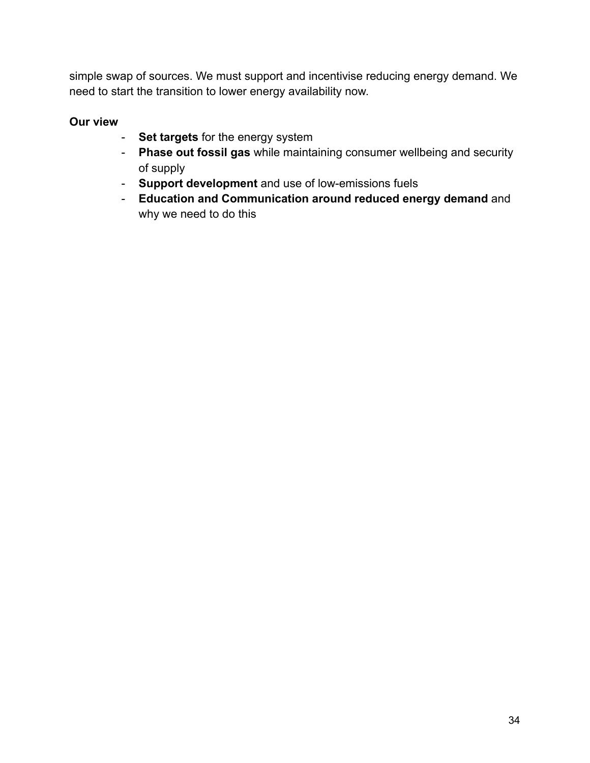simple swap of sources. We must support and incentivise reducing energy demand. We need to start the transition to lower energy availability now.

**Our view**

- **Set targets** for the energy system
- **Phase out fossil gas** while maintaining consumer wellbeing and security of supply
- **Support development** and use of low-emissions fuels
- **Education and Communication around reduced energy demand** and why we need to do this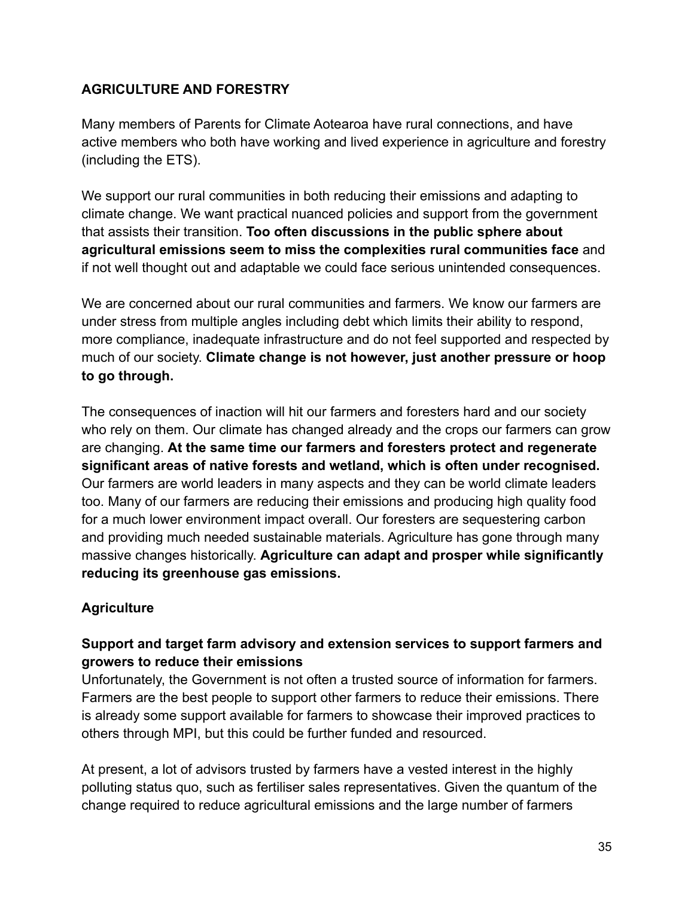## AGRICULTURE AND FORESTRY

Many members of Parents for Climate Aotearoa have rural connections, and have active members who both have working and lived experience in agriculture and forestry (including the ETS).

We support our rural communities in both reducing their emissions and adapting to climate change. We want practical nuanced policies and support from the government that assists their transition. **Too often discussions in the public sphere about agricultural emissions seem to miss the complexities rural communities face** and if not well thought out and adaptable we could face serious unintended consequences.

We are concerned about our rural communities and farmers. We know our farmers are under stress from multiple angles including debt which limits their ability to respond, more compliance, inadequate infrastructure and do not feel supported and respected by much of our society. **Climate change is not however, just another pressure or hoop to go through.**

The consequences of inaction will hit our farmers and foresters hard and our society who rely on them. Our climate has changed already and the crops our farmers can grow are changing. **At the same time our farmers and foresters protect and regenerate significant areas of native forests and wetland, which is often under recognised.** Our farmers are world leaders in many aspects and they can be world climate leaders too. Many of our farmers are reducing their emissions and producing high quality food for a much lower environment impact overall. Our foresters are sequestering carbon and providing much needed sustainable materials. Agriculture has gone through many massive changes historically. **Agriculture can adapt and prosper while significantly reducing its greenhouse gas emissions.**

### Agriculture

#### Support and target farm advisory and extension services to support farmers and growers to reduce their emissions

Unfortunately, the Government is not often a trusted source of information for farmers. Farmers are the best people to support other farmers to reduce their emissions. There is already some support available for farmers to showcase their improved practices to others through MPI, but this could be further funded and resourced.

At present, a lot of advisors trusted by farmers have a vested interest in the highly polluting status quo, such as fertiliser sales representatives. Given the quantum of the change required to reduce agricultural emissions and the large number of farmers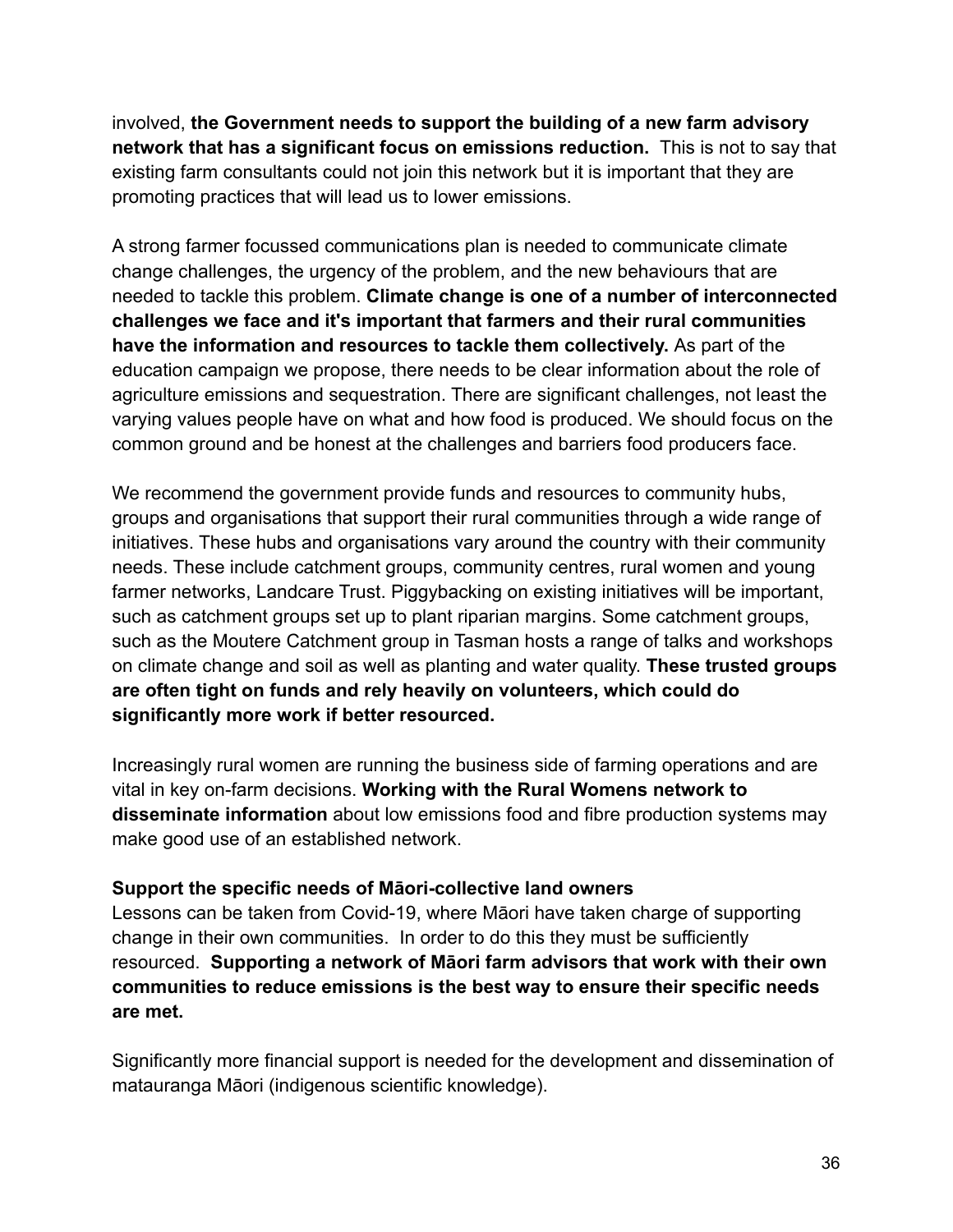involved, **the Government needs to support the building of a new farm advisory network that has a significant focus on emissions reduction.** This is not to say that existing farm consultants could not join this network but it is important that they are promoting practices that will lead us to lower emissions.

A strong farmer focussed communications plan is needed to communicate climate change challenges, the urgency of the problem, and the new behaviours that are needed to tackle this problem. **Climate change is one of a number of interconnected challenges we face and it's important that farmers and their rural communities have the information and resources to tackle them collectively.** As part of the education campaign we propose, there needs to be clear information about the role of agriculture emissions and sequestration. There are significant challenges, not least the varying values people have on what and how food is produced. We should focus on the common ground and be honest at the challenges and barriers food producers face.

We recommend the government provide funds and resources to community hubs, groups and organisations that support their rural communities through a wide range of initiatives. These hubs and organisations vary around the country with their community needs. These include catchment groups, community centres, rural women and young farmer networks, Landcare Trust. Piggybacking on existing initiatives will be important, such as catchment groups set up to plant riparian margins. Some catchment groups, such as the Moutere Catchment group in Tasman hosts a range of talks and workshops on climate change and soil as well as planting and water quality. **These trusted groups are often tight on funds and rely heavily on volunteers, which could do significantly more work if better resourced.**

Increasingly rural women are running the business side of farming operations and are vital in key on-farm decisions. **Working with the Rural Womens network to disseminate information** about low emissions food and fibre production systems may make good use of an established network.

**Support the specific needs of Māori-collective land owners**

Lessons can be taken from Covid-19, where Māori have taken charge of supporting change in their own communities. In order to do this they must be sufficiently resourced. **Supporting a network of Māori farm advisors that work with their own communities to reduce emissions is the best way to ensure their specific needs are met.**

Significantly more financial support is needed for the development and dissemination of matauranga Māori (indigenous scientific knowledge).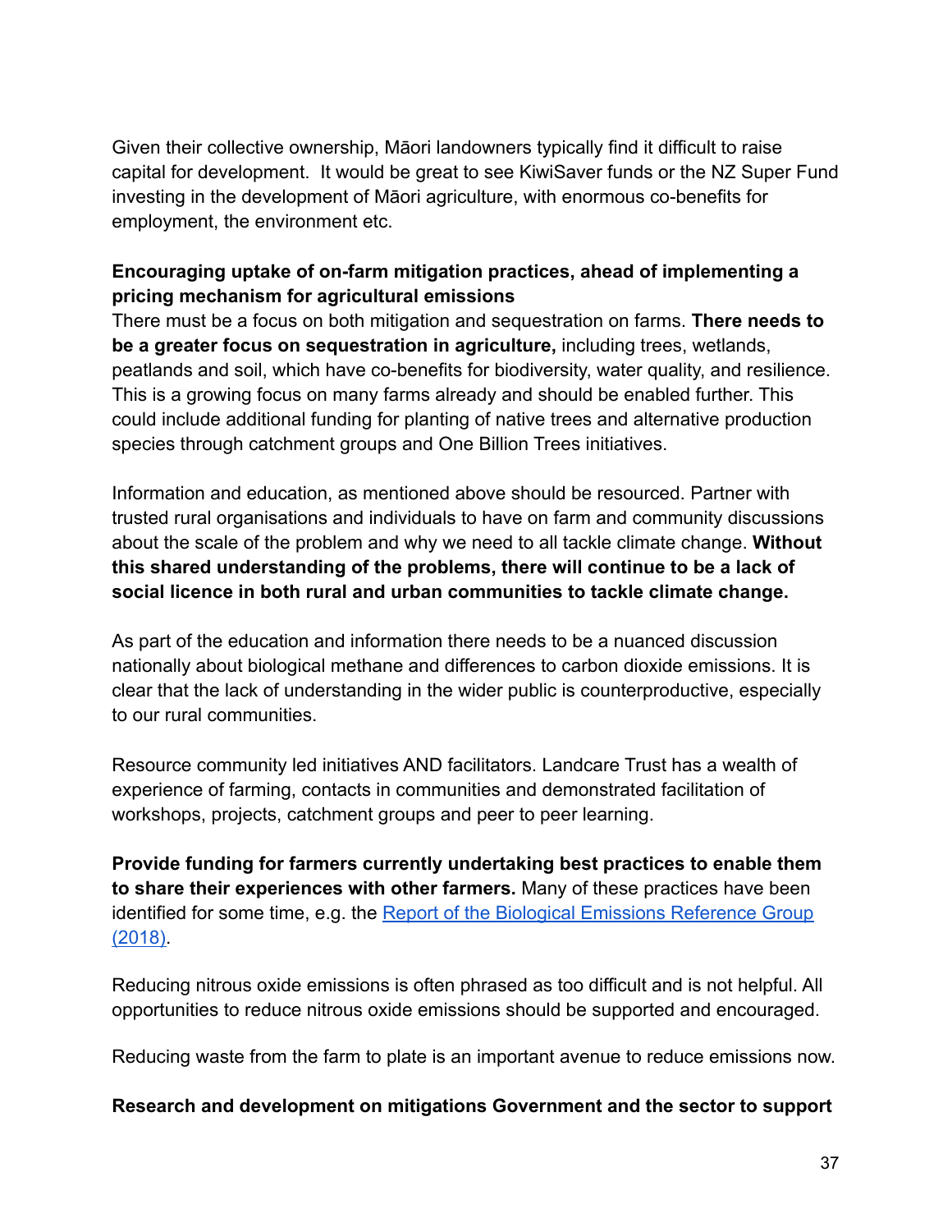Given their collective ownership, Māori landowners typically find it difficult to raise capital for development. It would be great to see KiwiSaver funds or the NZ Super Fund investing in the development of Māori agriculture, with enormous co-benefits for employment, the environment etc.

**Encouraging uptake of on-farm mitigation practices, ahead of implementing a pricing mechanism for agricultural emissions**

There must be a focus on both mitigation and sequestration on farms. **There needs to be a greater focus on sequestration in agriculture,** including trees, wetlands, peatlands and soil, which have co-benefits for biodiversity, water quality, and resilience. This is a growing focus on many farms already and should be enabled further. This could include additional funding for planting of native trees and alternative production species through catchment groups and One Billion Trees initiatives.

Information and education, as mentioned above should be resourced. Partner with trusted rural organisations and individuals to have on farm and community discussions about the scale of the problem and why we need to all tackle climate change. **Without this shared understanding of the problems, there will continue to be a lack of social licence in both rural and urban communities to tackle climate change.**

As part of the education and information there needs to be a nuanced discussion nationally about biological methane and differences to carbon dioxide emissions. It is clear that the lack of understanding in the wider public is counterproductive, especially to our rural communities.

Resource community led initiatives AND facilitators. Landcare Trust has a wealth of experience of farming, contacts in communities and demonstrated facilitation of workshops, projects, catchment groups and peer to peer learning.

**Provide funding for farmers currently undertaking best practices to enable them to share their experiences with other farmers.** Many of these practices have been identified for some time, e.g. the [Report of the Biological Emissions Reference Group (2018)](Report of the Biological Emissions Reference Group (2018)).

Reducing nitrous oxide emissions is often phrased as too difficult and is not helpful. All opportunities to reduce nitrous oxide emissions should be supported and encouraged.

Reducing waste from the farm to plate is an important avenue to reduce emissions now.

**Research and development on mitigations Government and the sector to support**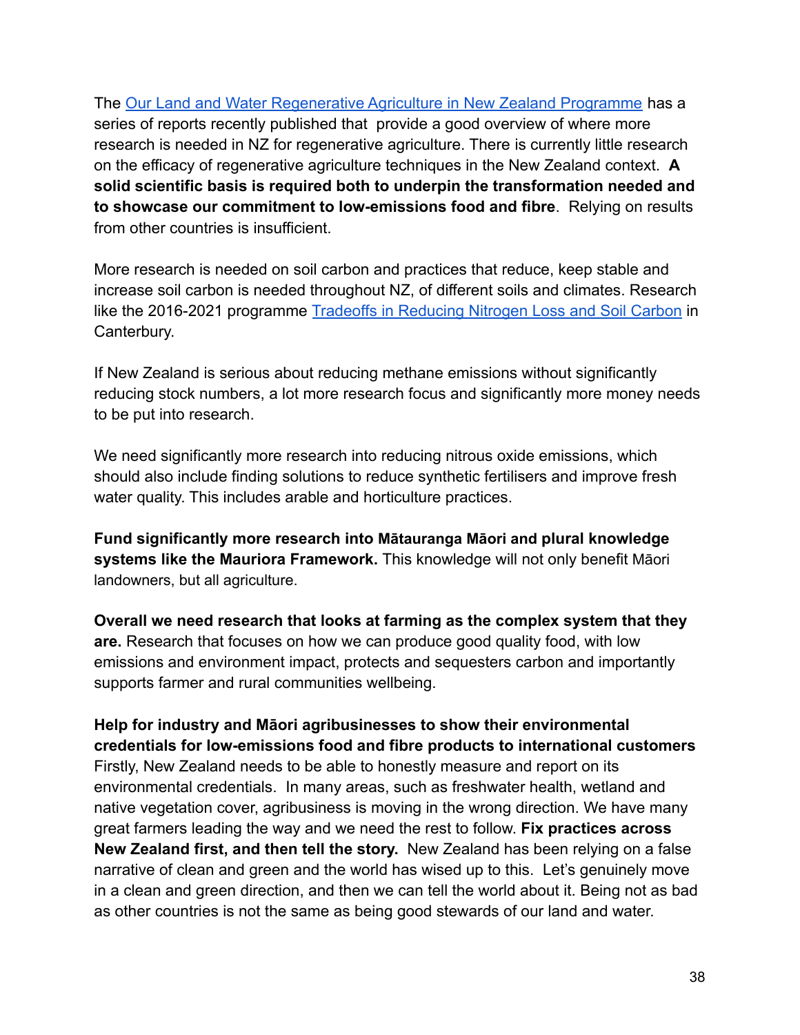The [Our Land and Water Regenerative Agriculture in New Zealand Programme]() has a series of reports recently published that provide a good overview of where more research is needed in NZ for regenerative agriculture. There is currently little research on the efficacy of regenerative agriculture techniques in the New Zealand context. **A solid scientific basis is required both to underpin the transformation needed and to showcase our commitment to low-emissions food and fibre**. Relying on results from other countries is insufficient.

More research is needed on soil carbon and practices that reduce, keep stable and increase soil carbon is needed throughout NZ, of different soils and climates. Research like the 2016-2021 programme [Tradeoffs in Reducing Nitrogen Loss and Soil Carbon]() in Canterbury.

If New Zealand is serious about reducing methane emissions without significantly reducing stock numbers, a lot more research focus and significantly more money needs to be put into research.

We need significantly more research into reducing nitrous oxide emissions, which should also include finding solutions to reduce synthetic fertilisers and improve fresh water quality. This includes arable and horticulture practices.

**Fund significantly more research into Mātauranga Māori and plural knowledge systems like the Mauriora Framework.** This knowledge will not only benefit Māori landowners, but all agriculture.

**Overall we need research that looks at farming as the complex system that they are.** Research that focuses on how we can produce good quality food, with low emissions and environment impact, protects and sequesters carbon and importantly supports farmer and rural communities wellbeing.

**Help for industry and Māori agribusinesses to show their environmental credentials for low-emissions food and fibre products to international customers**
Firstly, New Zealand needs to be able to honestly measure and report on its environmental credentials. In many areas, such as freshwater health, wetland and native vegetation cover, agribusiness is moving in the wrong direction. We have many great farmers leading the way and we need the rest to follow. **Fix practices across New Zealand first, and then tell the story.** New Zealand has been relying on a false narrative of clean and green and the world has wised up to this. Let's genuinely move in a clean and green direction, and then we can tell the world about it. Being not as bad as other countries is not the same as being good stewards of our land and water.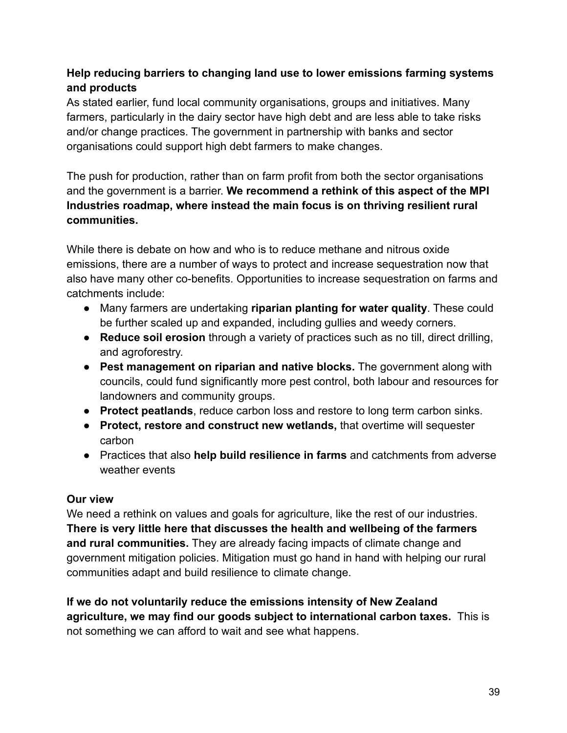**Help reducing barriers to changing land use to lower emissions farming systems and products**

As stated earlier, fund local community organisations, groups and initiatives. Many farmers, particularly in the dairy sector have high debt and are less able to take risks and/or change practices. The government in partnership with banks and sector organisations could support high debt farmers to make changes.

The push for production, rather than on farm profit from both the sector organisations and the government is a barrier. **We recommend a rethink of this aspect of the MPI Industries roadmap, where instead the main focus is on thriving resilient rural communities.**

While there is debate on how and who is to reduce methane and nitrous oxide emissions, there are a number of ways to protect and increase sequestration now that also have many other co-benefits. Opportunities to increase sequestration on farms and catchments include:

- Many farmers are undertaking **riparian planting for water quality**. These could be further scaled up and expanded, including gullies and weedy corners.
- **Reduce soil erosion** through a variety of practices such as no till, direct drilling, and agroforestry.
- **Pest management on riparian and native blocks.** The government along with councils, could fund significantly more pest control, both labour and resources for landowners and community groups.
- **Protect peatlands**, reduce carbon loss and restore to long term carbon sinks.
- **Protect, restore and construct new wetlands,** that overtime will sequester carbon
- Practices that also **help build resilience in farms** and catchments from adverse weather events

**Our view**

We need a rethink on values and goals for agriculture, like the rest of our industries. **There is very little here that discusses the health and wellbeing of the farmers and rural communities.** They are already facing impacts of climate change and government mitigation policies. Mitigation must go hand in hand with helping our rural communities adapt and build resilience to climate change.

**If we do not voluntarily reduce the emissions intensity of New Zealand agriculture, we may find our goods subject to international carbon taxes.** This is not something we can afford to wait and see what happens.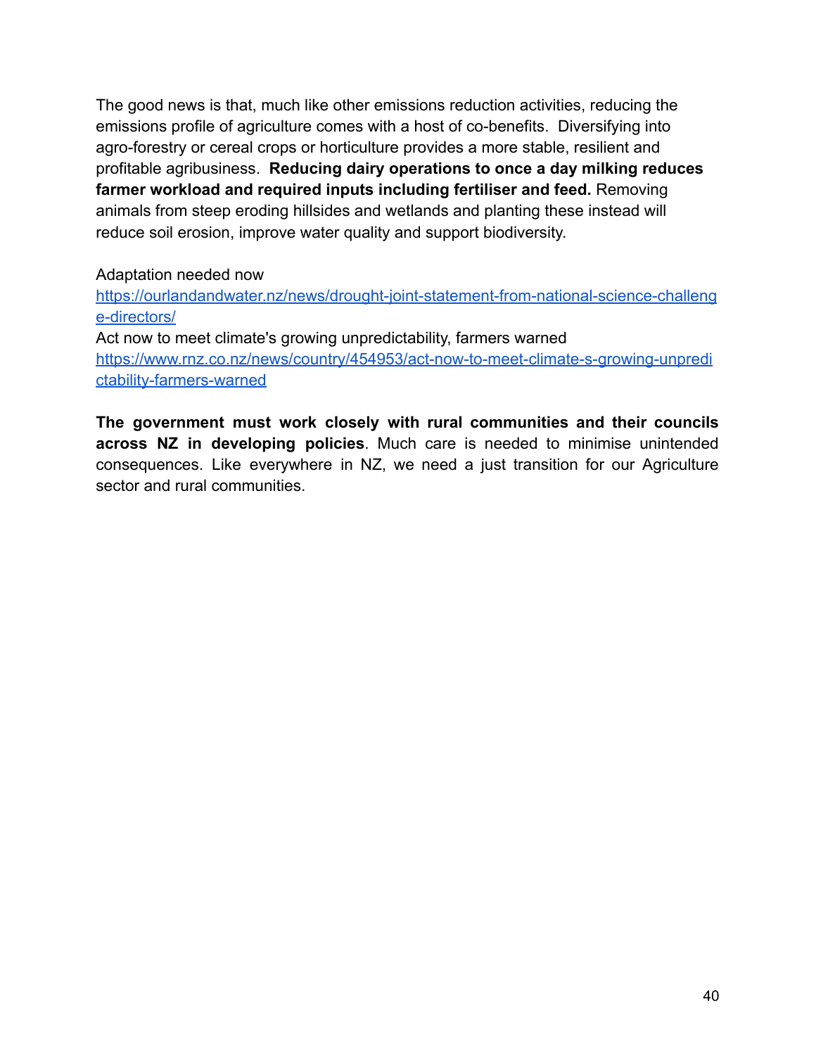The good news is that, much like other emissions reduction activities, reducing the emissions profile of agriculture comes with a host of co-benefits. Diversifying into agro-forestry or cereal crops or horticulture provides a more stable, resilient and profitable agribusiness. **Reducing dairy operations to once a day milking reduces farmer workload and required inputs including fertiliser and feed.** Removing animals from steep eroding hillsides and wetlands and planting these instead will reduce soil erosion, improve water quality and support biodiversity.

Adaptation needed now
https://ourlandandwater.nz/news/drought-joint-statement-from-national-science-challenge-directors/
Act now to meet climate's growing unpredictability, farmers warned
https://www.rnz.co.nz/news/country/454953/act-now-to-meet-climate-s-growing-unpredictability-farmers-warned

**The government must work closely with rural communities and their councils across NZ in developing policies**. Much care is needed to minimise unintended consequences. Like everywhere in NZ, we need a just transition for our Agriculture sector and rural communities.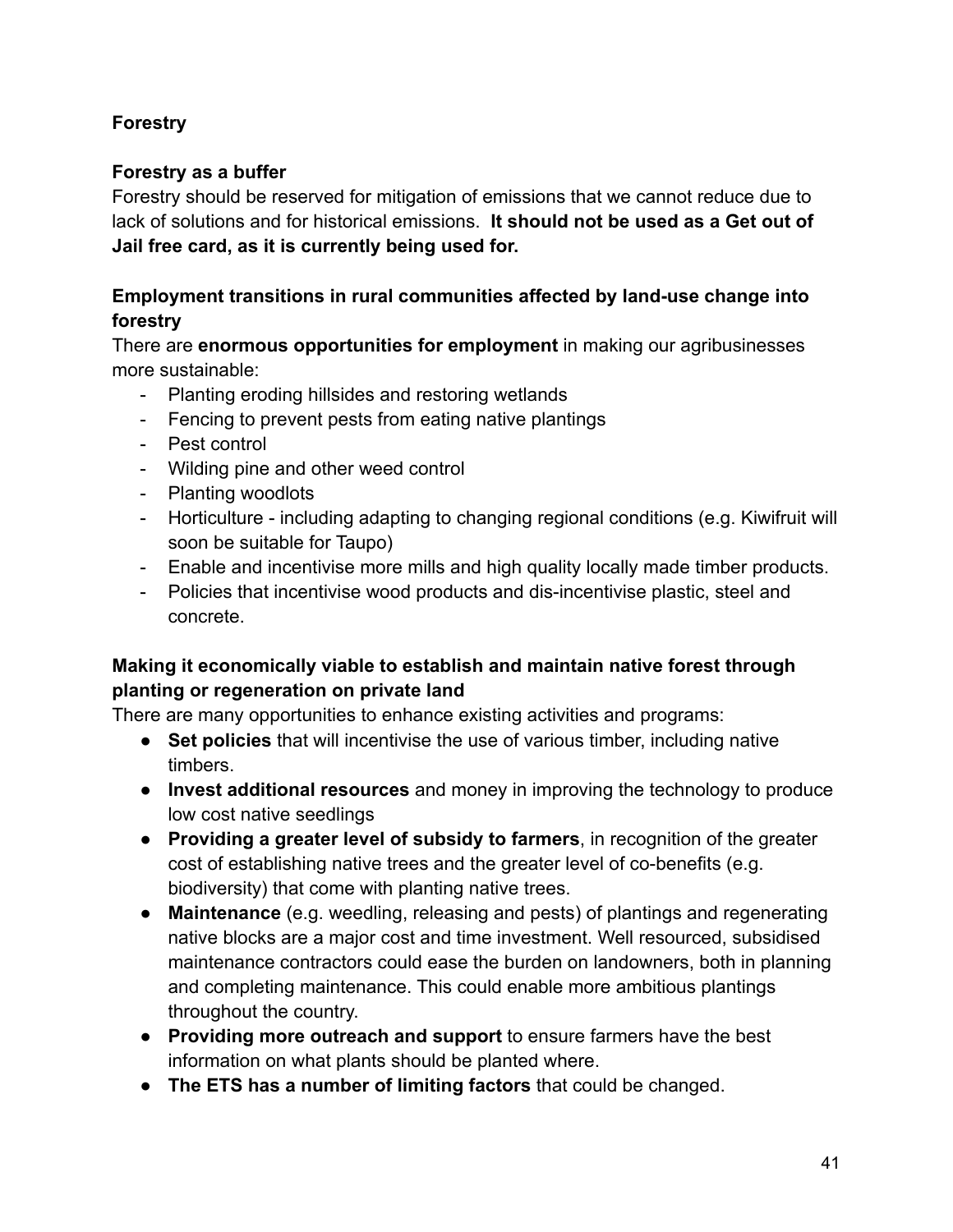## Forestry

### Forestry as a buffer

Forestry should be reserved for mitigation of emissions that we cannot reduce due to lack of solutions and for historical emissions. **It should not be used as a Get out of Jail free card, as it is currently being used for.**

### Employment transitions in rural communities affected by land-use change into forestry

There are **enormous opportunities for employment** in making our agribusinesses more sustainable:

- Planting eroding hillsides and restoring wetlands
- Fencing to prevent pests from eating native plantings
- Pest control
- Wilding pine and other weed control
- Planting woodlots
- Horticulture - including adapting to changing regional conditions (e.g. Kiwifruit will soon be suitable for Taupo)
- Enable and incentivise more mills and high quality locally made timber products.
- Policies that incentivise wood products and dis-incentivise plastic, steel and concrete.

### Making it economically viable to establish and maintain native forest through planting or regeneration on private land

There are many opportunities to enhance existing activities and programs:

- **Set policies** that will incentivise the use of various timber, including native timbers.
- **Invest additional resources** and money in improving the technology to produce low cost native seedlings
- **Providing a greater level of subsidy to farmers**, in recognition of the greater cost of establishing native trees and the greater level of co-benefits (e.g. biodiversity) that come with planting native trees.
- **Maintenance** (e.g. weedling, releasing and pests) of plantings and regenerating native blocks are a major cost and time investment. Well resourced, subsidised maintenance contractors could ease the burden on landowners, both in planning and completing maintenance. This could enable more ambitious plantings throughout the country.
- **Providing more outreach and support** to ensure farmers have the best information on what plants should be planted where.
- **The ETS has a number of limiting factors** that could be changed.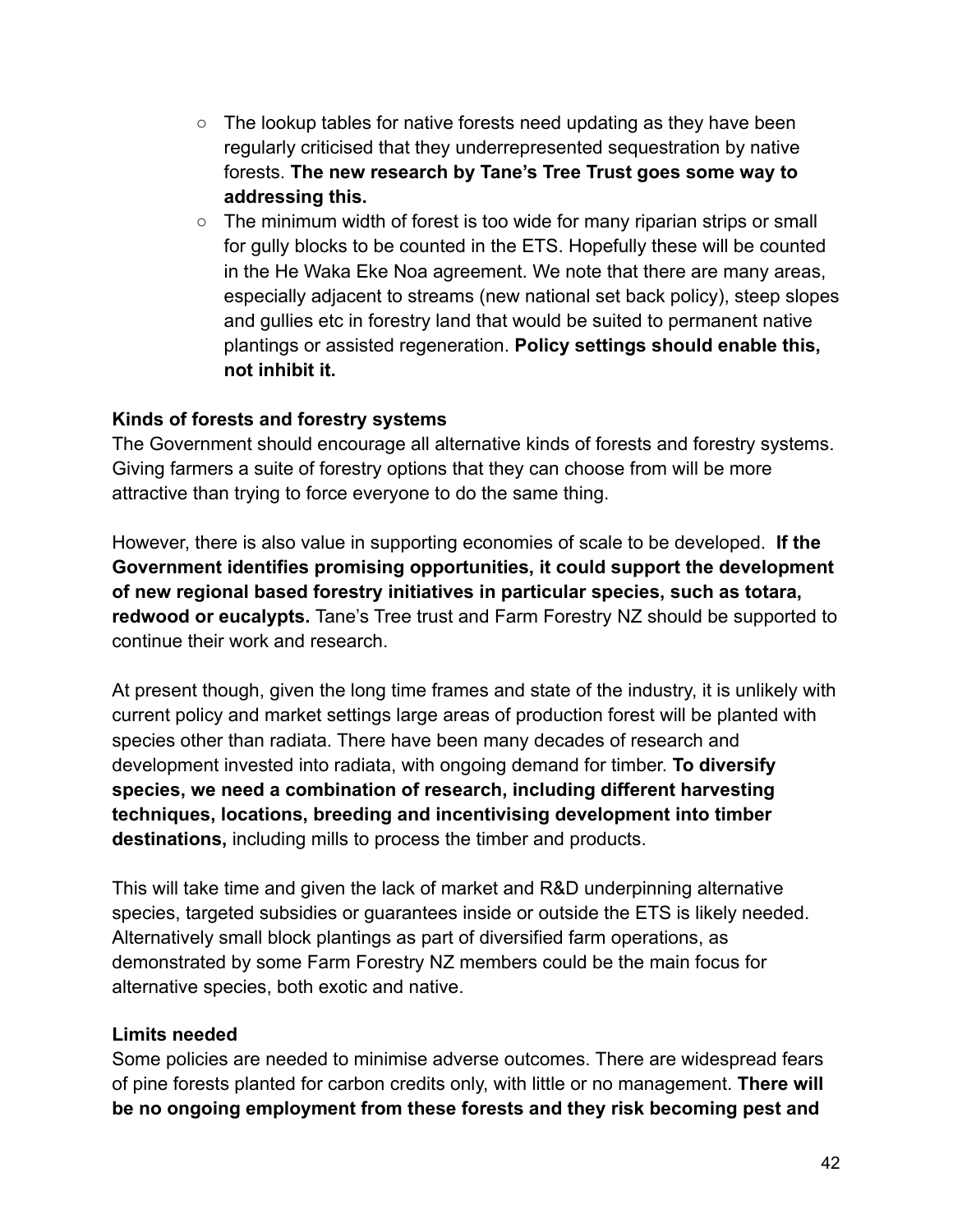- The lookup tables for native forests need updating as they have been regularly criticised that they underrepresented sequestration by native forests. **The new research by Tane's Tree Trust goes some way to addressing this.**
- The minimum width of forest is too wide for many riparian strips or small for gully blocks to be counted in the ETS. Hopefully these will be counted in the He Waka Eke Noa agreement. We note that there are many areas, especially adjacent to streams (new national set back policy), steep slopes and gullies etc in forestry land that would be suited to permanent native plantings or assisted regeneration. **Policy settings should enable this, not inhibit it.**

**Kinds of forests and forestry systems**

The Government should encourage all alternative kinds of forests and forestry systems. Giving farmers a suite of forestry options that they can choose from will be more attractive than trying to force everyone to do the same thing.

However, there is also value in supporting economies of scale to be developed. **If the Government identifies promising opportunities, it could support the development of new regional based forestry initiatives in particular species, such as totara, redwood or eucalypts.** Tane's Tree trust and Farm Forestry NZ should be supported to continue their work and research.

At present though, given the long time frames and state of the industry, it is unlikely with current policy and market settings large areas of production forest will be planted with species other than radiata. There have been many decades of research and development invested into radiata, with ongoing demand for timber. **To diversify species, we need a combination of research, including different harvesting techniques, locations, breeding and incentivising development into timber destinations,** including mills to process the timber and products.

This will take time and given the lack of market and R&D underpinning alternative species, targeted subsidies or guarantees inside or outside the ETS is likely needed. Alternatively small block plantings as part of diversified farm operations, as demonstrated by some Farm Forestry NZ members could be the main focus for alternative species, both exotic and native.

**Limits needed**

Some policies are needed to minimise adverse outcomes. There are widespread fears of pine forests planted for carbon credits only, with little or no management. **There will be no ongoing employment from these forests and they risk becoming pest and**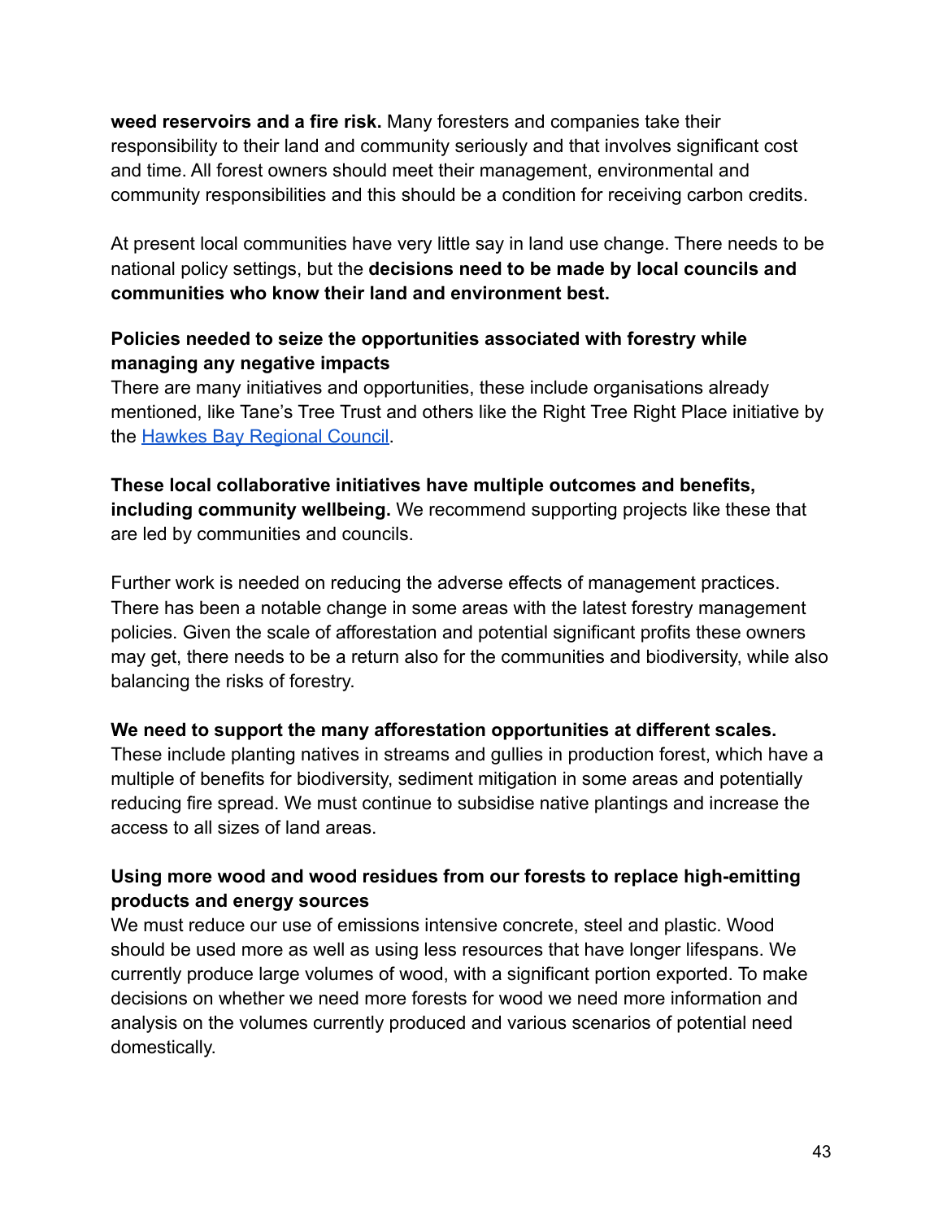**weed reservoirs and a fire risk.** Many foresters and companies take their responsibility to their land and community seriously and that involves significant cost and time. All forest owners should meet their management, environmental and community responsibilities and this should be a condition for receiving carbon credits.

At present local communities have very little say in land use change. There needs to be national policy settings, but the **decisions need to be made by local councils and communities who know their land and environment best.**

**Policies needed to seize the opportunities associated with forestry while managing any negative impacts**
There are many initiatives and opportunities, these include organisations already mentioned, like Tane's Tree Trust and others like the Right Tree Right Place initiative by the Hawkes Bay Regional Council.

**These local collaborative initiatives have multiple outcomes and benefits, including community wellbeing.** We recommend supporting projects like these that are led by communities and councils.

Further work is needed on reducing the adverse effects of management practices. There has been a notable change in some areas with the latest forestry management policies. Given the scale of afforestation and potential significant profits these owners may get, there needs to be a return also for the communities and biodiversity, while also balancing the risks of forestry.

**We need to support the many afforestation opportunities at different scales.** These include planting natives in streams and gullies in production forest, which have a multiple of benefits for biodiversity, sediment mitigation in some areas and potentially reducing fire spread. We must continue to subsidise native plantings and increase the access to all sizes of land areas.

**Using more wood and wood residues from our forests to replace high-emitting products and energy sources**
We must reduce our use of emissions intensive concrete, steel and plastic. Wood should be used more as well as using less resources that have longer lifespans. We currently produce large volumes of wood, with a significant portion exported. To make decisions on whether we need more forests for wood we need more information and analysis on the volumes currently produced and various scenarios of potential need domestically.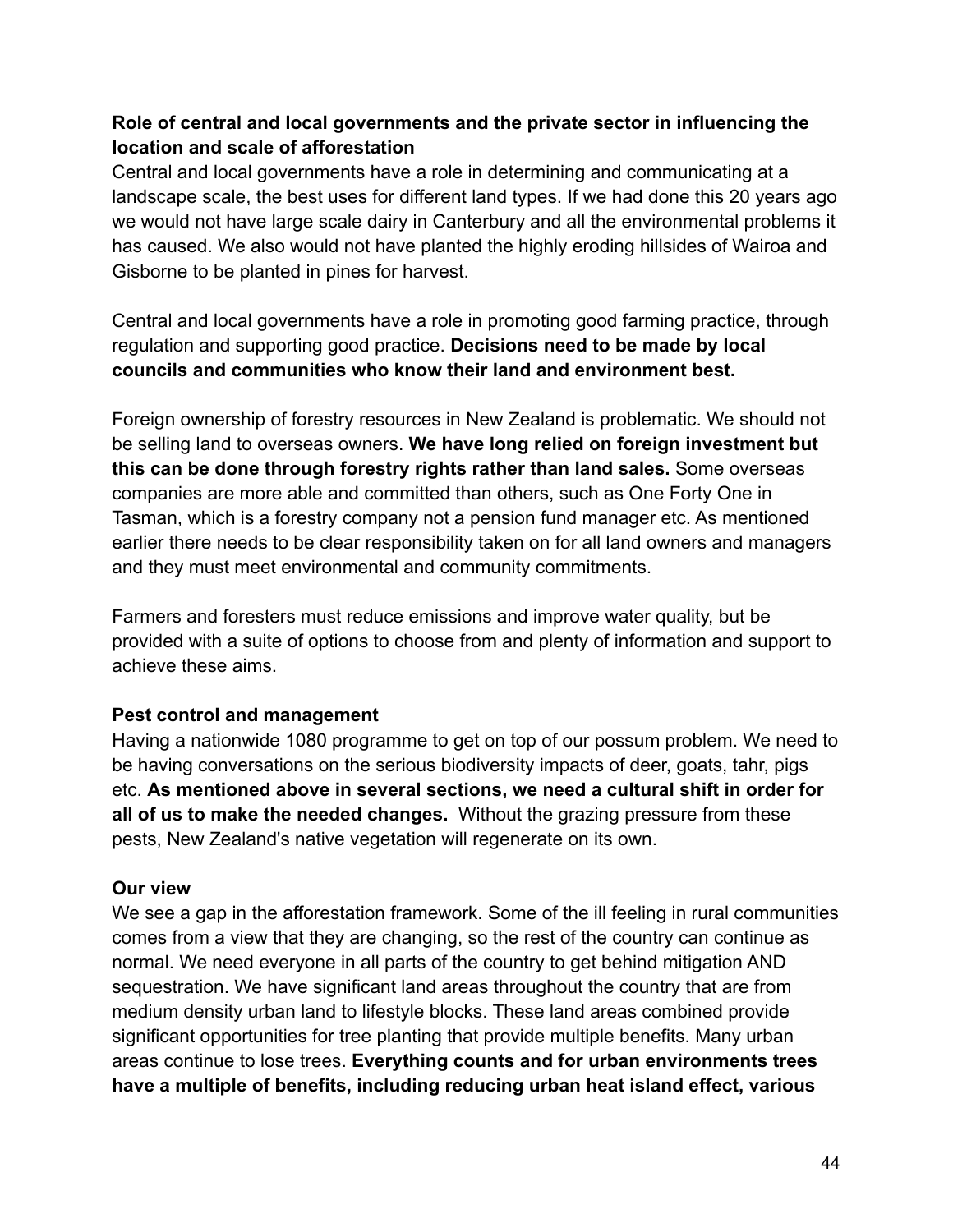**Role of central and local governments and the private sector in influencing the location and scale of afforestation**
Central and local governments have a role in determining and communicating at a landscape scale, the best uses for different land types. If we had done this 20 years ago we would not have large scale dairy in Canterbury and all the environmental problems it has caused. We also would not have planted the highly eroding hillsides of Wairoa and Gisborne to be planted in pines for harvest.

Central and local governments have a role in promoting good farming practice, through regulation and supporting good practice. **Decisions need to be made by local councils and communities who know their land and environment best.**

Foreign ownership of forestry resources in New Zealand is problematic. We should not be selling land to overseas owners. **We have long relied on foreign investment but this can be done through forestry rights rather than land sales.** Some overseas companies are more able and committed than others, such as One Forty One in Tasman, which is a forestry company not a pension fund manager etc. As mentioned earlier there needs to be clear responsibility taken on for all land owners and managers and they must meet environmental and community commitments.

Farmers and foresters must reduce emissions and improve water quality, but be provided with a suite of options to choose from and plenty of information and support to achieve these aims.

**Pest control and management**
Having a nationwide 1080 programme to get on top of our possum problem. We need to be having conversations on the serious biodiversity impacts of deer, goats, tahr, pigs etc. **As mentioned above in several sections, we need a cultural shift in order for all of us to make the needed changes.** Without the grazing pressure from these pests, New Zealand's native vegetation will regenerate on its own.

**Our view**
We see a gap in the afforestation framework. Some of the ill feeling in rural communities comes from a view that they are changing, so the rest of the country can continue as normal. We need everyone in all parts of the country to get behind mitigation AND sequestration. We have significant land areas throughout the country that are from medium density urban land to lifestyle blocks. These land areas combined provide significant opportunities for tree planting that provide multiple benefits. Many urban areas continue to lose trees. **Everything counts and for urban environments trees have a multiple of benefits, including reducing urban heat island effect, various**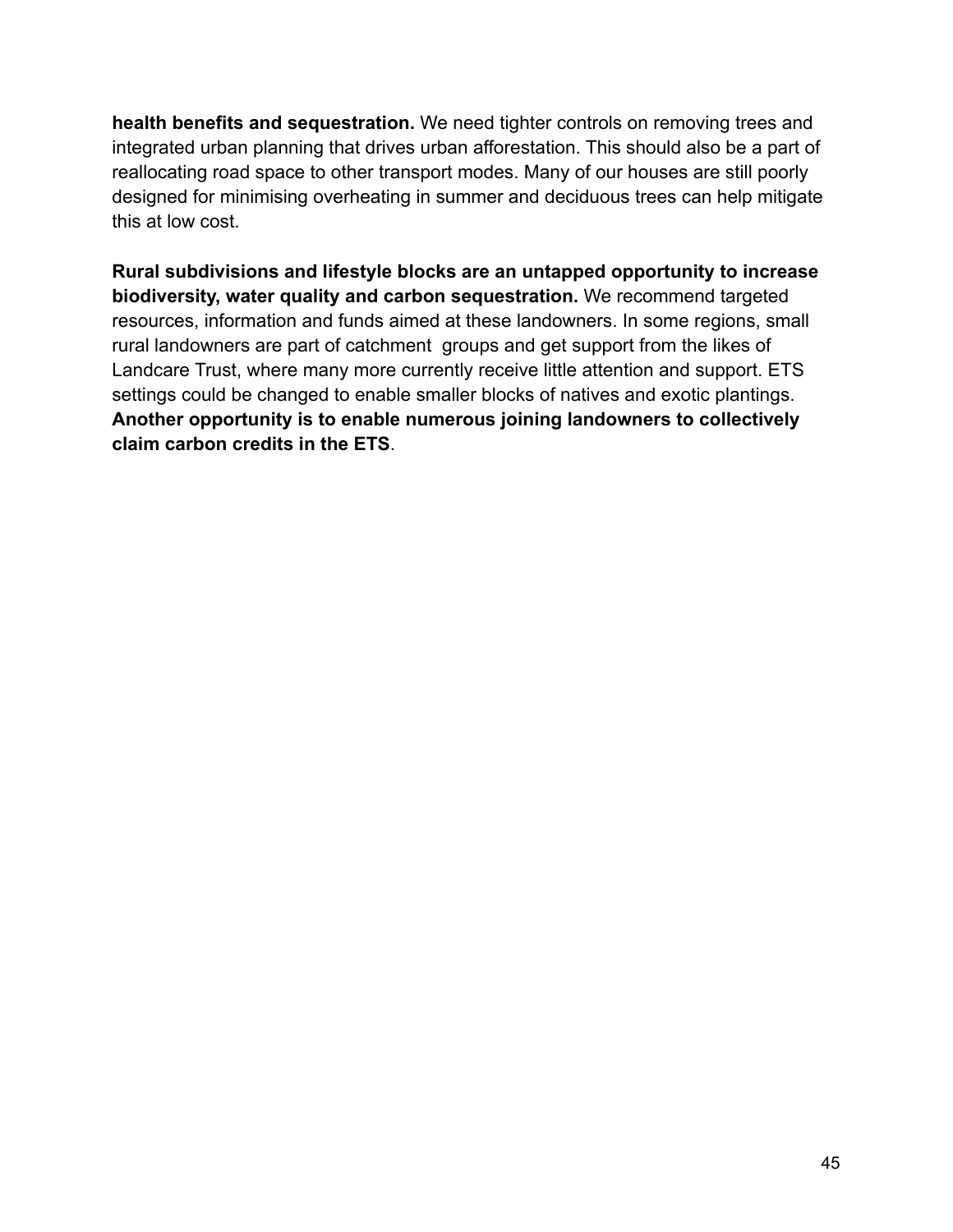**health benefits and sequestration.** We need tighter controls on removing trees and integrated urban planning that drives urban afforestation. This should also be a part of reallocating road space to other transport modes. Many of our houses are still poorly designed for minimising overheating in summer and deciduous trees can help mitigate this at low cost.

**Rural subdivisions and lifestyle blocks are an untapped opportunity to increase biodiversity, water quality and carbon sequestration.** We recommend targeted resources, information and funds aimed at these landowners. In some regions, small rural landowners are part of catchment groups and get support from the likes of Landcare Trust, where many more currently receive little attention and support. ETS settings could be changed to enable smaller blocks of natives and exotic plantings. **Another opportunity is to enable numerous joining landowners to collectively claim carbon credits in the ETS**.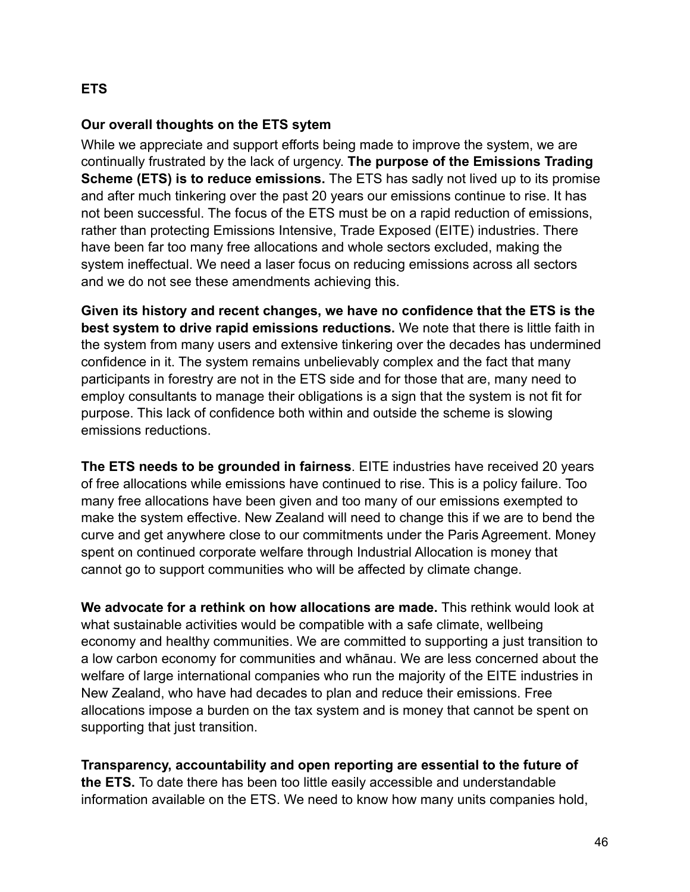## ETS

### Our overall thoughts on the ETS sytem

While we appreciate and support efforts being made to improve the system, we are continually frustrated by the lack of urgency. **The purpose of the Emissions Trading Scheme (ETS) is to reduce emissions.** The ETS has sadly not lived up to its promise and after much tinkering over the past 20 years our emissions continue to rise. It has not been successful. The focus of the ETS must be on a rapid reduction of emissions, rather than protecting Emissions Intensive, Trade Exposed (EITE) industries. There have been far too many free allocations and whole sectors excluded, making the system ineffectual. We need a laser focus on reducing emissions across all sectors and we do not see these amendments achieving this.

**Given its history and recent changes, we have no confidence that the ETS is the best system to drive rapid emissions reductions.** We note that there is little faith in the system from many users and extensive tinkering over the decades has undermined confidence in it. The system remains unbelievably complex and the fact that many participants in forestry are not in the ETS side and for those that are, many need to employ consultants to manage their obligations is a sign that the system is not fit for purpose. This lack of confidence both within and outside the scheme is slowing emissions reductions.

**The ETS needs to be grounded in fairness**. EITE industries have received 20 years of free allocations while emissions have continued to rise. This is a policy failure. Too many free allocations have been given and too many of our emissions exempted to make the system effective. New Zealand will need to change this if we are to bend the curve and get anywhere close to our commitments under the Paris Agreement. Money spent on continued corporate welfare through Industrial Allocation is money that cannot go to support communities who will be affected by climate change.

**We advocate for a rethink on how allocations are made.** This rethink would look at what sustainable activities would be compatible with a safe climate, wellbeing economy and healthy communities. We are committed to supporting a just transition to a low carbon economy for communities and whānau. We are less concerned about the welfare of large international companies who run the majority of the EITE industries in New Zealand, who have had decades to plan and reduce their emissions. Free allocations impose a burden on the tax system and is money that cannot be spent on supporting that just transition.

**Transparency, accountability and open reporting are essential to the future of the ETS.** To date there has been too little easily accessible and understandable information available on the ETS. We need to know how many units companies hold,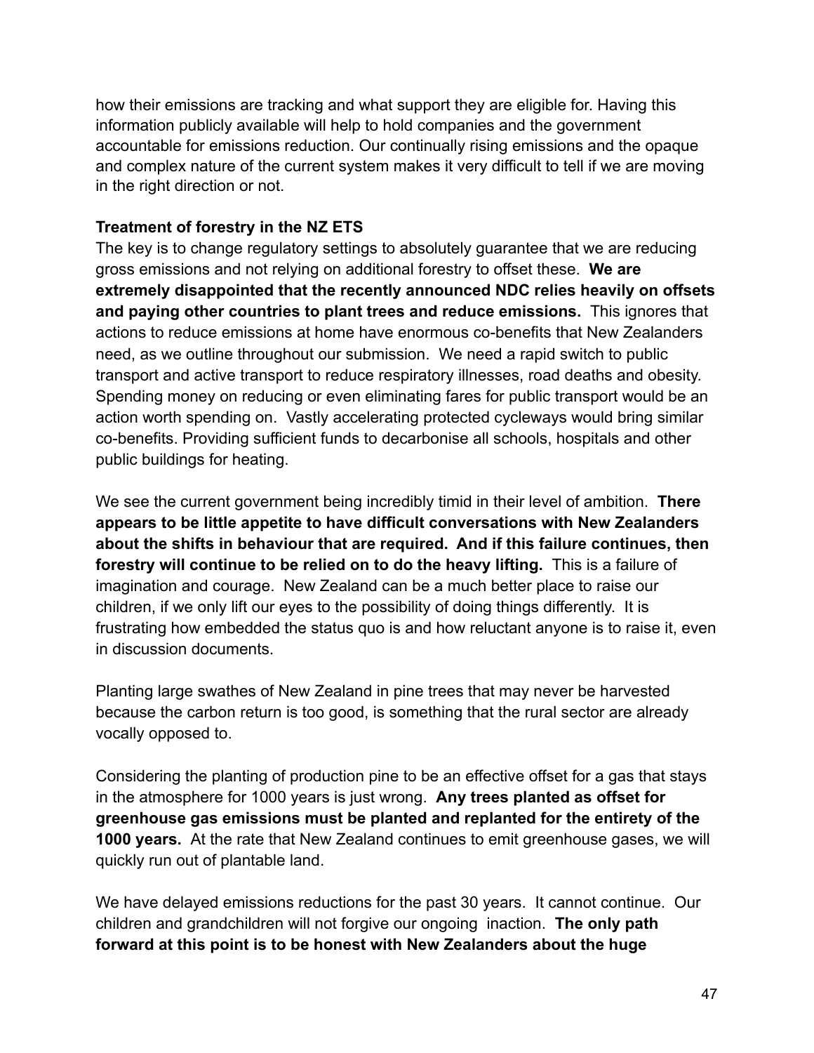how their emissions are tracking and what support they are eligible for. Having this information publicly available will help to hold companies and the government accountable for emissions reduction. Our continually rising emissions and the opaque and complex nature of the current system makes it very difficult to tell if we are moving in the right direction or not.

**Treatment of forestry in the NZ ETS**

The key is to change regulatory settings to absolutely guarantee that we are reducing gross emissions and not relying on additional forestry to offset these. **We are extremely disappointed that the recently announced NDC relies heavily on offsets and paying other countries to plant trees and reduce emissions.** This ignores that actions to reduce emissions at home have enormous co-benefits that New Zealanders need, as we outline throughout our submission. We need a rapid switch to public transport and active transport to reduce respiratory illnesses, road deaths and obesity. Spending money on reducing or even eliminating fares for public transport would be an action worth spending on. Vastly accelerating protected cycleways would bring similar co-benefits. Providing sufficient funds to decarbonise all schools, hospitals and other public buildings for heating.

We see the current government being incredibly timid in their level of ambition. **There appears to be little appetite to have difficult conversations with New Zealanders about the shifts in behaviour that are required. And if this failure continues, then forestry will continue to be relied on to do the heavy lifting.** This is a failure of imagination and courage. New Zealand can be a much better place to raise our children, if we only lift our eyes to the possibility of doing things differently. It is frustrating how embedded the status quo is and how reluctant anyone is to raise it, even in discussion documents.

Planting large swathes of New Zealand in pine trees that may never be harvested because the carbon return is too good, is something that the rural sector are already vocally opposed to.

Considering the planting of production pine to be an effective offset for a gas that stays in the atmosphere for 1000 years is just wrong. **Any trees planted as offset for greenhouse gas emissions must be planted and replanted for the entirety of the 1000 years.** At the rate that New Zealand continues to emit greenhouse gases, we will quickly run out of plantable land.

We have delayed emissions reductions for the past 30 years. It cannot continue. Our children and grandchildren will not forgive our ongoing inaction. **The only path forward at this point is to be honest with New Zealanders about the huge**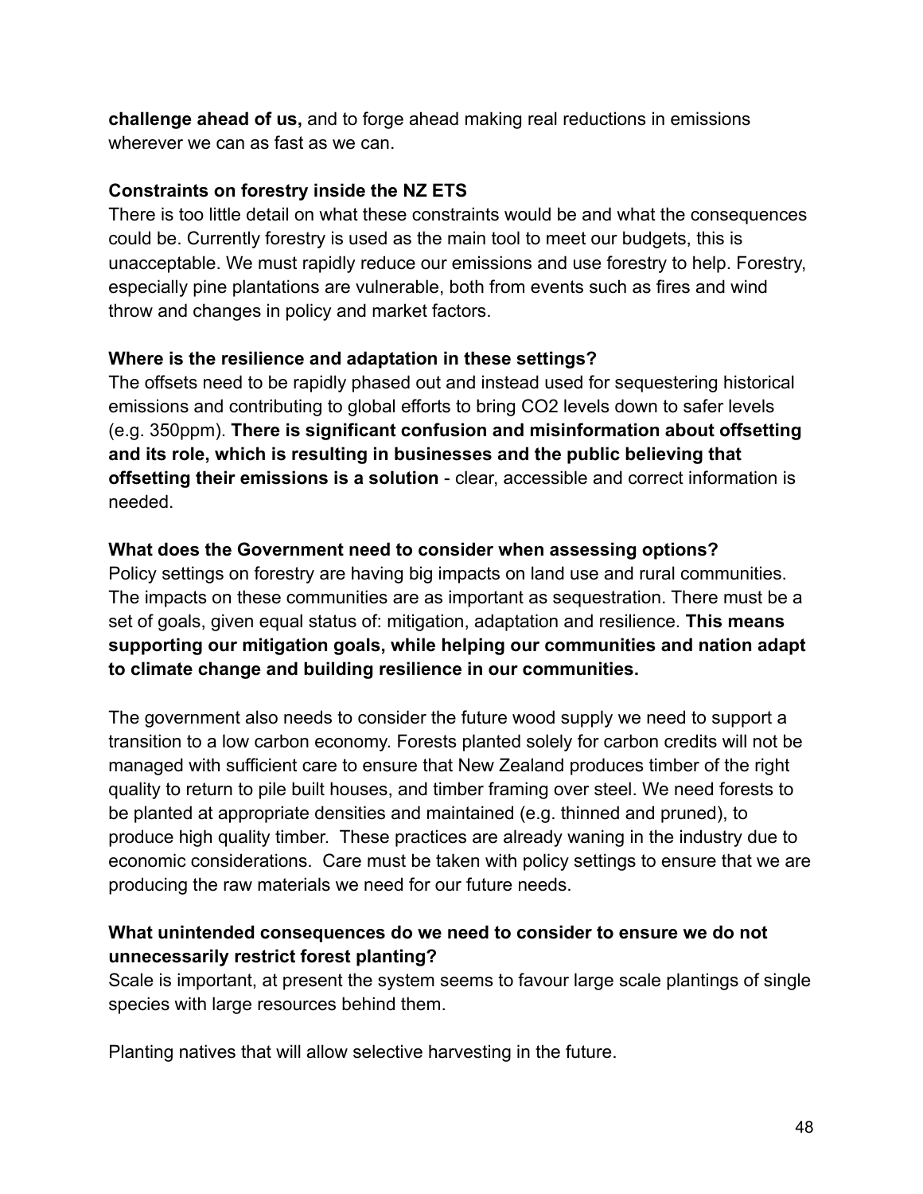**challenge ahead of us,** and to forge ahead making real reductions in emissions wherever we can as fast as we can.

**Constraints on forestry inside the NZ ETS**

There is too little detail on what these constraints would be and what the consequences could be. Currently forestry is used as the main tool to meet our budgets, this is unacceptable. We must rapidly reduce our emissions and use forestry to help. Forestry, especially pine plantations are vulnerable, both from events such as fires and wind throw and changes in policy and market factors.

**Where is the resilience and adaptation in these settings?**

The offsets need to be rapidly phased out and instead used for sequestering historical emissions and contributing to global efforts to bring CO2 levels down to safer levels (e.g. 350ppm). **There is significant confusion and misinformation about offsetting and its role, which is resulting in businesses and the public believing that offsetting their emissions is a solution** - clear, accessible and correct information is needed.

**What does the Government need to consider when assessing options?**

Policy settings on forestry are having big impacts on land use and rural communities. The impacts on these communities are as important as sequestration. There must be a set of goals, given equal status of: mitigation, adaptation and resilience. **This means supporting our mitigation goals, while helping our communities and nation adapt to climate change and building resilience in our communities.**

The government also needs to consider the future wood supply we need to support a transition to a low carbon economy. Forests planted solely for carbon credits will not be managed with sufficient care to ensure that New Zealand produces timber of the right quality to return to pile built houses, and timber framing over steel. We need forests to be planted at appropriate densities and maintained (e.g. thinned and pruned), to produce high quality timber. These practices are already waning in the industry due to economic considerations. Care must be taken with policy settings to ensure that we are producing the raw materials we need for our future needs.

**What unintended consequences do we need to consider to ensure we do not unnecessarily restrict forest planting?**

Scale is important, at present the system seems to favour large scale plantings of single species with large resources behind them.

Planting natives that will allow selective harvesting in the future.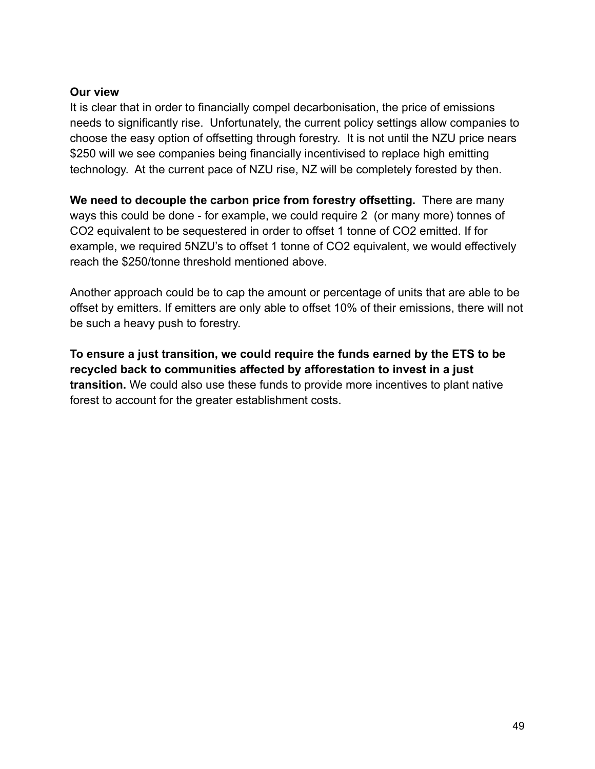**Our view**

It is clear that in order to financially compel decarbonisation, the price of emissions needs to significantly rise. Unfortunately, the current policy settings allow companies to choose the easy option of offsetting through forestry. It is not until the NZU price nears $250 will we see companies being financially incentivised to replace high emitting technology. At the current pace of NZU rise, NZ will be completely forested by then.

**We need to decouple the carbon price from forestry offsetting.** There are many ways this could be done - for example, we could require 2 (or many more) tonnes of $CO_2$ equivalent to be sequestered in order to offset 1 tonne of $CO_2$ emitted. If for example, we required 5NZU's to offset 1 tonne of $CO_2$ equivalent, we would effectively reach the $250/tonne threshold mentioned above.

Another approach could be to cap the amount or percentage of units that are able to be offset by emitters. If emitters are only able to offset 10% of their emissions, there will not be such a heavy push to forestry.

**To ensure a just transition, we could require the funds earned by the ETS to be recycled back to communities affected by afforestation to invest in a just transition.** We could also use these funds to provide more incentives to plant native forest to account for the greater establishment costs.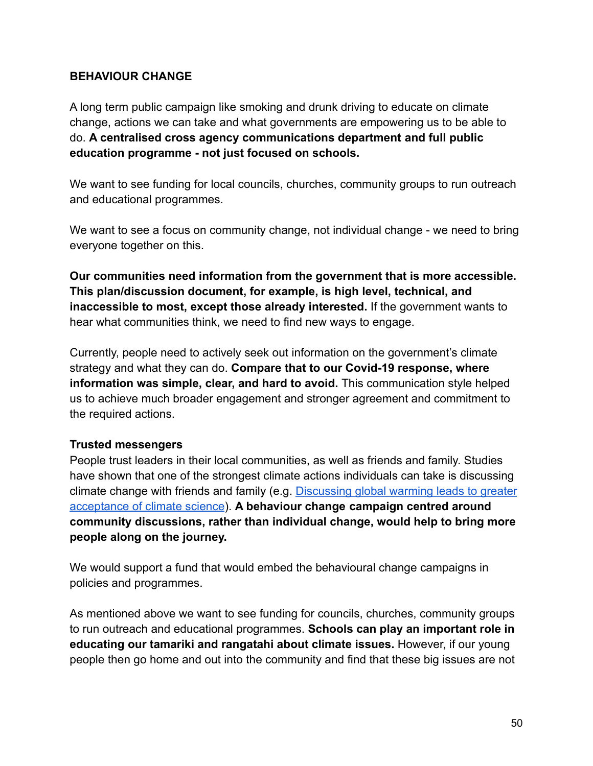**BEHAVIOUR CHANGE**

A long term public campaign like smoking and drunk driving to educate on climate change, actions we can take and what governments are empowering us to be able to do. **A centralised cross agency communications department and full public education programme - not just focused on schools.**

We want to see funding for local councils, churches, community groups to run outreach and educational programmes.

We want to see a focus on community change, not individual change - we need to bring everyone together on this.

**Our communities need information from the government that is more accessible. This plan/discussion document, for example, is high level, technical, and inaccessible to most, except those already interested.** If the government wants to hear what communities think, we need to find new ways to engage.

Currently, people need to actively seek out information on the government's climate strategy and what they can do. **Compare that to our Covid-19 response, where information was simple, clear, and hard to avoid.** This communication style helped us to achieve much broader engagement and stronger agreement and commitment to the required actions.

**Trusted messengers**
People trust leaders in their local communities, as well as friends and family. Studies have shown that one of the strongest climate actions individuals can take is discussing climate change with friends and family (e.g. Discussing global warming leads to greater acceptance of climate science). **A behaviour change campaign centred around community discussions, rather than individual change, would help to bring more people along on the journey.**

We would support a fund that would embed the behavioural change campaigns in policies and programmes.

As mentioned above we want to see funding for councils, churches, community groups to run outreach and educational programmes. **Schools can play an important role in educating our tamariki and rangatahi about climate issues.** However, if our young people then go home and out into the community and find that these big issues are not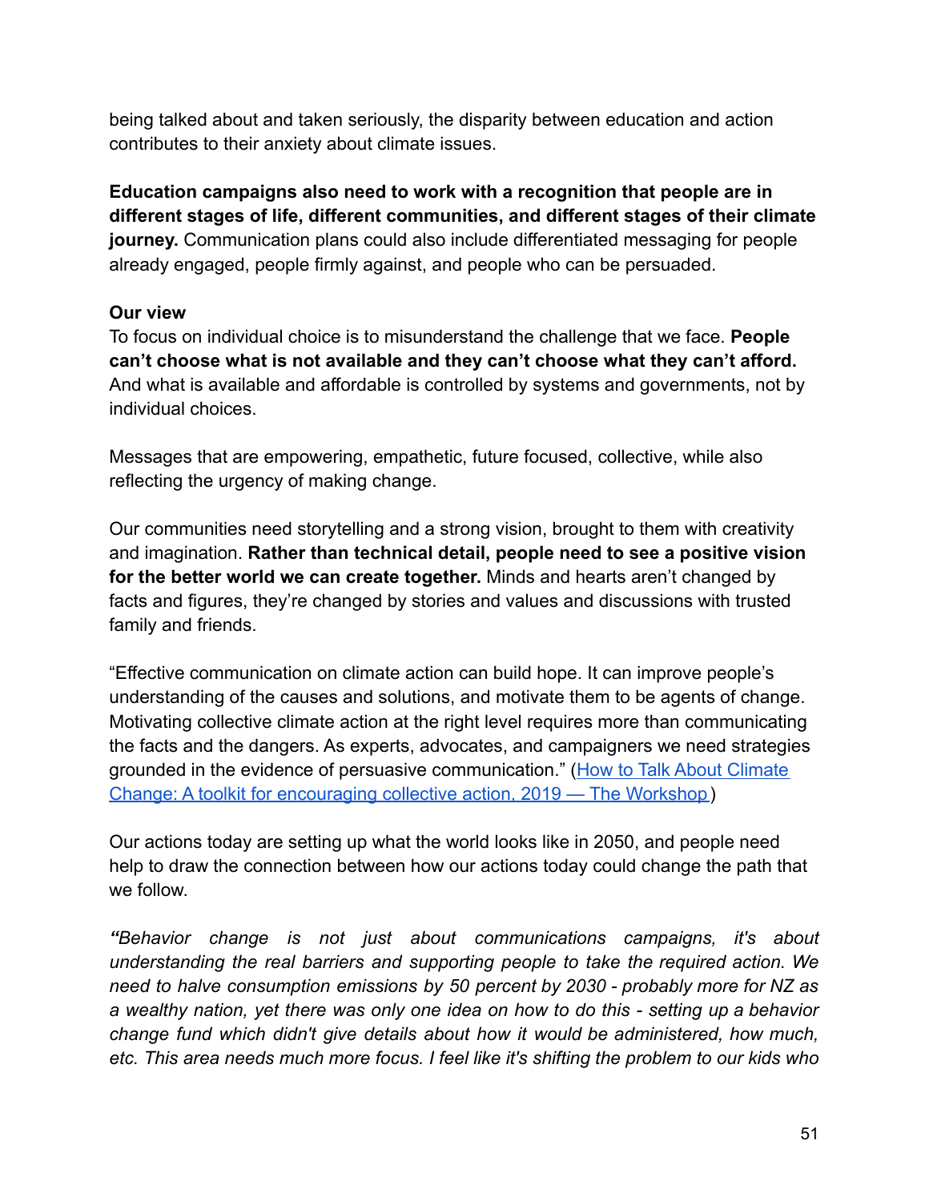being talked about and taken seriously, the disparity between education and action contributes to their anxiety about climate issues.

**Education campaigns also need to work with a recognition that people are in different stages of life, different communities, and different stages of their climate journey.** Communication plans could also include differentiated messaging for people already engaged, people firmly against, and people who can be persuaded.

**Our view**

To focus on individual choice is to misunderstand the challenge that we face. **People can't choose what is not available and they can't choose what they can't afford.** And what is available and affordable is controlled by systems and governments, not by individual choices.

Messages that are empowering, empathetic, future focused, collective, while also reflecting the urgency of making change.

Our communities need storytelling and a strong vision, brought to them with creativity and imagination. **Rather than technical detail, people need to see a positive vision for the better world we can create together.** Minds and hearts aren't changed by facts and figures, they're changed by stories and values and discussions with trusted family and friends.

"Effective communication on climate action can build hope. It can improve people's understanding of the causes and solutions, and motivate them to be agents of change. Motivating collective climate action at the right level requires more than communicating the facts and the dangers. As experts, advocates, and campaigners we need strategies grounded in the evidence of persuasive communication." ([How to Talk About Climate Change: A toolkit for encouraging collective action, 2019 — The Workshop](#))

Our actions today are setting up what the world looks like in 2050, and people need help to draw the connection between how our actions today could change the path that we follow.

*"Behavior change is not just about communications campaigns, it's about understanding the real barriers and supporting people to take the required action. We need to halve consumption emissions by 50 percent by 2030 - probably more for NZ as a wealthy nation, yet there was only one idea on how to do this - setting up a behavior change fund which didn't give details about how it would be administered, how much, etc. This area needs much more focus. I feel like it's shifting the problem to our kids who*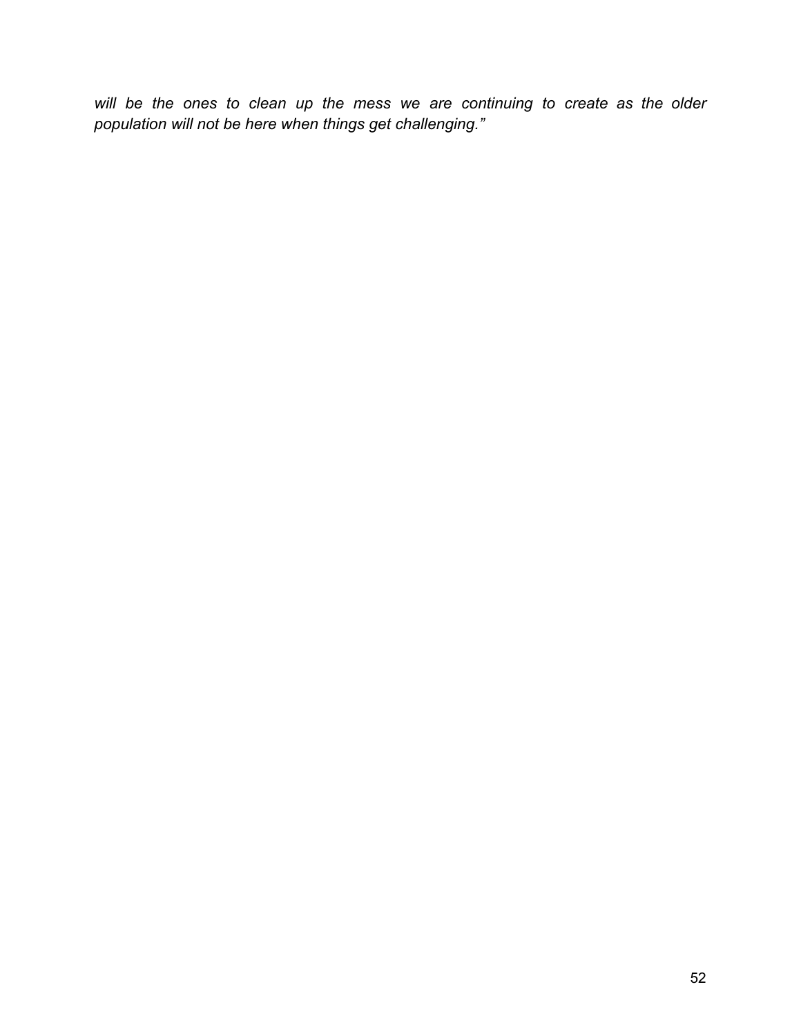*will be the ones to clean up the mess we are continuing to create as the older population will not be here when things get challenging."*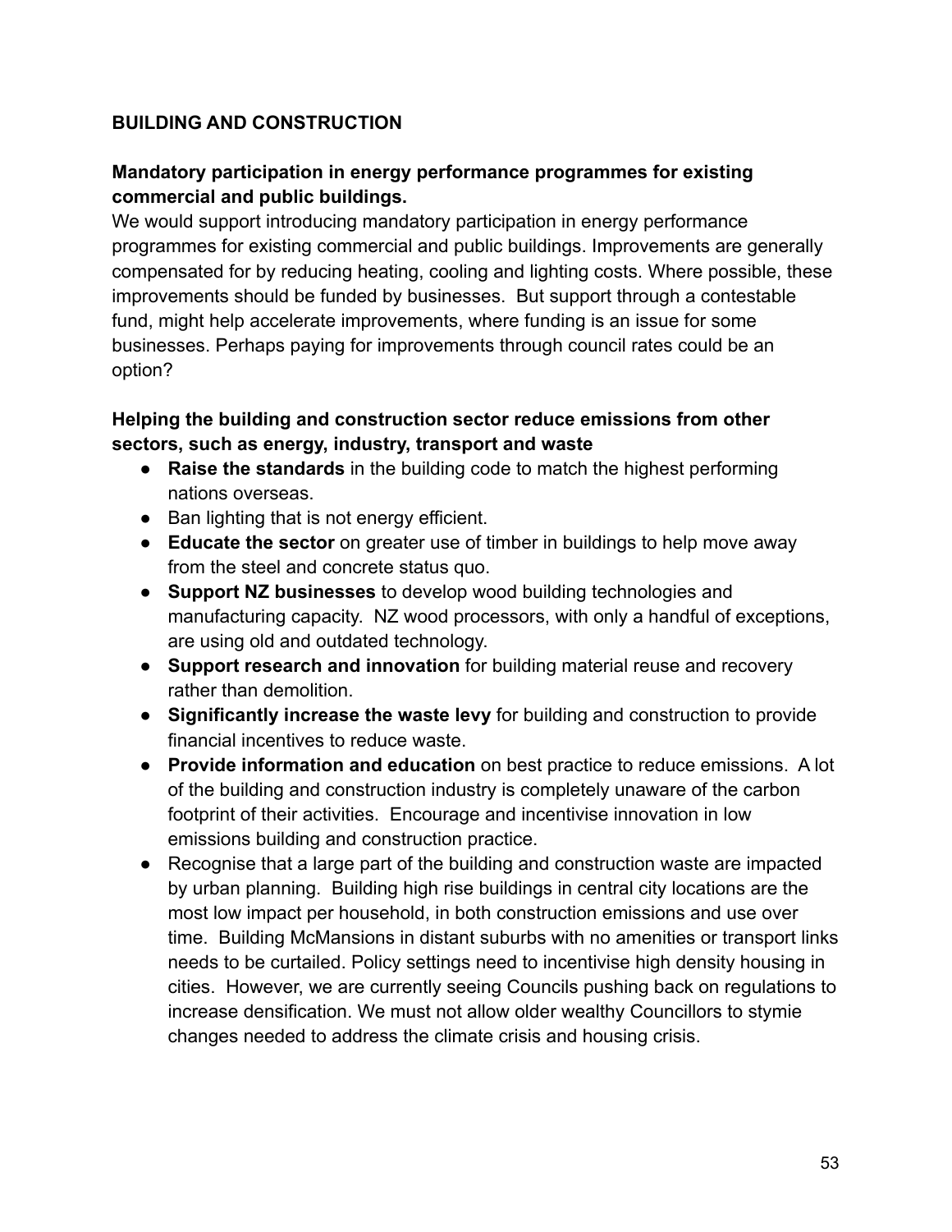## BUILDING AND CONSTRUCTION

### Mandatory participation in energy performance programmes for existing commercial and public buildings.

We would support introducing mandatory participation in energy performance programmes for existing commercial and public buildings. Improvements are generally compensated for by reducing heating, cooling and lighting costs. Where possible, these improvements should be funded by businesses. But support through a contestable fund, might help accelerate improvements, where funding is an issue for some businesses. Perhaps paying for improvements through council rates could be an option?

### Helping the building and construction sector reduce emissions from other sectors, such as energy, industry, transport and waste

- **Raise the standards** in the building code to match the highest performing nations overseas.
- Ban lighting that is not energy efficient.
- **Educate the sector** on greater use of timber in buildings to help move away from the steel and concrete status quo.
- **Support NZ businesses** to develop wood building technologies and manufacturing capacity. NZ wood processors, with only a handful of exceptions, are using old and outdated technology.
- **Support research and innovation** for building material reuse and recovery rather than demolition.
- **Significantly increase the waste levy** for building and construction to provide financial incentives to reduce waste.
- **Provide information and education** on best practice to reduce emissions. A lot of the building and construction industry is completely unaware of the carbon footprint of their activities. Encourage and incentivise innovation in low emissions building and construction practice.
- Recognise that a large part of the building and construction waste are impacted by urban planning. Building high rise buildings in central city locations are the most low impact per household, in both construction emissions and use over time. Building McMansions in distant suburbs with no amenities or transport links needs to be curtailed. Policy settings need to incentivise high density housing in cities. However, we are currently seeing Councils pushing back on regulations to increase densification. We must not allow older wealthy Councillors to stymie changes needed to address the climate crisis and housing crisis.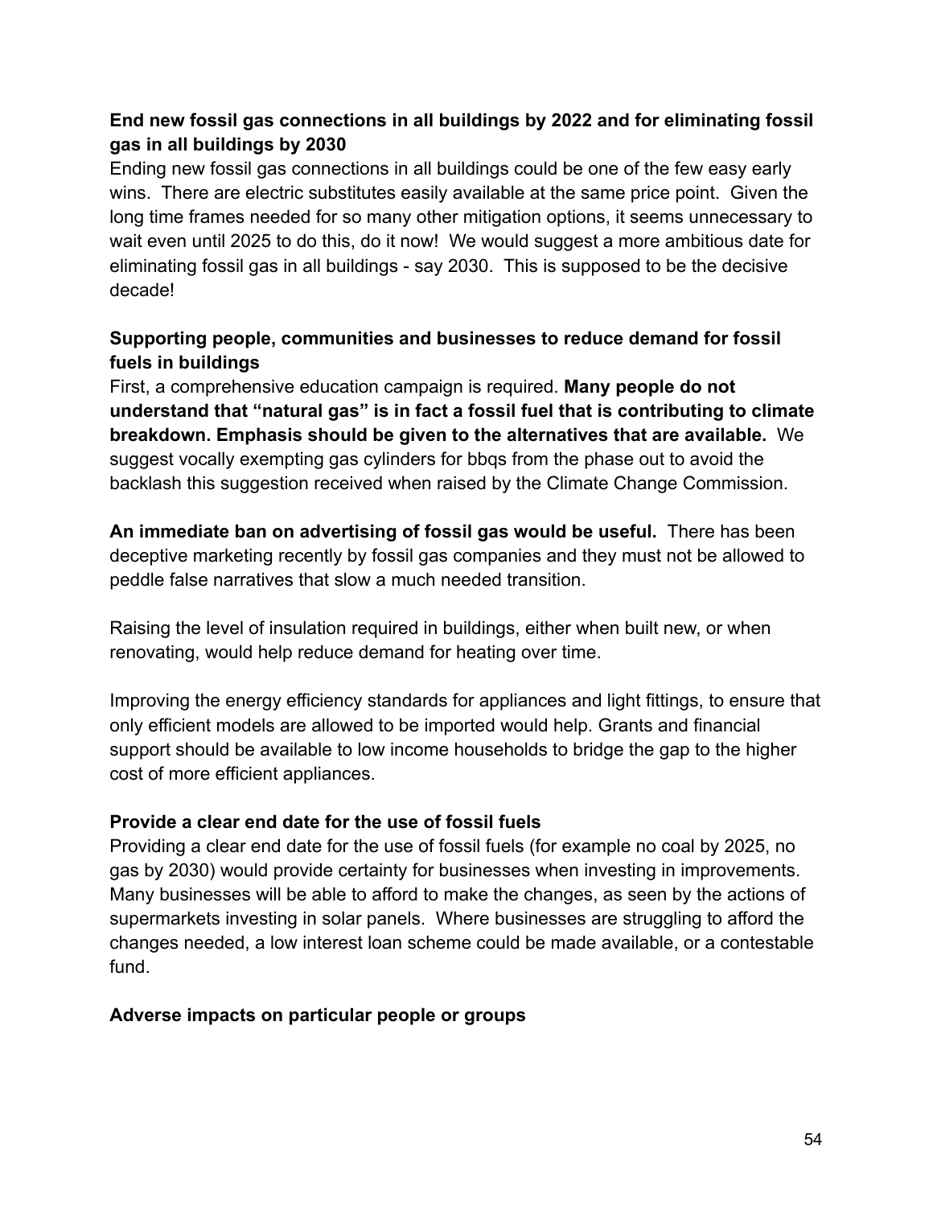**End new fossil gas connections in all buildings by 2022 and for eliminating fossil gas in all buildings by 2030**

Ending new fossil gas connections in all buildings could be one of the few easy early wins. There are electric substitutes easily available at the same price point. Given the long time frames needed for so many other mitigation options, it seems unnecessary to wait even until 2025 to do this, do it now! We would suggest a more ambitious date for eliminating fossil gas in all buildings - say 2030. This is supposed to be the decisive decade!

**Supporting people, communities and businesses to reduce demand for fossil fuels in buildings**

First, a comprehensive education campaign is required. **Many people do not understand that "natural gas" is in fact a fossil fuel that is contributing to climate breakdown. Emphasis should be given to the alternatives that are available.** We suggest vocally exempting gas cylinders for bbqs from the phase out to avoid the backlash this suggestion received when raised by the Climate Change Commission.

**An immediate ban on advertising of fossil gas would be useful.** There has been deceptive marketing recently by fossil gas companies and they must not be allowed to peddle false narratives that slow a much needed transition.

Raising the level of insulation required in buildings, either when built new, or when renovating, would help reduce demand for heating over time.

Improving the energy efficiency standards for appliances and light fittings, to ensure that only efficient models are allowed to be imported would help. Grants and financial support should be available to low income households to bridge the gap to the higher cost of more efficient appliances.

**Provide a clear end date for the use of fossil fuels**

Providing a clear end date for the use of fossil fuels (for example no coal by 2025, no gas by 2030) would provide certainty for businesses when investing in improvements. Many businesses will be able to afford to make the changes, as seen by the actions of supermarkets investing in solar panels. Where businesses are struggling to afford the changes needed, a low interest loan scheme could be made available, or a contestable fund.

**Adverse impacts on particular people or groups**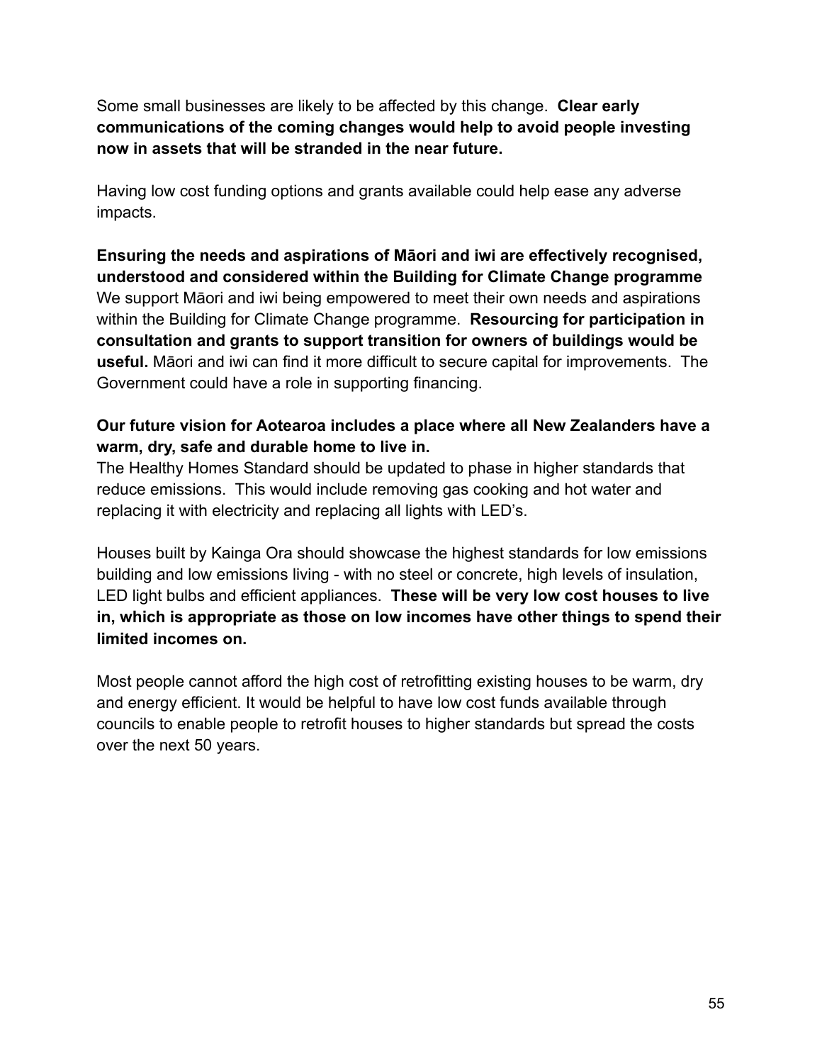Some small businesses are likely to be affected by this change. **Clear early communications of the coming changes would help to avoid people investing now in assets that will be stranded in the near future.**

Having low cost funding options and grants available could help ease any adverse impacts.

**Ensuring the needs and aspirations of Māori and iwi are effectively recognised, understood and considered within the Building for Climate Change programme**
We support Māori and iwi being empowered to meet their own needs and aspirations within the Building for Climate Change programme. **Resourcing for participation in consultation and grants to support transition for owners of buildings would be useful.** Māori and iwi can find it more difficult to secure capital for improvements. The Government could have a role in supporting financing.

**Our future vision for Aotearoa includes a place where all New Zealanders have a warm, dry, safe and durable home to live in.**
The Healthy Homes Standard should be updated to phase in higher standards that reduce emissions. This would include removing gas cooking and hot water and replacing it with electricity and replacing all lights with LED's.

Houses built by Kainga Ora should showcase the highest standards for low emissions building and low emissions living - with no steel or concrete, high levels of insulation, LED light bulbs and efficient appliances. **These will be very low cost houses to live in, which is appropriate as those on low incomes have other things to spend their limited incomes on.**

Most people cannot afford the high cost of retrofitting existing houses to be warm, dry and energy efficient. It would be helpful to have low cost funds available through councils to enable people to retrofit houses to higher standards but spread the costs over the next 50 years.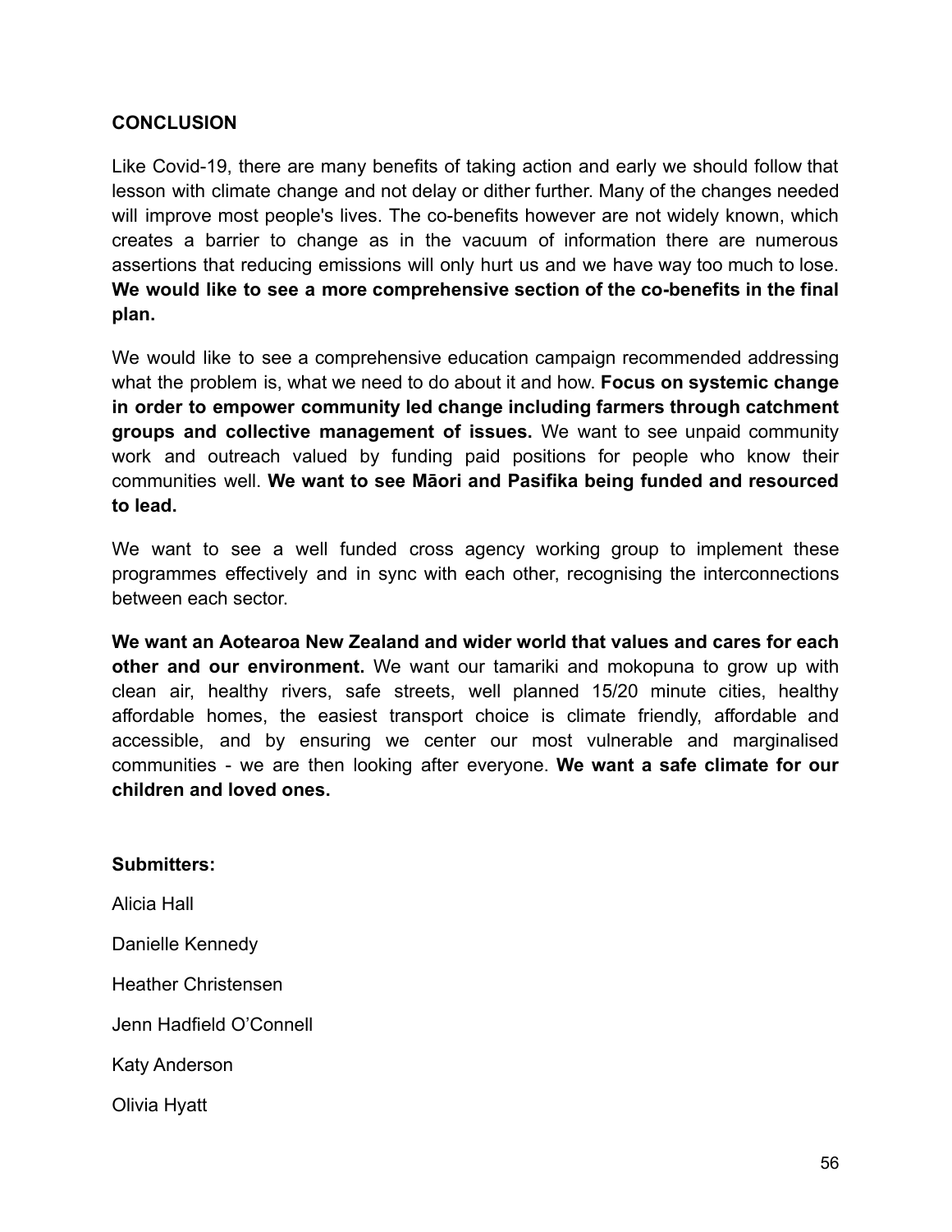## CONCLUSION

Like Covid-19, there are many benefits of taking action and early we should follow that lesson with climate change and not delay or dither further. Many of the changes needed will improve most people's lives. The co-benefits however are not widely known, which creates a barrier to change as in the vacuum of information there are numerous assertions that reducing emissions will only hurt us and we have way too much to lose. **We would like to see a more comprehensive section of the co-benefits in the final plan.**

We would like to see a comprehensive education campaign recommended addressing what the problem is, what we need to do about it and how. **Focus on systemic change in order to empower community led change including farmers through catchment groups and collective management of issues.** We want to see unpaid community work and outreach valued by funding paid positions for people who know their communities well. **We want to see Māori and Pasifika being funded and resourced to lead.**

We want to see a well funded cross agency working group to implement these programmes effectively and in sync with each other, recognising the interconnections between each sector.

**We want an Aotearoa New Zealand and wider world that values and cares for each other and our environment.** We want our tamariki and mokopuna to grow up with clean air, healthy rivers, safe streets, well planned 15/20 minute cities, healthy affordable homes, the easiest transport choice is climate friendly, affordable and accessible, and by ensuring we center our most vulnerable and marginalised communities - we are then looking after everyone. **We want a safe climate for our children and loved ones.**

**Submitters:**

Alicia Hall

Danielle Kennedy

Heather Christensen

Jenn Hadfield O'Connell

Katy Anderson

Olivia Hyatt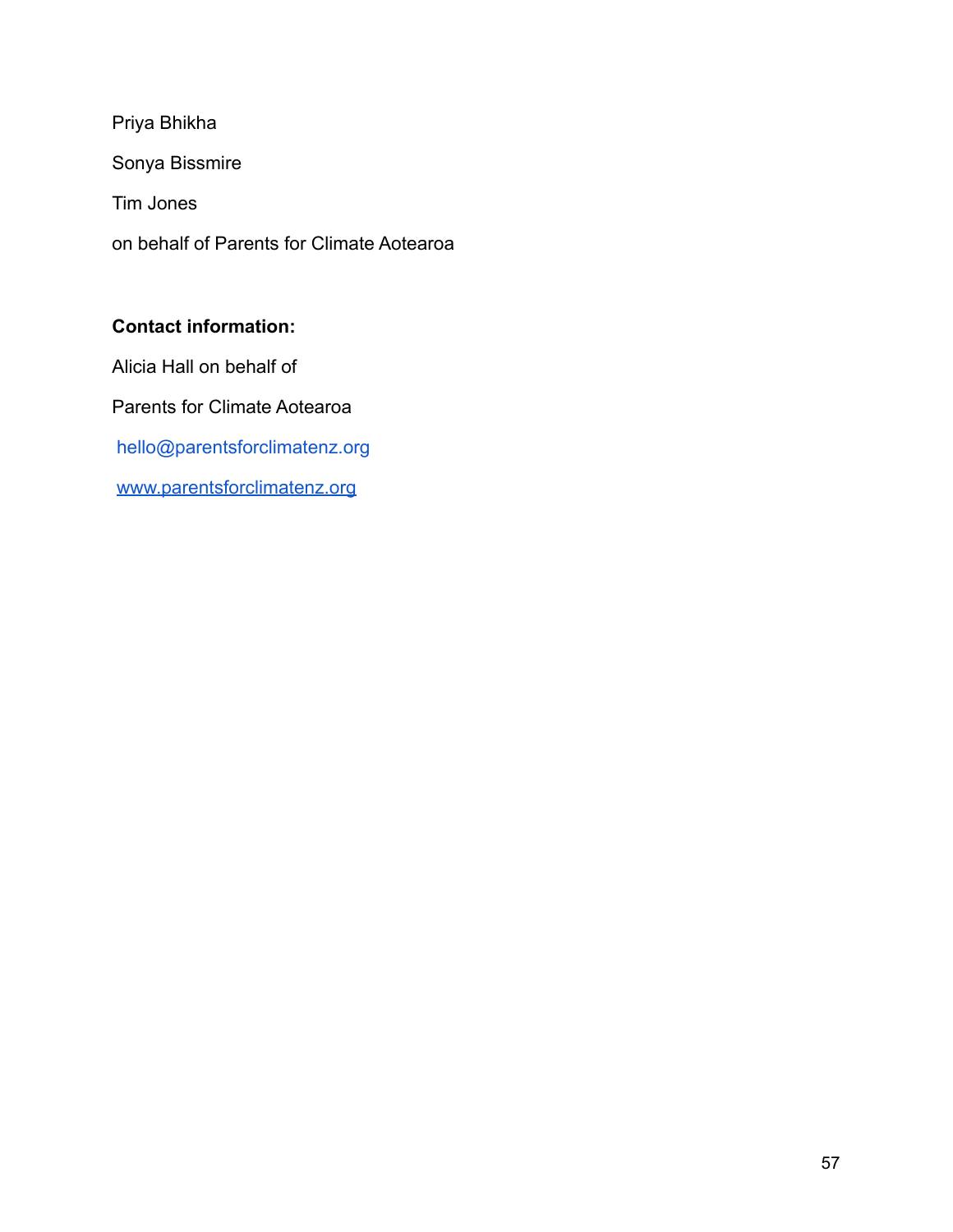Priya Bhikha

Sonya Bissmire

Tim Jones

on behalf of Parents for Climate Aotearoa

**Contact information:**

Alicia Hall on behalf of

Parents for Climate Aotearoa

hello@parentsforclimatenz.org

www.parentsforclimatenz.org